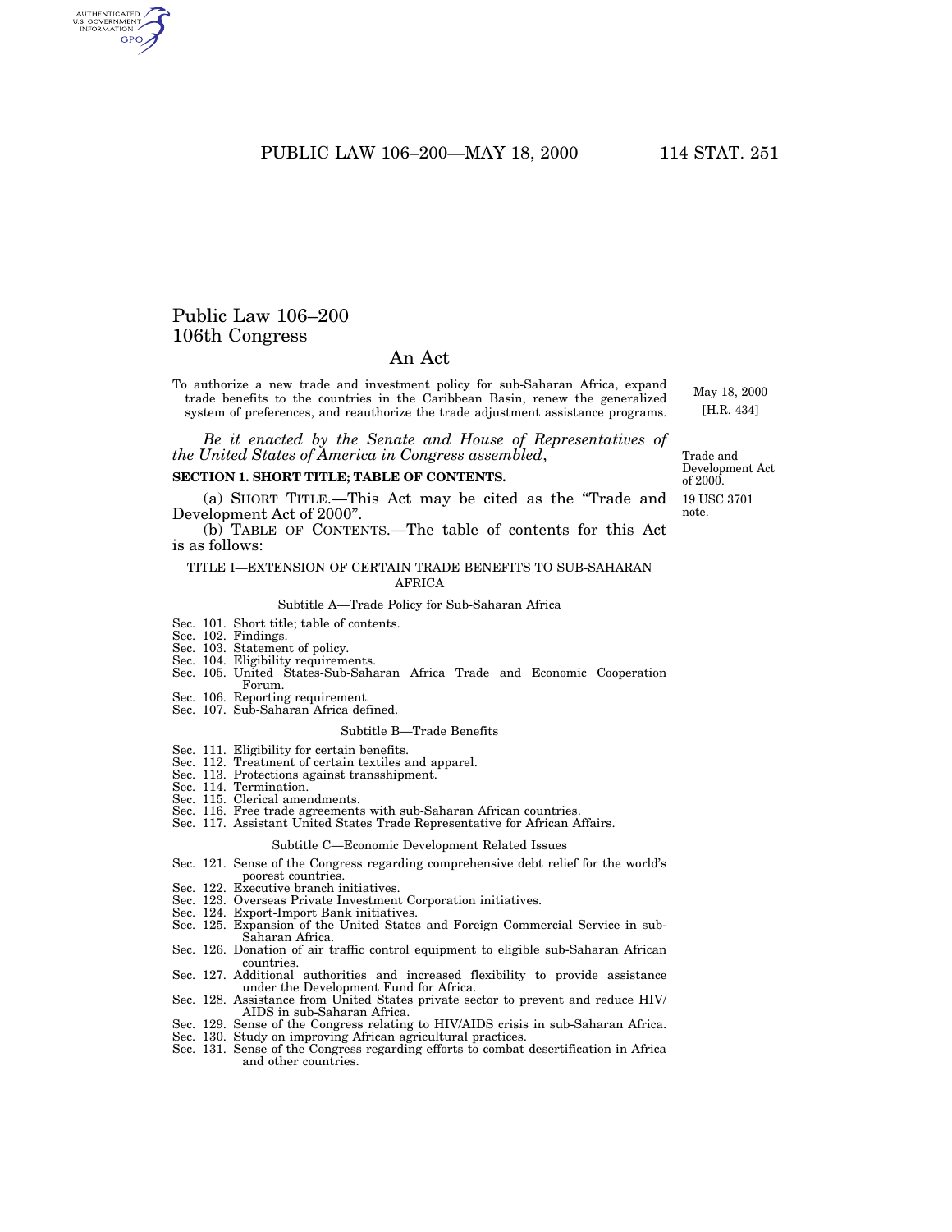# Public Law 106–200
# 106th Congress

## An Act

To authorize a new trade and investment policy for sub-Saharan Africa, expand trade benefits to the countries in the Caribbean Basin, renew the generalized system of preferences, and reauthorize the trade adjustment assistance programs.

May 18, 2000
[H.R. 434]

*Be it enacted by the Senate and House of Representatives of the United States of America in Congress assembled*,

Trade and Development Act of 2000.

19 USC 3701 note.

**SECTION 1. SHORT TITLE; TABLE OF CONTENTS.**

(a) SHORT TITLE.—This Act may be cited as the "Trade and Development Act of 2000".

(b) TABLE OF CONTENTS.—The table of contents for this Act is as follows:

TITLE I—EXTENSION OF CERTAIN TRADE BENEFITS TO SUB-SAHARAN AFRICA

Subtitle A—Trade Policy for Sub-Saharan Africa

Sec. 101. Short title; table of contents.
Sec. 102. Findings.
Sec. 103. Statement of policy.
Sec. 104. Eligibility requirements.
Sec. 105. United States-Sub-Saharan Africa Trade and Economic Cooperation Forum.
Sec. 106. Reporting requirement.
Sec. 107. Sub-Saharan Africa defined.

Subtitle B—Trade Benefits

Sec. 111. Eligibility for certain benefits.
Sec. 112. Treatment of certain textiles and apparel.
Sec. 113. Protections against transshipment.
Sec. 114. Termination.
Sec. 115. Clerical amendments.
Sec. 116. Free trade agreements with sub-Saharan African countries.
Sec. 117. Assistant United States Trade Representative for African Affairs.

Subtitle C—Economic Development Related Issues

Sec. 121. Sense of the Congress regarding comprehensive debt relief for the world's poorest countries.
Sec. 122. Executive branch initiatives.
Sec. 123. Overseas Private Investment Corporation initiatives.
Sec. 124. Export-Import Bank initiatives.
Sec. 125. Expansion of the United States and Foreign Commercial Service in sub-Saharan Africa.
Sec. 126. Donation of air traffic control equipment to eligible sub-Saharan African countries.
Sec. 127. Additional authorities and increased flexibility to provide assistance under the Development Fund for Africa.
Sec. 128. Assistance from United States private sector to prevent and reduce HIV/AIDS in sub-Saharan Africa.
Sec. 129. Sense of the Congress relating to HIV/AIDS crisis in sub-Saharan Africa.
Sec. 130. Study on improving African agricultural practices.
Sec. 131. Sense of the Congress regarding efforts to combat desertification in Africa and other countries.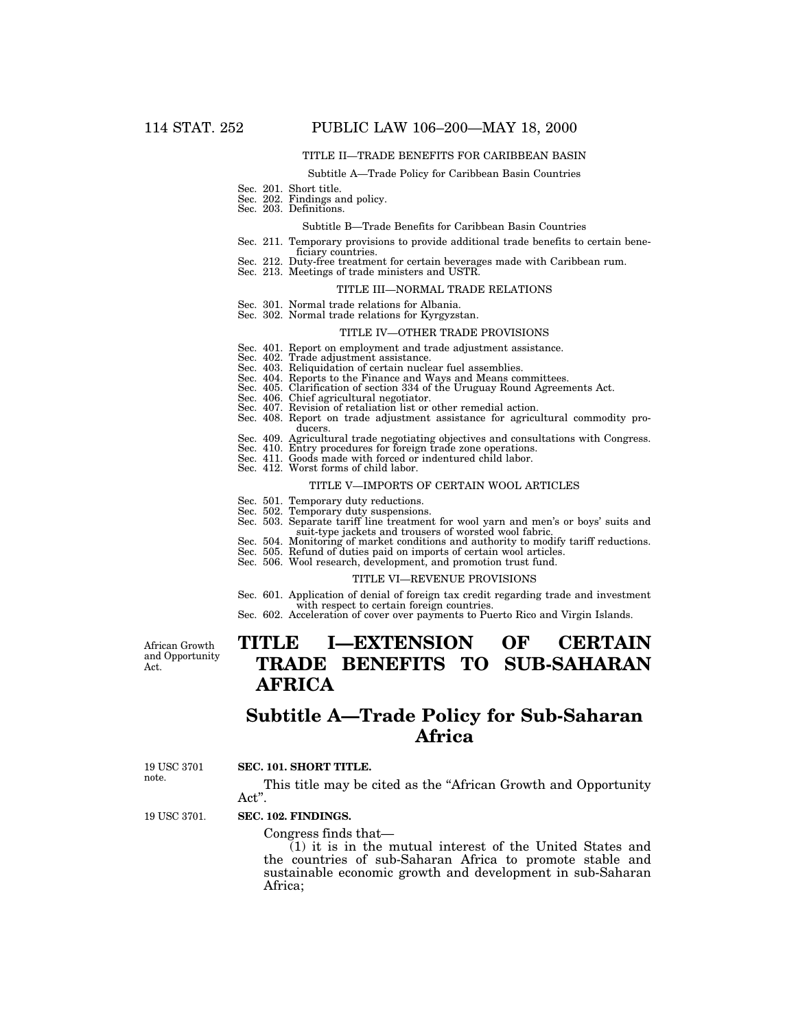TITLE II—TRADE BENEFITS FOR CARIBBEAN BASIN

Subtitle A—Trade Policy for Caribbean Basin Countries

Sec. 201. Short title.
Sec. 202. Findings and policy.
Sec. 203. Definitions.

Subtitle B—Trade Benefits for Caribbean Basin Countries

Sec. 211. Temporary provisions to provide additional trade benefits to certain beneficiary countries.
Sec. 212. Duty-free treatment for certain beverages made with Caribbean rum.
Sec. 213. Meetings of trade ministers and USTR.

TITLE III—NORMAL TRADE RELATIONS

Sec. 301. Normal trade relations for Albania.
Sec. 302. Normal trade relations for Kyrgyzstan.

TITLE IV—OTHER TRADE PROVISIONS

Sec. 401. Report on employment and trade adjustment assistance.
Sec. 402. Trade adjustment assistance.
Sec. 403. Reliquidation of certain nuclear fuel assemblies.
Sec. 404. Reports to the Finance and Ways and Means committees.
Sec. 405. Clarification of section 334 of the Uruguay Round Agreements Act.
Sec. 406. Chief agricultural negotiator.
Sec. 407. Revision of retaliation list or other remedial action.
Sec. 408. Report on trade adjustment assistance for agricultural commodity producers.
Sec. 409. Agricultural trade negotiating objectives and consultations with Congress.
Sec. 410. Entry procedures for foreign trade zone operations.
Sec. 411. Goods made with forced or indentured child labor.
Sec. 412. Worst forms of child labor.

TITLE V—IMPORTS OF CERTAIN WOOL ARTICLES

Sec. 501. Temporary duty reductions.
Sec. 502. Temporary duty suspensions.
Sec. 503. Separate tariff line treatment for wool yarn and men's or boys' suits and suit-type jackets and trousers of worsted wool fabric.
Sec. 504. Monitoring of market conditions and authority to modify tariff reductions.
Sec. 505. Refund of duties paid on imports of certain wool articles.
Sec. 506. Wool research, development, and promotion trust fund.

TITLE VI—REVENUE PROVISIONS

Sec. 601. Application of denial of foreign tax credit regarding trade and investment with respect to certain foreign countries.
Sec. 602. Acceleration of cover over payments to Puerto Rico and Virgin Islands.

African Growth and Opportunity Act.

# TITLE I—EXTENSION OF CERTAIN TRADE BENEFITS TO SUB-SAHARAN AFRICA

## Subtitle A—Trade Policy for Sub-Saharan Africa

19 USC 3701 note.

**SEC. 101. SHORT TITLE.**

This title may be cited as the "African Growth and Opportunity Act".

19 USC 3701.

**SEC. 102. FINDINGS.**

Congress finds that—

(1) it is in the mutual interest of the United States and the countries of sub-Saharan Africa to promote stable and sustainable economic growth and development in sub-Saharan Africa;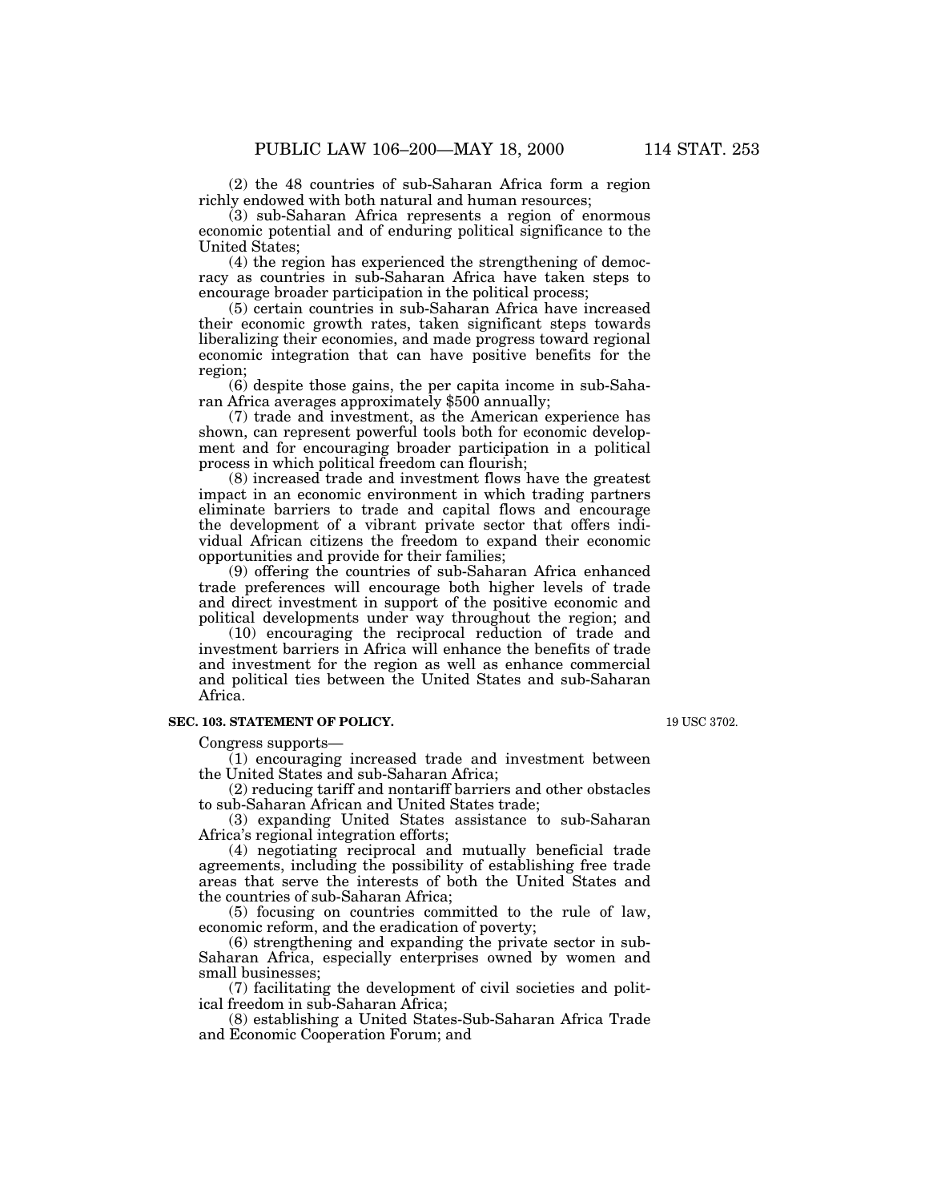(2) the 48 countries of sub-Saharan Africa form a region richly endowed with both natural and human resources;

(3) sub-Saharan Africa represents a region of enormous economic potential and of enduring political significance to the United States;

(4) the region has experienced the strengthening of democracy as countries in sub-Saharan Africa have taken steps to encourage broader participation in the political process;

(5) certain countries in sub-Saharan Africa have increased their economic growth rates, taken significant steps towards liberalizing their economies, and made progress toward regional economic integration that can have positive benefits for the region;

(6) despite those gains, the per capita income in sub-Saharan Africa averages approximately $500 annually;

(7) trade and investment, as the American experience has shown, can represent powerful tools both for economic development and for encouraging broader participation in a political process in which political freedom can flourish;

(8) increased trade and investment flows have the greatest impact in an economic environment in which trading partners eliminate barriers to trade and capital flows and encourage the development of a vibrant private sector that offers individual African citizens the freedom to expand their economic opportunities and provide for their families;

(9) offering the countries of sub-Saharan Africa enhanced trade preferences will encourage both higher levels of trade and direct investment in support of the positive economic and political developments under way throughout the region; and

(10) encouraging the reciprocal reduction of trade and investment barriers in Africa will enhance the benefits of trade and investment for the region as well as enhance commercial and political ties between the United States and sub-Saharan Africa.

**SEC. 103. STATEMENT OF POLICY.**

19 USC 3702.

Congress supports—

(1) encouraging increased trade and investment between the United States and sub-Saharan Africa;

(2) reducing tariff and nontariff barriers and other obstacles to sub-Saharan African and United States trade;

(3) expanding United States assistance to sub-Saharan Africa's regional integration efforts;

(4) negotiating reciprocal and mutually beneficial trade agreements, including the possibility of establishing free trade areas that serve the interests of both the United States and the countries of sub-Saharan Africa;

(5) focusing on countries committed to the rule of law, economic reform, and the eradication of poverty;

(6) strengthening and expanding the private sector in sub-Saharan Africa, especially enterprises owned by women and small businesses;

(7) facilitating the development of civil societies and political freedom in sub-Saharan Africa;

(8) establishing a United States-Sub-Saharan Africa Trade and Economic Cooperation Forum; and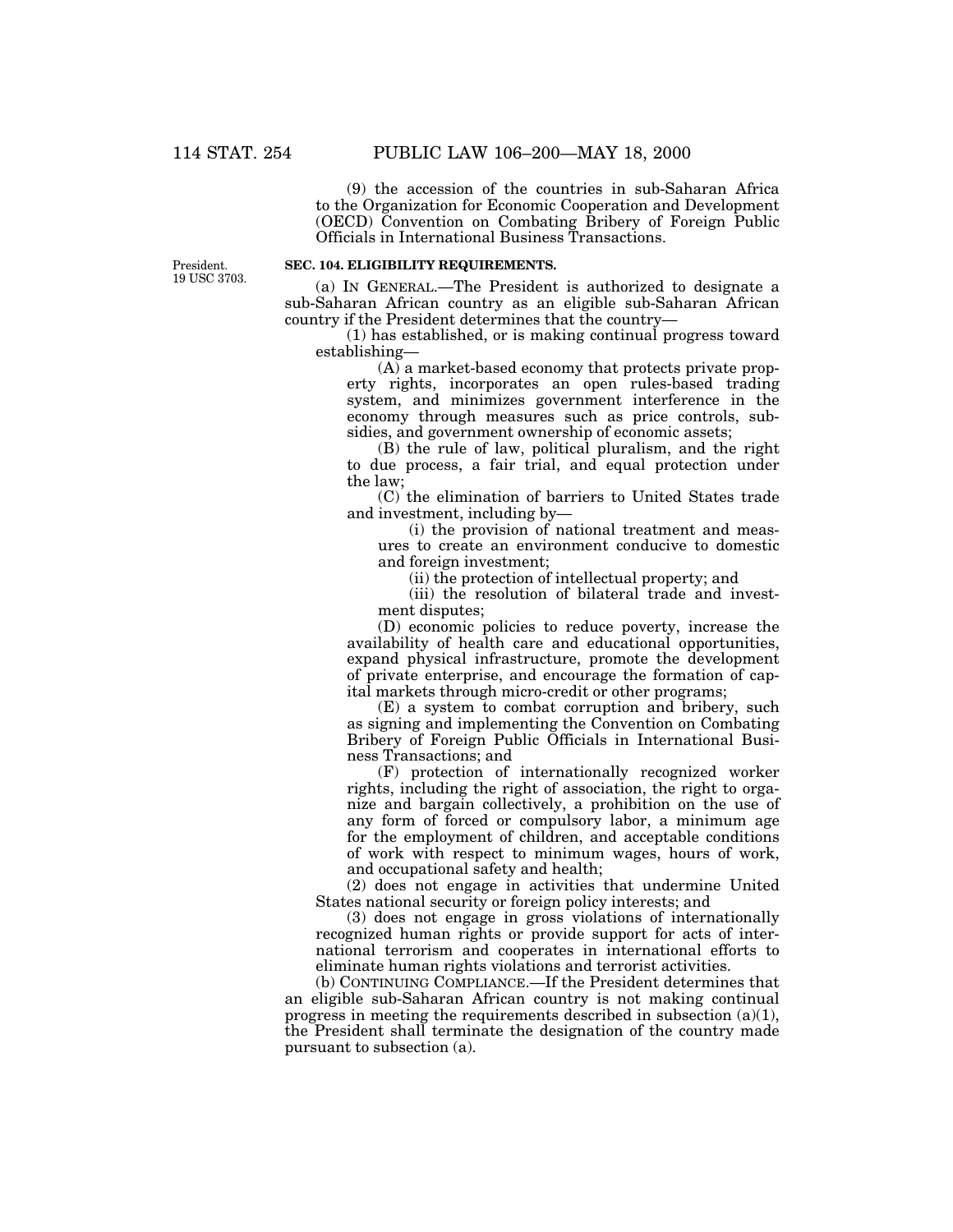(9) the accession of the countries in sub-Saharan Africa to the Organization for Economic Cooperation and Development (OECD) Convention on Combating Bribery of Foreign Public Officials in International Business Transactions.

President.
19 USC 3703.

**SEC. 104. ELIGIBILITY REQUIREMENTS.**

(a) IN GENERAL.—The President is authorized to designate a sub-Saharan African country as an eligible sub-Saharan African country if the President determines that the country—

(1) has established, or is making continual progress toward establishing—

(A) a market-based economy that protects private property rights, incorporates an open rules-based trading system, and minimizes government interference in the economy through measures such as price controls, subsidies, and government ownership of economic assets;

(B) the rule of law, political pluralism, and the right to due process, a fair trial, and equal protection under the law;

(C) the elimination of barriers to United States trade and investment, including by—

(i) the provision of national treatment and measures to create an environment conducive to domestic and foreign investment;

(ii) the protection of intellectual property; and

(iii) the resolution of bilateral trade and investment disputes;

(D) economic policies to reduce poverty, increase the availability of health care and educational opportunities, expand physical infrastructure, promote the development of private enterprise, and encourage the formation of capital markets through micro-credit or other programs;

(E) a system to combat corruption and bribery, such as signing and implementing the Convention on Combating Bribery of Foreign Public Officials in International Business Transactions; and

(F) protection of internationally recognized worker rights, including the right of association, the right to organize and bargain collectively, a prohibition on the use of any form of forced or compulsory labor, a minimum age for the employment of children, and acceptable conditions of work with respect to minimum wages, hours of work, and occupational safety and health;

(2) does not engage in activities that undermine United States national security or foreign policy interests; and

(3) does not engage in gross violations of internationally recognized human rights or provide support for acts of international terrorism and cooperates in international efforts to eliminate human rights violations and terrorist activities.

(b) CONTINUING COMPLIANCE.—If the President determines that an eligible sub-Saharan African country is not making continual progress in meeting the requirements described in subsection (a)(1), the President shall terminate the designation of the country made pursuant to subsection (a).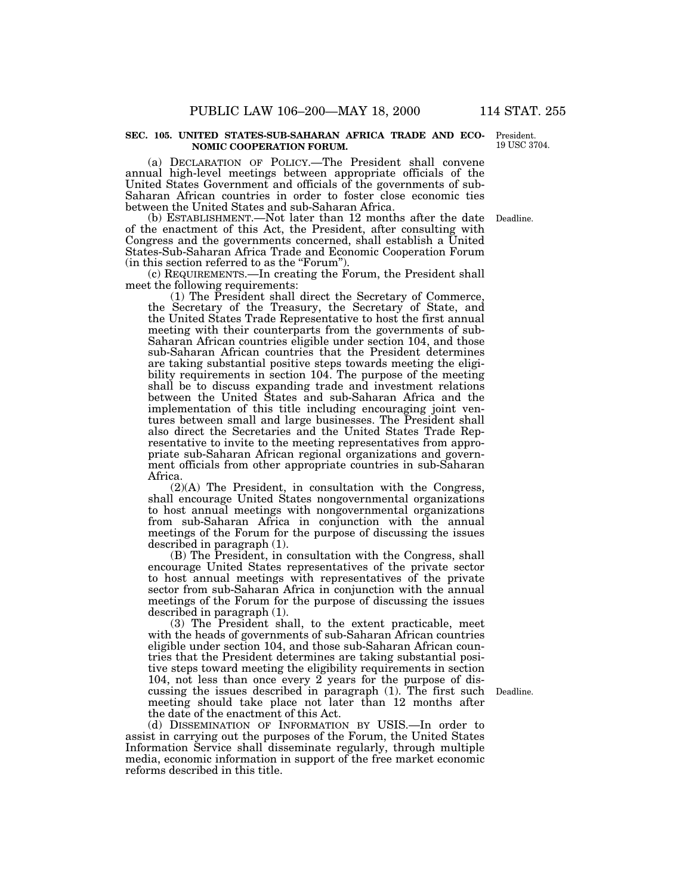## SEC. 105. UNITED STATES-SUB-SAHARAN AFRICA TRADE AND ECONOMIC COOPERATION FORUM.

President.
19 USC 3704.

(a) DECLARATION OF POLICY.—The President shall convene annual high-level meetings between appropriate officials of the United States Government and officials of the governments of sub-Saharan African countries in order to foster close economic ties between the United States and sub-Saharan Africa.

(b) ESTABLISHMENT.—Not later than 12 months after the date of the enactment of this Act, the President, after consulting with Congress and the governments concerned, shall establish a United States-Sub-Saharan Africa Trade and Economic Cooperation Forum (in this section referred to as the "Forum").

Deadline.

(c) REQUIREMENTS.—In creating the Forum, the President shall meet the following requirements:

(1) The President shall direct the Secretary of Commerce, the Secretary of the Treasury, the Secretary of State, and the United States Trade Representative to host the first annual meeting with their counterparts from the governments of sub-Saharan African countries eligible under section 104, and those sub-Saharan African countries that the President determines are taking substantial positive steps towards meeting the eligibility requirements in section 104. The purpose of the meeting shall be to discuss expanding trade and investment relations between the United States and sub-Saharan Africa and the implementation of this title including encouraging joint ventures between small and large businesses. The President shall also direct the Secretaries and the United States Trade Representative to invite to the meeting representatives from appropriate sub-Saharan African regional organizations and government officials from other appropriate countries in sub-Saharan Africa.

(2)(A) The President, in consultation with the Congress, shall encourage United States nongovernmental organizations to host annual meetings with nongovernmental organizations from sub-Saharan Africa in conjunction with the annual meetings of the Forum for the purpose of discussing the issues described in paragraph (1).

(B) The President, in consultation with the Congress, shall encourage United States representatives of the private sector to host annual meetings with representatives of the private sector from sub-Saharan Africa in conjunction with the annual meetings of the Forum for the purpose of discussing the issues described in paragraph (1).

(3) The President shall, to the extent practicable, meet with the heads of governments of sub-Saharan African countries eligible under section 104, and those sub-Saharan African countries that the President determines are taking substantial positive steps toward meeting the eligibility requirements in section 104, not less than once every 2 years for the purpose of discussing the issues described in paragraph (1). The first such meeting should take place not later than 12 months after the date of the enactment of this Act.

Deadline.

(d) DISSEMINATION OF INFORMATION BY USIS.—In order to assist in carrying out the purposes of the Forum, the United States Information Service shall disseminate regularly, through multiple media, economic information in support of the free market economic reforms described in this title.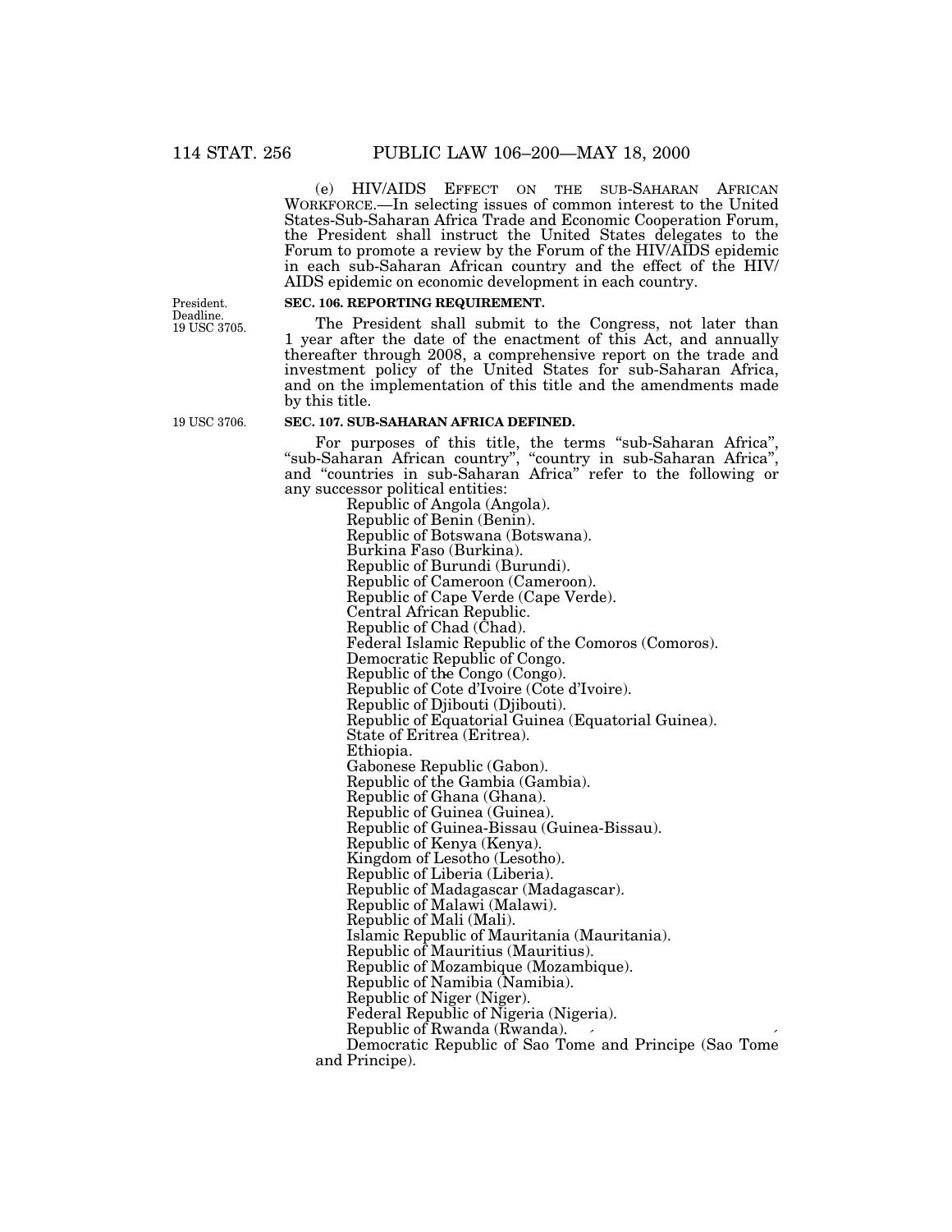(e) HIV/AIDS EFFECT ON THE SUB-SAHARAN AFRICAN WORKFORCE.—In selecting issues of common interest to the United States-Sub-Saharan Africa Trade and Economic Cooperation Forum, the President shall instruct the United States delegates to the Forum to promote a review by the Forum of the HIV/AIDS epidemic in each sub-Saharan African country and the effect of the HIV/AIDS epidemic on economic development in each country.

President. Deadline. 19 USC 3705.

**SEC. 106. REPORTING REQUIREMENT.**

The President shall submit to the Congress, not later than 1 year after the date of the enactment of this Act, and annually thereafter through 2008, a comprehensive report on the trade and investment policy of the United States for sub-Saharan Africa, and on the implementation of this title and the amendments made by this title.

19 USC 3706.

**SEC. 107. SUB-SAHARAN AFRICA DEFINED.**

For purposes of this title, the terms "sub-Saharan Africa", "sub-Saharan African country", "country in sub-Saharan Africa", and "countries in sub-Saharan Africa" refer to the following or any successor political entities:

Republic of Angola (Angola).
Republic of Benin (Benin).
Republic of Botswana (Botswana).
Burkina Faso (Burkina).
Republic of Burundi (Burundi).
Republic of Cameroon (Cameroon).
Republic of Cape Verde (Cape Verde).
Central African Republic.
Republic of Chad (Chad).
Federal Islamic Republic of the Comoros (Comoros).
Democratic Republic of Congo.
Republic of the Congo (Congo).
Republic of Cote d'Ivoire (Cote d'Ivoire).
Republic of Djibouti (Djibouti).
Republic of Equatorial Guinea (Equatorial Guinea).
State of Eritrea (Eritrea).
Ethiopia.
Gabonese Republic (Gabon).
Republic of the Gambia (Gambia).
Republic of Ghana (Ghana).
Republic of Guinea (Guinea).
Republic of Guinea-Bissau (Guinea-Bissau).
Republic of Kenya (Kenya).
Kingdom of Lesotho (Lesotho).
Republic of Liberia (Liberia).
Republic of Madagascar (Madagascar).
Republic of Malawi (Malawi).
Republic of Mali (Mali).
Islamic Republic of Mauritania (Mauritania).
Republic of Mauritius (Mauritius).
Republic of Mozambique (Mozambique).
Republic of Namibia (Namibia).
Republic of Niger (Niger).
Federal Republic of Nigeria (Nigeria).
Republic of Rwanda (Rwanda).
Democratic Republic of Sao Tome and Principe (Sao Tome and Principe).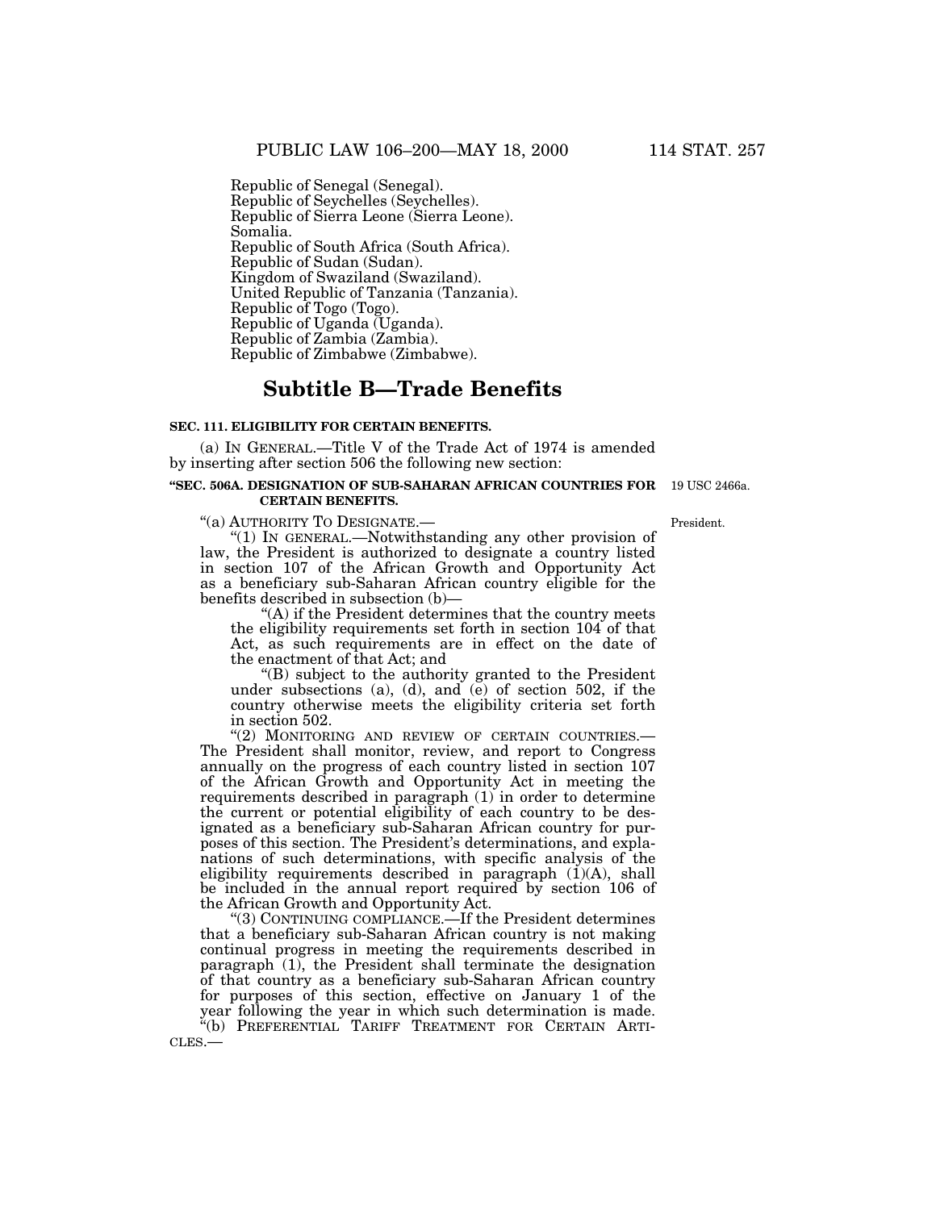Republic of Senegal (Senegal).
Republic of Seychelles (Seychelles).
Republic of Sierra Leone (Sierra Leone).
Somalia.
Republic of South Africa (South Africa).
Republic of Sudan (Sudan).
Kingdom of Swaziland (Swaziland).
United Republic of Tanzania (Tanzania).
Republic of Togo (Togo).
Republic of Uganda (Uganda).
Republic of Zambia (Zambia).
Republic of Zimbabwe (Zimbabwe).

## Subtitle B—Trade Benefits

**SEC. 111. ELIGIBILITY FOR CERTAIN BENEFITS.**

(a) IN GENERAL.—Title V of the Trade Act of 1974 is amended by inserting after section 506 the following new section:

**"SEC. 506A. DESIGNATION OF SUB-SAHARAN AFRICAN COUNTRIES FOR CERTAIN BENEFITS.**

19 USC 2466a.

"(a) AUTHORITY TO DESIGNATE.—

President.

"(1) IN GENERAL.—Notwithstanding any other provision of law, the President is authorized to designate a country listed in section 107 of the African Growth and Opportunity Act as a beneficiary sub-Saharan African country eligible for the benefits described in subsection (b)—

"(A) if the President determines that the country meets the eligibility requirements set forth in section 104 of that Act, as such requirements are in effect on the date of the enactment of that Act; and

"(B) subject to the authority granted to the President under subsections (a), (d), and (e) of section 502, if the country otherwise meets the eligibility criteria set forth in section 502.

"(2) MONITORING AND REVIEW OF CERTAIN COUNTRIES.—The President shall monitor, review, and report to Congress annually on the progress of each country listed in section 107 of the African Growth and Opportunity Act in meeting the requirements described in paragraph (1) in order to determine the current or potential eligibility of each country to be designated as a beneficiary sub-Saharan African country for purposes of this section. The President's determinations, and explanations of such determinations, with specific analysis of the eligibility requirements described in paragraph (1)(A), shall be included in the annual report required by section 106 of the African Growth and Opportunity Act.

"(3) CONTINUING COMPLIANCE.—If the President determines that a beneficiary sub-Saharan African country is not making continual progress in meeting the requirements described in paragraph (1), the President shall terminate the designation of that country as a beneficiary sub-Saharan African country for purposes of this section, effective on January 1 of the year following the year in which such determination is made.

"(b) PREFERENTIAL TARIFF TREATMENT FOR CERTAIN ARTICLES.—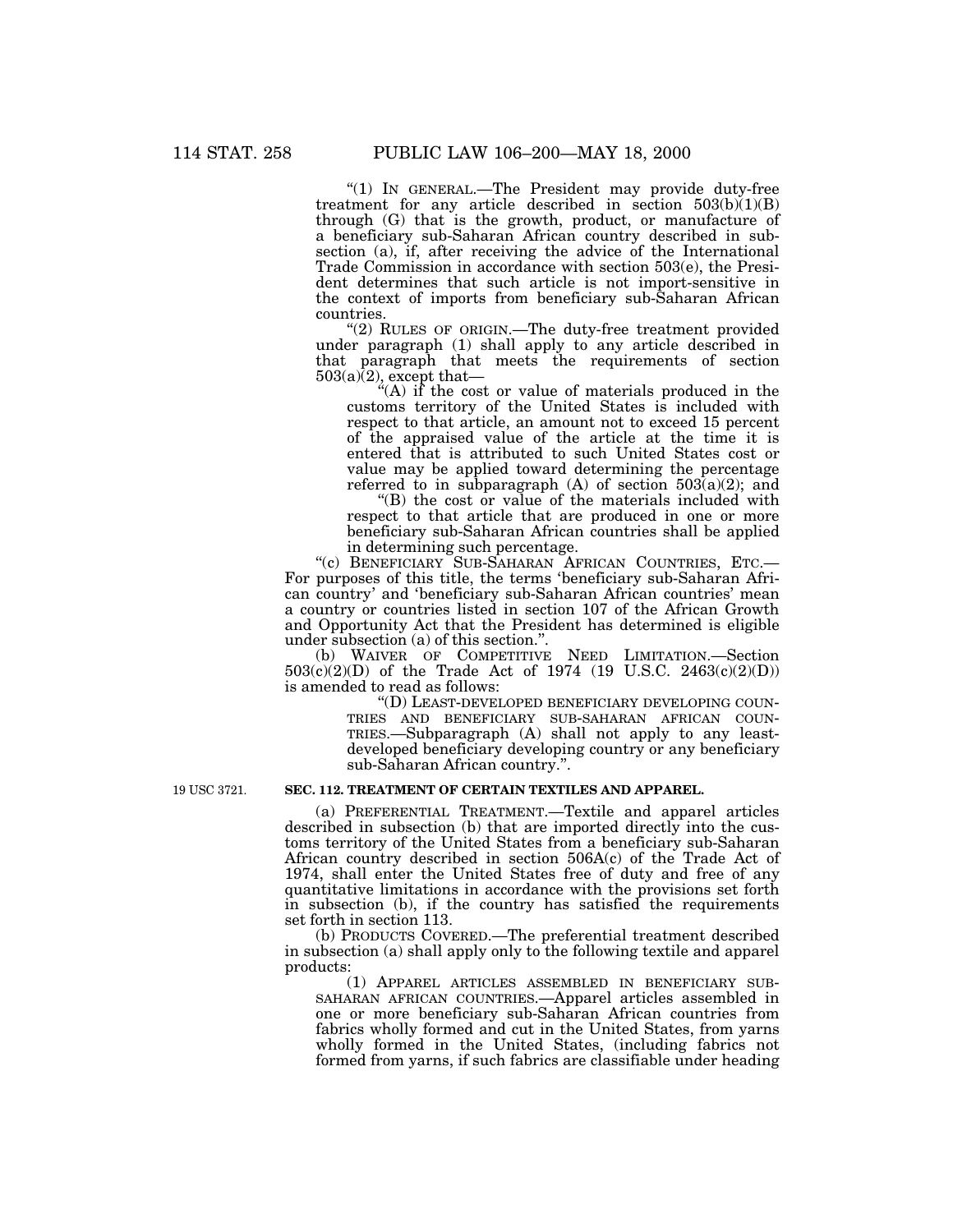"(1) IN GENERAL.—The President may provide duty-free treatment for any article described in section 503(b)(1)(B) through (G) that is the growth, product, or manufacture of a beneficiary sub-Saharan African country described in subsection (a), if, after receiving the advice of the International Trade Commission in accordance with section 503(e), the President determines that such article is not import-sensitive in the context of imports from beneficiary sub-Saharan African countries.

"(2) RULES OF ORIGIN.—The duty-free treatment provided under paragraph (1) shall apply to any article described in that paragraph that meets the requirements of section 503(a)(2), except that—

"(A) if the cost or value of materials produced in the customs territory of the United States is included with respect to that article, an amount not to exceed 15 percent of the appraised value of the article at the time it is entered that is attributed to such United States cost or value may be applied toward determining the percentage referred to in subparagraph (A) of section 503(a)(2); and

"(B) the cost or value of the materials included with respect to that article that are produced in one or more beneficiary sub-Saharan African countries shall be applied in determining such percentage.

"(c) BENEFICIARY SUB-SAHARAN AFRICAN COUNTRIES, ETC.—For purposes of this title, the terms 'beneficiary sub-Saharan African country' and 'beneficiary sub-Saharan African countries' mean a country or countries listed in section 107 of the African Growth and Opportunity Act that the President has determined is eligible under subsection (a) of this section.".

(b) WAIVER OF COMPETITIVE NEED LIMITATION.—Section 503(c)(2)(D) of the Trade Act of 1974 (19 U.S.C. 2463(c)(2)(D)) is amended to read as follows:

"(D) LEAST-DEVELOPED BENEFICIARY DEVELOPING COUNTRIES AND BENEFICIARY SUB-SAHARAN AFRICAN COUNTRIES.—Subparagraph (A) shall not apply to any least-developed beneficiary developing country or any beneficiary sub-Saharan African country.".

19 USC 3721.

**SEC. 112. TREATMENT OF CERTAIN TEXTILES AND APPAREL.**

(a) PREFERENTIAL TREATMENT.—Textile and apparel articles described in subsection (b) that are imported directly into the customs territory of the United States from a beneficiary sub-Saharan African country described in section 506A(c) of the Trade Act of 1974, shall enter the United States free of duty and free of any quantitative limitations in accordance with the provisions set forth in subsection (b), if the country has satisfied the requirements set forth in section 113.

(b) PRODUCTS COVERED.—The preferential treatment described in subsection (a) shall apply only to the following textile and apparel products:

(1) APPAREL ARTICLES ASSEMBLED IN BENEFICIARY SUB-SAHARAN AFRICAN COUNTRIES.—Apparel articles assembled in one or more beneficiary sub-Saharan African countries from fabrics wholly formed and cut in the United States, from yarns wholly formed in the United States, (including fabrics not formed from yarns, if such fabrics are classifiable under heading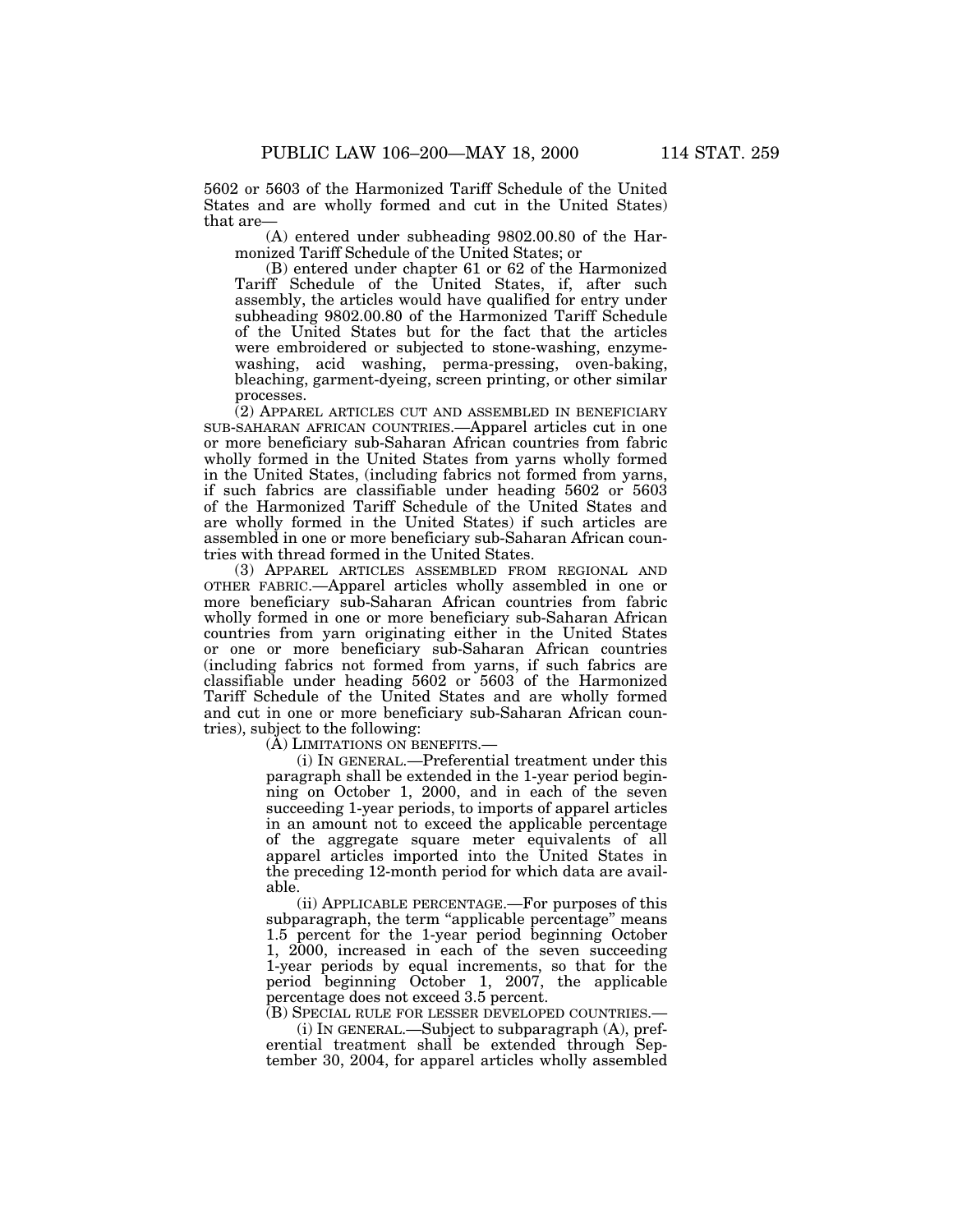5602 or 5603 of the Harmonized Tariff Schedule of the United States and are wholly formed and cut in the United States) that are—

(A) entered under subheading 9802.00.80 of the Harmonized Tariff Schedule of the United States; or

(B) entered under chapter 61 or 62 of the Harmonized Tariff Schedule of the United States, if, after such assembly, the articles would have qualified for entry under subheading 9802.00.80 of the Harmonized Tariff Schedule of the United States but for the fact that the articles were embroidered or subjected to stone-washing, enzyme-washing, acid washing, perma-pressing, oven-baking, bleaching, garment-dyeing, screen printing, or other similar processes.

(2) APPAREL ARTICLES CUT AND ASSEMBLED IN BENEFICIARY SUB-SAHARAN AFRICAN COUNTRIES.—Apparel articles cut in one or more beneficiary sub-Saharan African countries from fabric wholly formed in the United States from yarns wholly formed in the United States, (including fabrics not formed from yarns, if such fabrics are classifiable under heading 5602 or 5603 of the Harmonized Tariff Schedule of the United States and are wholly formed in the United States) if such articles are assembled in one or more beneficiary sub-Saharan African countries with thread formed in the United States.

(3) APPAREL ARTICLES ASSEMBLED FROM REGIONAL AND OTHER FABRIC.—Apparel articles wholly assembled in one or more beneficiary sub-Saharan African countries from fabric wholly formed in one or more beneficiary sub-Saharan African countries from yarn originating either in the United States or one or more beneficiary sub-Saharan African countries (including fabrics not formed from yarns, if such fabrics are classifiable under heading 5602 or 5603 of the Harmonized Tariff Schedule of the United States and are wholly formed and cut in one or more beneficiary sub-Saharan African countries), subject to the following:

(A) LIMITATIONS ON BENEFITS.—

(i) IN GENERAL.—Preferential treatment under this paragraph shall be extended in the 1-year period beginning on October 1, 2000, and in each of the seven succeeding 1-year periods, to imports of apparel articles in an amount not to exceed the applicable percentage of the aggregate square meter equivalents of all apparel articles imported into the United States in the preceding 12-month period for which data are available.

(ii) APPLICABLE PERCENTAGE.—For purposes of this subparagraph, the term "applicable percentage" means 1.5 percent for the 1-year period beginning October 1, 2000, increased in each of the seven succeeding 1-year periods by equal increments, so that for the period beginning October 1, 2007, the applicable percentage does not exceed 3.5 percent.

(B) SPECIAL RULE FOR LESSER DEVELOPED COUNTRIES.—

(i) IN GENERAL.—Subject to subparagraph (A), preferential treatment shall be extended through September 30, 2004, for apparel articles wholly assembled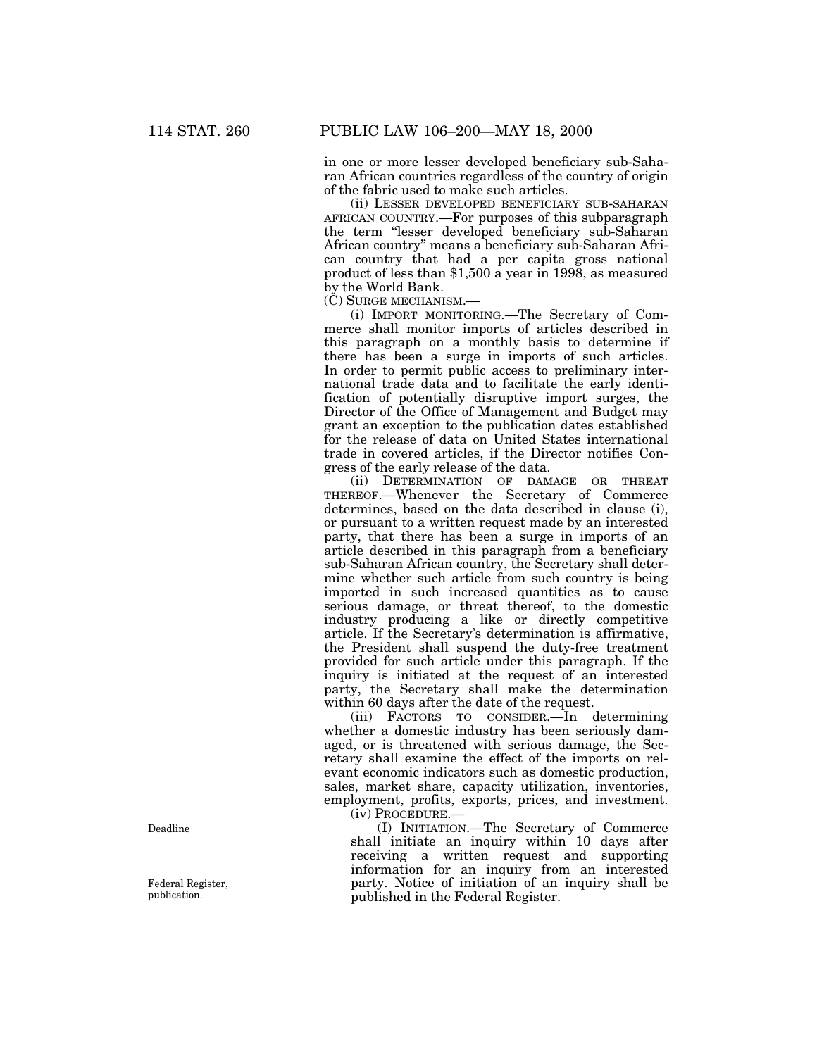in one or more lesser developed beneficiary sub-Saharan African countries regardless of the country of origin of the fabric used to make such articles.

(ii) LESSER DEVELOPED BENEFICIARY SUB-SAHARAN AFRICAN COUNTRY.—For purposes of this subparagraph the term "lesser developed beneficiary sub-Saharan African country" means a beneficiary sub-Saharan African country that had a per capita gross national product of less than $1,500 a year in 1998, as measured by the World Bank.

(C) SURGE MECHANISM.—

(i) IMPORT MONITORING.—The Secretary of Commerce shall monitor imports of articles described in this paragraph on a monthly basis to determine if there has been a surge in imports of such articles. In order to permit public access to preliminary international trade data and to facilitate the early identification of potentially disruptive import surges, the Director of the Office of Management and Budget may grant an exception to the publication dates established for the release of data on United States international trade in covered articles, if the Director notifies Congress of the early release of the data.

(ii) DETERMINATION OF DAMAGE OR THREAT THEREOF.—Whenever the Secretary of Commerce determines, based on the data described in clause (i), or pursuant to a written request made by an interested party, that there has been a surge in imports of an article described in this paragraph from a beneficiary sub-Saharan African country, the Secretary shall determine whether such article from such country is being imported in such increased quantities as to cause serious damage, or threat thereof, to the domestic industry producing a like or directly competitive article. If the Secretary's determination is affirmative, the President shall suspend the duty-free treatment provided for such article under this paragraph. If the inquiry is initiated at the request of an interested party, the Secretary shall make the determination within 60 days after the date of the request.

(iii) FACTORS TO CONSIDER.—In determining whether a domestic industry has been seriously damaged, or is threatened with serious damage, the Secretary shall examine the effect of the imports on relevant economic indicators such as domestic production, sales, market share, capacity utilization, inventories, employment, profits, exports, prices, and investment.

(iv) PROCEDURE.—

Deadline

Federal Register, publication.

(I) INITIATION.—The Secretary of Commerce shall initiate an inquiry within 10 days after receiving a written request and supporting information for an inquiry from an interested party. Notice of initiation of an inquiry shall be published in the Federal Register.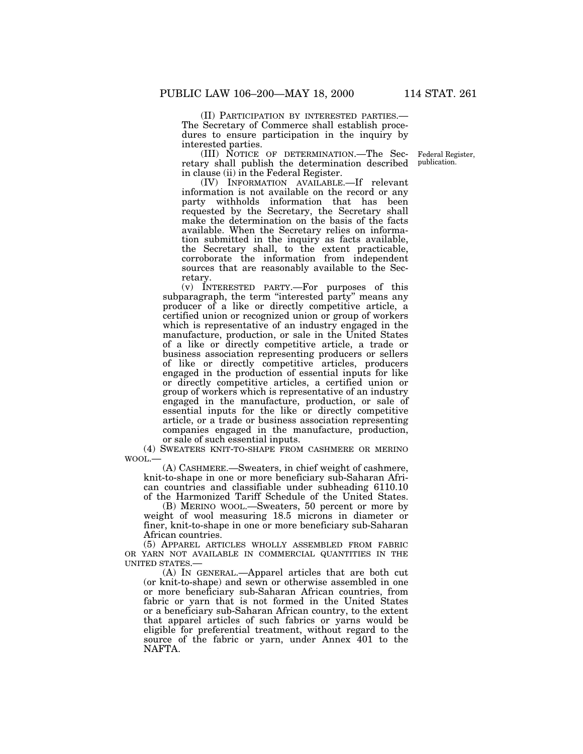(II) PARTICIPATION BY INTERESTED PARTIES.—The Secretary of Commerce shall establish procedures to ensure participation in the inquiry by interested parties.

(III) NOTICE OF DETERMINATION.—The Secretary shall publish the determination described in clause (ii) in the Federal Register.

Federal Register, publication.

(IV) INFORMATION AVAILABLE.—If relevant information is not available on the record or any party withholds information that has been requested by the Secretary, the Secretary shall make the determination on the basis of the facts available. When the Secretary relies on information submitted in the inquiry as facts available, the Secretary shall, to the extent practicable, corroborate the information from independent sources that are reasonably available to the Secretary.

(v) INTERESTED PARTY.—For purposes of this subparagraph, the term "interested party" means any producer of a like or directly competitive article, a certified union or recognized union or group of workers which is representative of an industry engaged in the manufacture, production, or sale in the United States of a like or directly competitive article, a trade or business association representing producers or sellers of like or directly competitive articles, producers engaged in the production of essential inputs for like or directly competitive articles, a certified union or group of workers which is representative of an industry engaged in the manufacture, production, or sale of essential inputs for the like or directly competitive article, or a trade or business association representing companies engaged in the manufacture, production, or sale of such essential inputs.

(4) SWEATERS KNIT-TO-SHAPE FROM CASHMERE OR MERINO WOOL.—

(A) CASHMERE.—Sweaters, in chief weight of cashmere, knit-to-shape in one or more beneficiary sub-Saharan African countries and classifiable under subheading 6110.10 of the Harmonized Tariff Schedule of the United States.

(B) MERINO WOOL.—Sweaters, 50 percent or more by weight of wool measuring 18.5 microns in diameter or finer, knit-to-shape in one or more beneficiary sub-Saharan African countries.

(5) APPAREL ARTICLES WHOLLY ASSEMBLED FROM FABRIC OR YARN NOT AVAILABLE IN COMMERCIAL QUANTITIES IN THE UNITED STATES.—

(A) IN GENERAL.—Apparel articles that are both cut (or knit-to-shape) and sewn or otherwise assembled in one or more beneficiary sub-Saharan African countries, from fabric or yarn that is not formed in the United States or a beneficiary sub-Saharan African country, to the extent that apparel articles of such fabrics or yarns would be eligible for preferential treatment, without regard to the source of the fabric or yarn, under Annex 401 to the NAFTA.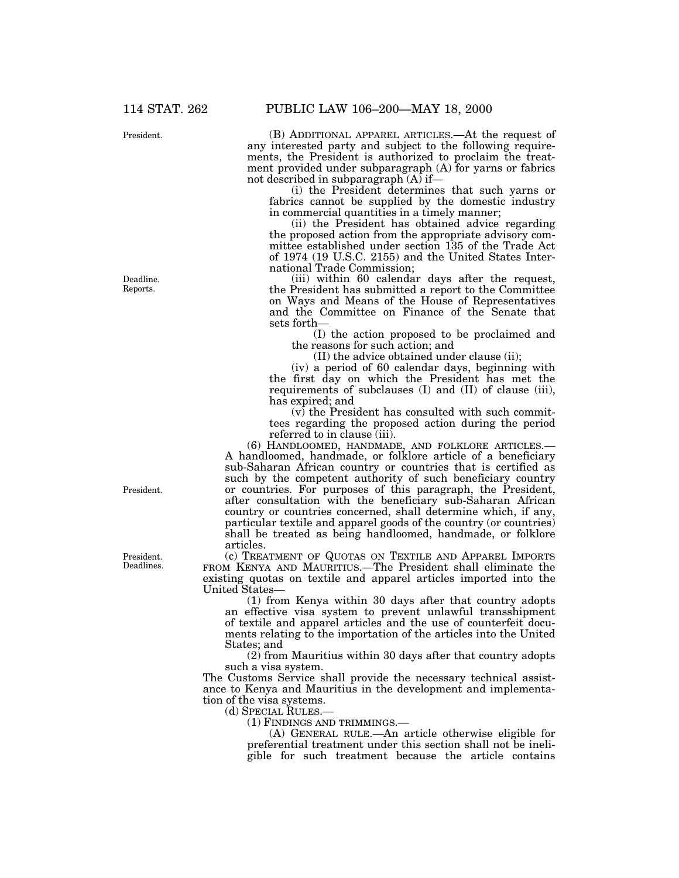(B) ADDITIONAL APPAREL ARTICLES.—At the request of any interested party and subject to the following requirements, the President is authorized to proclaim the treatment provided under subparagraph (A) for yarns or fabrics not described in subparagraph (A) if—

(i) the President determines that such yarns or fabrics cannot be supplied by the domestic industry in commercial quantities in a timely manner;

(ii) the President has obtained advice regarding the proposed action from the appropriate advisory committee established under section 135 of the Trade Act of 1974 (19 U.S.C. 2155) and the United States International Trade Commission;

(iii) within 60 calendar days after the request, the President has submitted a report to the Committee on Ways and Means of the House of Representatives and the Committee on Finance of the Senate that sets forth—

(I) the action proposed to be proclaimed and the reasons for such action; and

(II) the advice obtained under clause (ii);

(iv) a period of 60 calendar days, beginning with the first day on which the President has met the requirements of subclauses (I) and (II) of clause (iii), has expired; and

(v) the President has consulted with such committees regarding the proposed action during the period referred to in clause (iii).

(6) HANDLOOMED, HANDMADE, AND FOLKLORE ARTICLES.—A handloomed, handmade, or folklore article of a beneficiary sub-Saharan African country or countries that is certified as such by the competent authority of such beneficiary country or countries. For purposes of this paragraph, the President, after consultation with the beneficiary sub-Saharan African country or countries concerned, shall determine which, if any, particular textile and apparel goods of the country (or countries) shall be treated as being handloomed, handmade, or folklore articles.

(c) TREATMENT OF QUOTAS ON TEXTILE AND APPAREL IMPORTS FROM KENYA AND MAURITIUS.—The President shall eliminate the existing quotas on textile and apparel articles imported into the United States—

(1) from Kenya within 30 days after that country adopts an effective visa system to prevent unlawful transshipment of textile and apparel articles and the use of counterfeit documents relating to the importation of the articles into the United States; and

(2) from Mauritius within 30 days after that country adopts such a visa system.

The Customs Service shall provide the necessary technical assistance to Kenya and Mauritius in the development and implementation of the visa systems.

(d) SPECIAL RULES.—

(1) FINDINGS AND TRIMMINGS.—

(A) GENERAL RULE.—An article otherwise eligible for preferential treatment under this section shall not be ineligible for such treatment because the article contains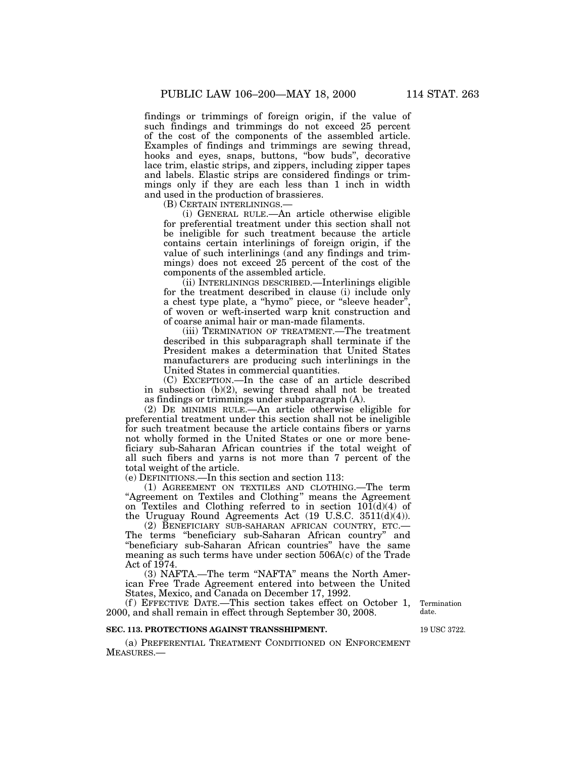findings or trimmings of foreign origin, if the value of such findings and trimmings do not exceed 25 percent of the cost of the components of the assembled article. Examples of findings and trimmings are sewing thread, hooks and eyes, snaps, buttons, "bow buds", decorative lace trim, elastic strips, and zippers, including zipper tapes and labels. Elastic strips are considered findings or trimmings only if they are each less than 1 inch in width and used in the production of brassieres.

(B) CERTAIN INTERLININGS.—

(i) GENERAL RULE.—An article otherwise eligible for preferential treatment under this section shall not be ineligible for such treatment because the article contains certain interlinings of foreign origin, if the value of such interlinings (and any findings and trimmings) does not exceed 25 percent of the cost of the components of the assembled article.

(ii) INTERLININGS DESCRIBED.—Interlinings eligible for the treatment described in clause (i) include only a chest type plate, a "hymo" piece, or "sleeve header", of woven or weft-inserted warp knit construction and of coarse animal hair or man-made filaments.

(iii) TERMINATION OF TREATMENT.—The treatment described in this subparagraph shall terminate if the President makes a determination that United States manufacturers are producing such interlinings in the United States in commercial quantities.

(C) EXCEPTION.—In the case of an article described in subsection (b)(2), sewing thread shall not be treated as findings or trimmings under subparagraph (A).

(2) DE MINIMIS RULE.—An article otherwise eligible for preferential treatment under this section shall not be ineligible for such treatment because the article contains fibers or yarns not wholly formed in the United States or one or more beneficiary sub-Saharan African countries if the total weight of all such fibers and yarns is not more than 7 percent of the total weight of the article.

(e) DEFINITIONS.—In this section and section 113:

(1) AGREEMENT ON TEXTILES AND CLOTHING.—The term "Agreement on Textiles and Clothing" means the Agreement on Textiles and Clothing referred to in section 101(d)(4) of the Uruguay Round Agreements Act (19 U.S.C. 3511(d)(4)).

(2) BENEFICIARY SUB-SAHARAN AFRICAN COUNTRY, ETC.—The terms "beneficiary sub-Saharan African country" and "beneficiary sub-Saharan African countries" have the same meaning as such terms have under section 506A(c) of the Trade Act of 1974.

(3) NAFTA.—The term "NAFTA" means the North American Free Trade Agreement entered into between the United States, Mexico, and Canada on December 17, 1992.

(f) EFFECTIVE DATE.—This section takes effect on October 1, 2000, and shall remain in effect through September 30, 2008.

Termination date.

### SEC. 113. PROTECTIONS AGAINST TRANSSHIPMENT.

19 USC 3722.

(a) PREFERENTIAL TREATMENT CONDITIONED ON ENFORCEMENT MEASURES.—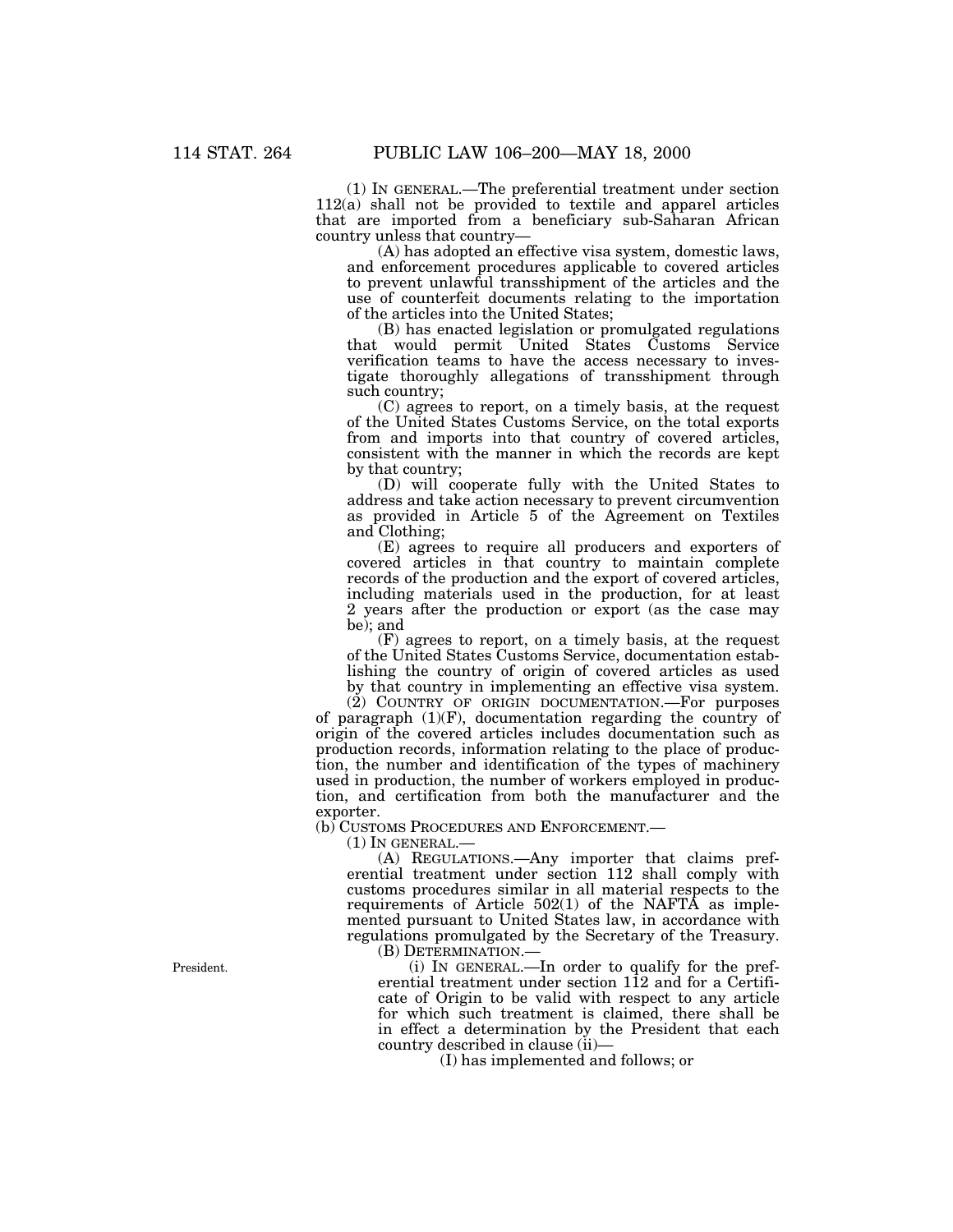(1) IN GENERAL.—The preferential treatment under section 112(a) shall not be provided to textile and apparel articles that are imported from a beneficiary sub-Saharan African country unless that country—

(A) has adopted an effective visa system, domestic laws, and enforcement procedures applicable to covered articles to prevent unlawful transshipment of the articles and the use of counterfeit documents relating to the importation of the articles into the United States;

(B) has enacted legislation or promulgated regulations that would permit United States Customs Service verification teams to have the access necessary to investigate thoroughly allegations of transshipment through such country;

(C) agrees to report, on a timely basis, at the request of the United States Customs Service, on the total exports from and imports into that country of covered articles, consistent with the manner in which the records are kept by that country;

(D) will cooperate fully with the United States to address and take action necessary to prevent circumvention as provided in Article 5 of the Agreement on Textiles and Clothing;

(E) agrees to require all producers and exporters of covered articles in that country to maintain complete records of the production and the export of covered articles, including materials used in the production, for at least 2 years after the production or export (as the case may be); and

(F) agrees to report, on a timely basis, at the request of the United States Customs Service, documentation establishing the country of origin of covered articles as used by that country in implementing an effective visa system.

(2) COUNTRY OF ORIGIN DOCUMENTATION.—For purposes of paragraph (1)(F), documentation regarding the country of origin of the covered articles includes documentation such as production records, information relating to the place of production, the number and identification of the types of machinery used in production, the number of workers employed in production, and certification from both the manufacturer and the exporter.

(b) CUSTOMS PROCEDURES AND ENFORCEMENT.—

(1) IN GENERAL.—

(A) REGULATIONS.—Any importer that claims preferential treatment under section 112 shall comply with customs procedures similar in all material respects to the requirements of Article 502(1) of the NAFTA as implemented pursuant to United States law, in accordance with regulations promulgated by the Secretary of the Treasury.

(B) DETERMINATION.—

President.

(i) IN GENERAL.—In order to qualify for the preferential treatment under section 112 and for a Certificate of Origin to be valid with respect to any article for which such treatment is claimed, there shall be in effect a determination by the President that each country described in clause (ii)—

(I) has implemented and follows; or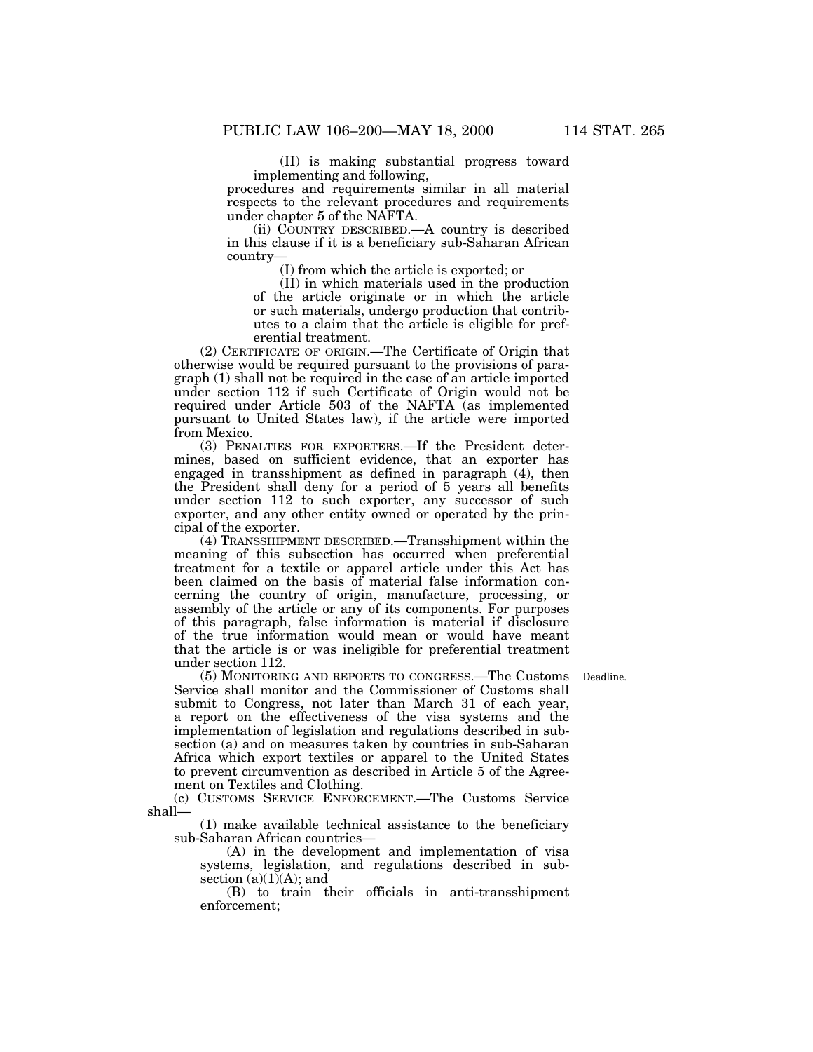(II) is making substantial progress toward implementing and following,

procedures and requirements similar in all material respects to the relevant procedures and requirements under chapter 5 of the NAFTA.

(ii) COUNTRY DESCRIBED.—A country is described in this clause if it is a beneficiary sub-Saharan African country—

(I) from which the article is exported; or

(II) in which materials used in the production of the article originate or in which the article or such materials, undergo production that contributes to a claim that the article is eligible for preferential treatment.

(2) CERTIFICATE OF ORIGIN.—The Certificate of Origin that otherwise would be required pursuant to the provisions of paragraph (1) shall not be required in the case of an article imported under section 112 if such Certificate of Origin would not be required under Article 503 of the NAFTA (as implemented pursuant to United States law), if the article were imported from Mexico.

(3) PENALTIES FOR EXPORTERS.—If the President determines, based on sufficient evidence, that an exporter has engaged in transshipment as defined in paragraph (4), then the President shall deny for a period of 5 years all benefits under section 112 to such exporter, any successor of such exporter, and any other entity owned or operated by the principal of the exporter.

(4) TRANSSHIPMENT DESCRIBED.—Transshipment within the meaning of this subsection has occurred when preferential treatment for a textile or apparel article under this Act has been claimed on the basis of material false information concerning the country of origin, manufacture, processing, or assembly of the article or any of its components. For purposes of this paragraph, false information is material if disclosure of the true information would mean or would have meant that the article is or was ineligible for preferential treatment under section 112.

Deadline.

(5) MONITORING AND REPORTS TO CONGRESS.—The Customs Service shall monitor and the Commissioner of Customs shall submit to Congress, not later than March 31 of each year, a report on the effectiveness of the visa systems and the implementation of legislation and regulations described in subsection (a) and on measures taken by countries in sub-Saharan Africa which export textiles or apparel to the United States to prevent circumvention as described in Article 5 of the Agreement on Textiles and Clothing.

(c) CUSTOMS SERVICE ENFORCEMENT.—The Customs Service shall—

(1) make available technical assistance to the beneficiary sub-Saharan African countries—

(A) in the development and implementation of visa systems, legislation, and regulations described in subsection (a)(1)(A); and

(B) to train their officials in anti-transshipment enforcement;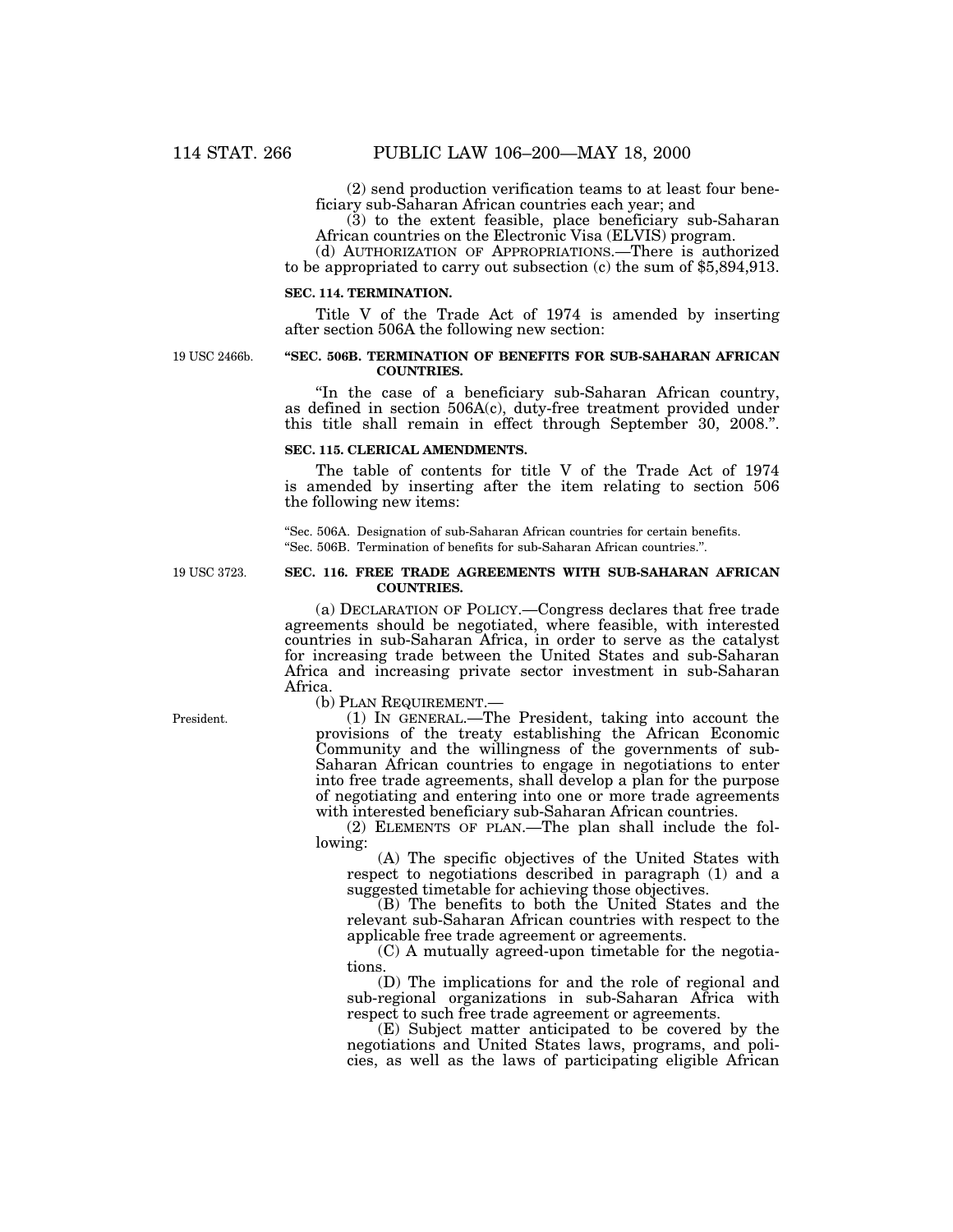(2) send production verification teams to at least four beneficiary sub-Saharan African countries each year; and

(3) to the extent feasible, place beneficiary sub-Saharan African countries on the Electronic Visa (ELVIS) program.

(d) AUTHORIZATION OF APPROPRIATIONS.—There is authorized to be appropriated to carry out subsection (c) the sum of $5,894,913.

**SEC. 114. TERMINATION.**

Title V of the Trade Act of 1974 is amended by inserting after section 506A the following new section:

19 USC 2466b.

**"SEC. 506B. TERMINATION OF BENEFITS FOR SUB-SAHARAN AFRICAN COUNTRIES.**

"In the case of a beneficiary sub-Saharan African country, as defined in section 506A(c), duty-free treatment provided under this title shall remain in effect through September 30, 2008.".

**SEC. 115. CLERICAL AMENDMENTS.**

The table of contents for title V of the Trade Act of 1974 is amended by inserting after the item relating to section 506 the following new items:

"Sec. 506A. Designation of sub-Saharan African countries for certain benefits.
"Sec. 506B. Termination of benefits for sub-Saharan African countries.".

19 USC 3723.

**SEC. 116. FREE TRADE AGREEMENTS WITH SUB-SAHARAN AFRICAN COUNTRIES.**

(a) DECLARATION OF POLICY.—Congress declares that free trade agreements should be negotiated, where feasible, with interested countries in sub-Saharan Africa, in order to serve as the catalyst for increasing trade between the United States and sub-Saharan Africa and increasing private sector investment in sub-Saharan Africa.

(b) PLAN REQUIREMENT.—

President.

(1) IN GENERAL.—The President, taking into account the provisions of the treaty establishing the African Economic Community and the willingness of the governments of sub-Saharan African countries to engage in negotiations to enter into free trade agreements, shall develop a plan for the purpose of negotiating and entering into one or more trade agreements with interested beneficiary sub-Saharan African countries.

(2) ELEMENTS OF PLAN.—The plan shall include the following:

(A) The specific objectives of the United States with respect to negotiations described in paragraph (1) and a suggested timetable for achieving those objectives.

(B) The benefits to both the United States and the relevant sub-Saharan African countries with respect to the applicable free trade agreement or agreements.

(C) A mutually agreed-upon timetable for the negotiations.

(D) The implications for and the role of regional and sub-regional organizations in sub-Saharan Africa with respect to such free trade agreement or agreements.

(E) Subject matter anticipated to be covered by the negotiations and United States laws, programs, and policies, as well as the laws of participating eligible African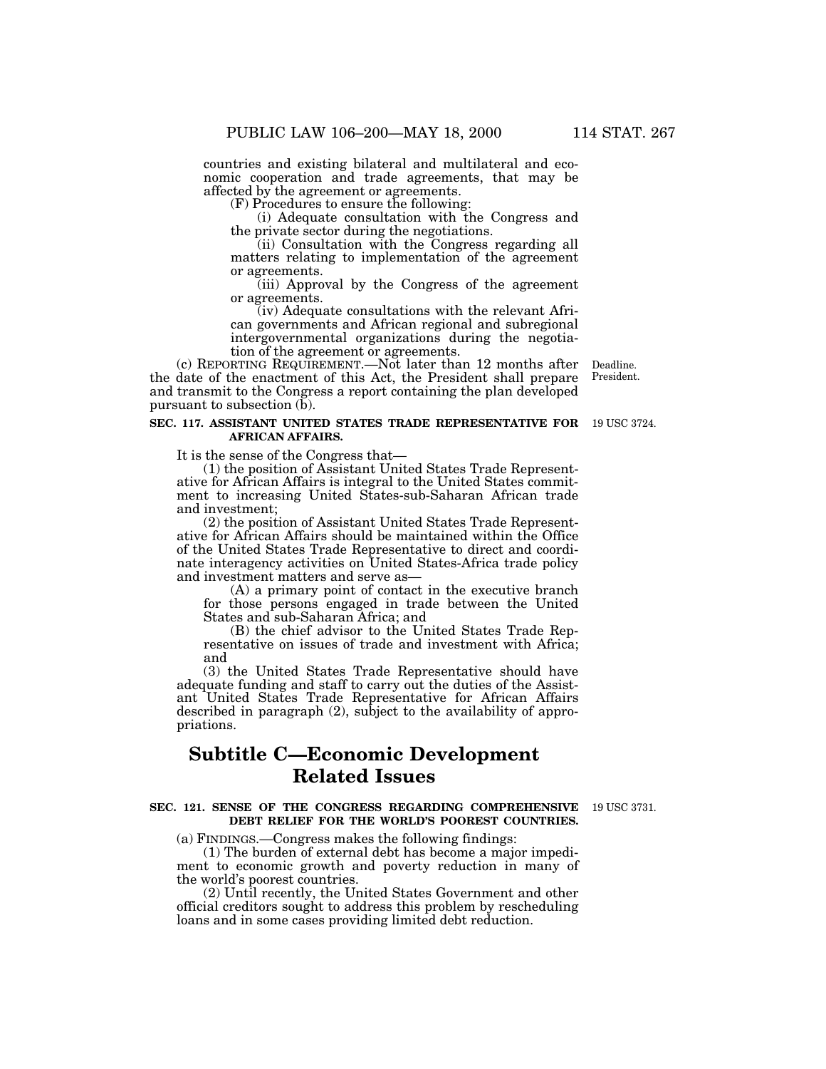countries and existing bilateral and multilateral and economic cooperation and trade agreements, that may be affected by the agreement or agreements.

(F) Procedures to ensure the following:

(i) Adequate consultation with the Congress and the private sector during the negotiations.

(ii) Consultation with the Congress regarding all matters relating to implementation of the agreement or agreements.

(iii) Approval by the Congress of the agreement or agreements.

(iv) Adequate consultations with the relevant African governments and African regional and subregional intergovernmental organizations during the negotiation of the agreement or agreements.

(c) REPORTING REQUIREMENT.—Not later than 12 months after the date of the enactment of this Act, the President shall prepare and transmit to the Congress a report containing the plan developed pursuant to subsection (b).

Deadline. President.

**SEC. 117. ASSISTANT UNITED STATES TRADE REPRESENTATIVE FOR AFRICAN AFFAIRS.**

19 USC 3724.

It is the sense of the Congress that—

(1) the position of Assistant United States Trade Representative for African Affairs is integral to the United States commitment to increasing United States-sub-Saharan African trade and investment;

(2) the position of Assistant United States Trade Representative for African Affairs should be maintained within the Office of the United States Trade Representative to direct and coordinate interagency activities on United States-Africa trade policy and investment matters and serve as—

(A) a primary point of contact in the executive branch for those persons engaged in trade between the United States and sub-Saharan Africa; and

(B) the chief advisor to the United States Trade Representative on issues of trade and investment with Africa; and

(3) the United States Trade Representative should have adequate funding and staff to carry out the duties of the Assistant United States Trade Representative for African Affairs described in paragraph (2), subject to the availability of appropriations.

## Subtitle C—Economic Development Related Issues

**SEC. 121. SENSE OF THE CONGRESS REGARDING COMPREHENSIVE DEBT RELIEF FOR THE WORLD'S POOREST COUNTRIES.**

19 USC 3731.

(a) FINDINGS.—Congress makes the following findings:

(1) The burden of external debt has become a major impediment to economic growth and poverty reduction in many of the world's poorest countries.

(2) Until recently, the United States Government and other official creditors sought to address this problem by rescheduling loans and in some cases providing limited debt reduction.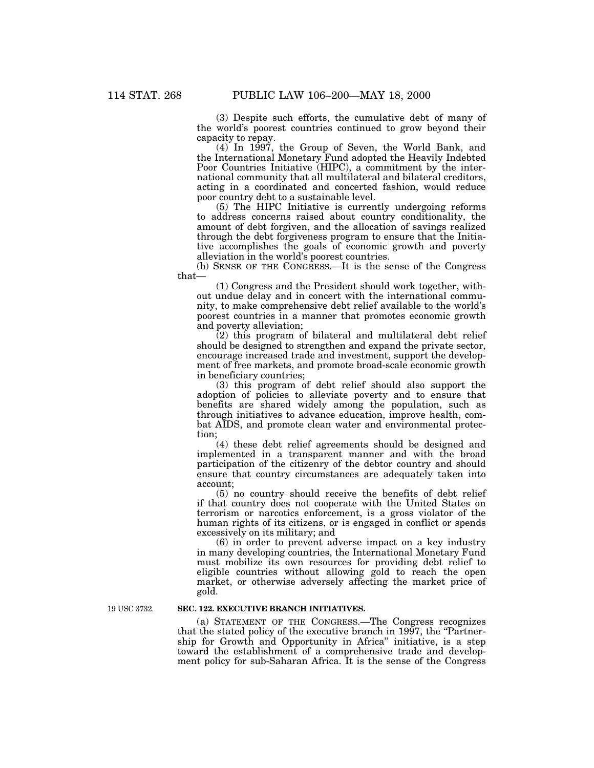(3) Despite such efforts, the cumulative debt of many of the world's poorest countries continued to grow beyond their capacity to repay.

(4) In 1997, the Group of Seven, the World Bank, and the International Monetary Fund adopted the Heavily Indebted Poor Countries Initiative (HIPC), a commitment by the international community that all multilateral and bilateral creditors, acting in a coordinated and concerted fashion, would reduce poor country debt to a sustainable level.

(5) The HIPC Initiative is currently undergoing reforms to address concerns raised about country conditionality, the amount of debt forgiven, and the allocation of savings realized through the debt forgiveness program to ensure that the Initiative accomplishes the goals of economic growth and poverty alleviation in the world's poorest countries.

(b) SENSE OF THE CONGRESS.—It is the sense of the Congress that—

(1) Congress and the President should work together, without undue delay and in concert with the international community, to make comprehensive debt relief available to the world's poorest countries in a manner that promotes economic growth and poverty alleviation;

(2) this program of bilateral and multilateral debt relief should be designed to strengthen and expand the private sector, encourage increased trade and investment, support the development of free markets, and promote broad-scale economic growth in beneficiary countries;

(3) this program of debt relief should also support the adoption of policies to alleviate poverty and to ensure that benefits are shared widely among the population, such as through initiatives to advance education, improve health, combat AIDS, and promote clean water and environmental protection;

(4) these debt relief agreements should be designed and implemented in a transparent manner and with the broad participation of the citizenry of the debtor country and should ensure that country circumstances are adequately taken into account;

(5) no country should receive the benefits of debt relief if that country does not cooperate with the United States on terrorism or narcotics enforcement, is a gross violator of the human rights of its citizens, or is engaged in conflict or spends excessively on its military; and

(6) in order to prevent adverse impact on a key industry in many developing countries, the International Monetary Fund must mobilize its own resources for providing debt relief to eligible countries without allowing gold to reach the open market, or otherwise adversely affecting the market price of gold.

19 USC 3732.

**SEC. 122. EXECUTIVE BRANCH INITIATIVES.**

(a) STATEMENT OF THE CONGRESS.—The Congress recognizes that the stated policy of the executive branch in 1997, the "Partnership for Growth and Opportunity in Africa" initiative, is a step toward the establishment of a comprehensive trade and development policy for sub-Saharan Africa. It is the sense of the Congress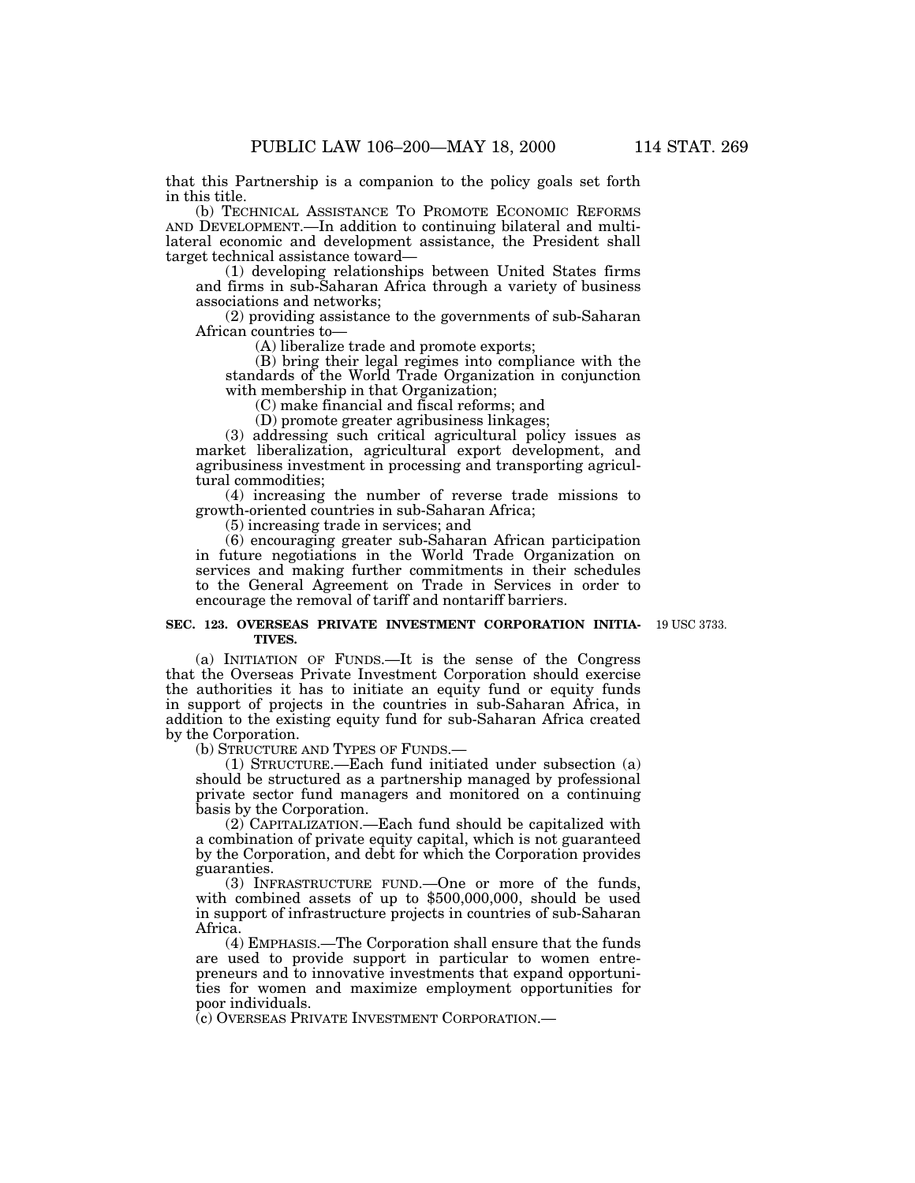that this Partnership is a companion to the policy goals set forth in this title.

(b) TECHNICAL ASSISTANCE TO PROMOTE ECONOMIC REFORMS AND DEVELOPMENT.—In addition to continuing bilateral and multilateral economic and development assistance, the President shall target technical assistance toward—

(1) developing relationships between United States firms and firms in sub-Saharan Africa through a variety of business associations and networks;

(2) providing assistance to the governments of sub-Saharan African countries to—

(A) liberalize trade and promote exports;

(B) bring their legal regimes into compliance with the standards of the World Trade Organization in conjunction with membership in that Organization;

(C) make financial and fiscal reforms; and

(D) promote greater agribusiness linkages;

(3) addressing such critical agricultural policy issues as market liberalization, agricultural export development, and agribusiness investment in processing and transporting agricultural commodities;

(4) increasing the number of reverse trade missions to growth-oriented countries in sub-Saharan Africa;

(5) increasing trade in services; and

(6) encouraging greater sub-Saharan African participation in future negotiations in the World Trade Organization on services and making further commitments in their schedules to the General Agreement on Trade in Services in order to encourage the removal of tariff and nontariff barriers.

**SEC. 123. OVERSEAS PRIVATE INVESTMENT CORPORATION INITIATIVES.**

19 USC 3733.

(a) INITIATION OF FUNDS.—It is the sense of the Congress that the Overseas Private Investment Corporation should exercise the authorities it has to initiate an equity fund or equity funds in support of projects in the countries in sub-Saharan Africa, in addition to the existing equity fund for sub-Saharan Africa created by the Corporation.

(b) STRUCTURE AND TYPES OF FUNDS.—

(1) STRUCTURE.—Each fund initiated under subsection (a) should be structured as a partnership managed by professional private sector fund managers and monitored on a continuing basis by the Corporation.

(2) CAPITALIZATION.—Each fund should be capitalized with a combination of private equity capital, which is not guaranteed by the Corporation, and debt for which the Corporation provides guaranties.

(3) INFRASTRUCTURE FUND.—One or more of the funds, with combined assets of up to $500,000,000, should be used in support of infrastructure projects in countries of sub-Saharan Africa.

(4) EMPHASIS.—The Corporation shall ensure that the funds are used to provide support in particular to women entrepreneurs and to innovative investments that expand opportunities for women and maximize employment opportunities for poor individuals.

(c) OVERSEAS PRIVATE INVESTMENT CORPORATION.—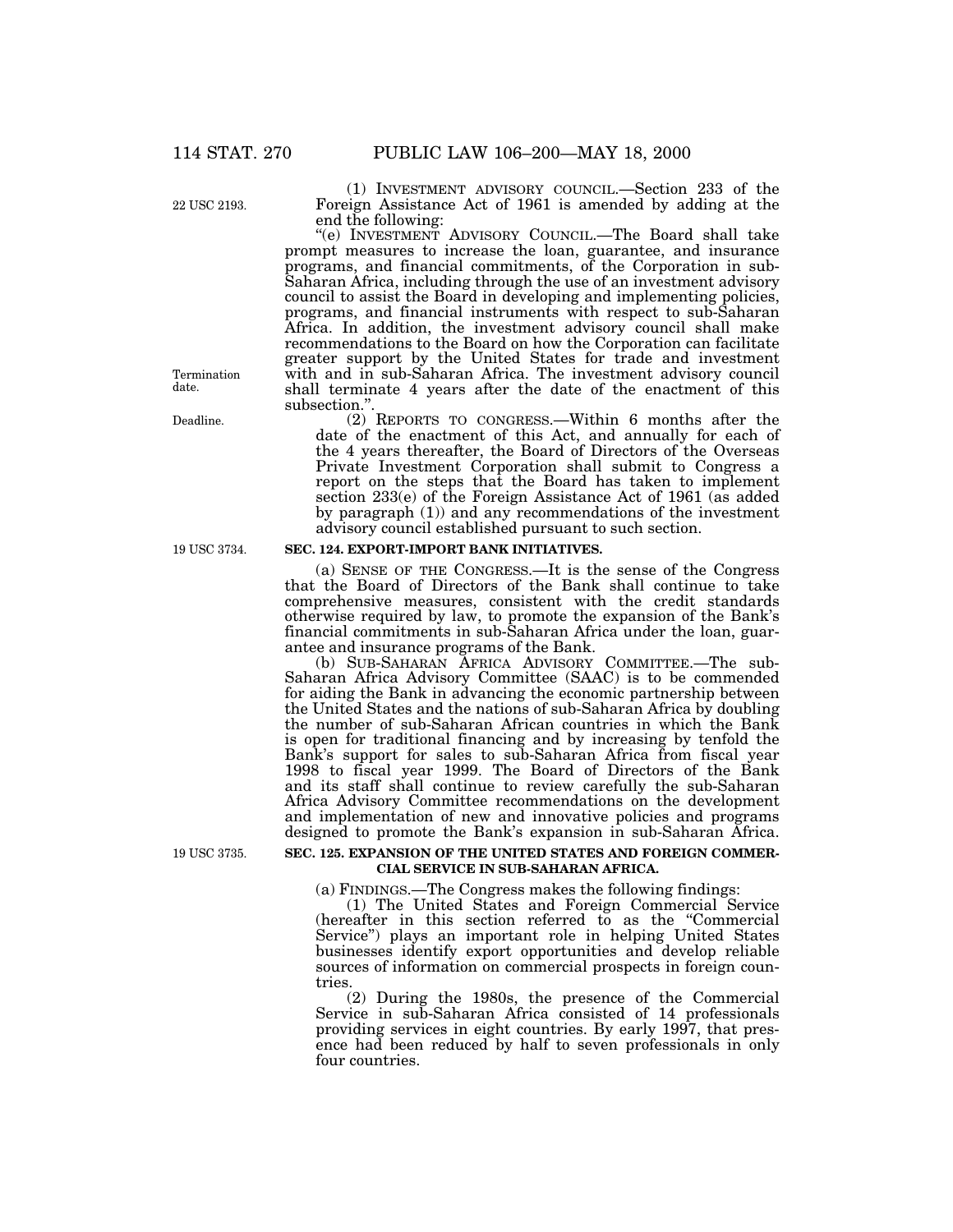(1) INVESTMENT ADVISORY COUNCIL.—Section 233 of the Foreign Assistance Act of 1961 is amended by adding at the end the following:

"(e) INVESTMENT ADVISORY COUNCIL.—The Board shall take prompt measures to increase the loan, guarantee, and insurance programs, and financial commitments, of the Corporation in sub-Saharan Africa, including through the use of an investment advisory council to assist the Board in developing and implementing policies, programs, and financial instruments with respect to sub-Saharan Africa. In addition, the investment advisory council shall make recommendations to the Board on how the Corporation can facilitate greater support by the United States for trade and investment with and in sub-Saharan Africa. The investment advisory council shall terminate 4 years after the date of the enactment of this subsection.".

(2) REPORTS TO CONGRESS.—Within 6 months after the date of the enactment of this Act, and annually for each of the 4 years thereafter, the Board of Directors of the Overseas Private Investment Corporation shall submit to Congress a report on the steps that the Board has taken to implement section 233(e) of the Foreign Assistance Act of 1961 (as added by paragraph (1)) and any recommendations of the investment advisory council established pursuant to such section.

### SEC. 124. EXPORT-IMPORT BANK INITIATIVES.

(a) SENSE OF THE CONGRESS.—It is the sense of the Congress that the Board of Directors of the Bank shall continue to take comprehensive measures, consistent with the credit standards otherwise required by law, to promote the expansion of the Bank's financial commitments in sub-Saharan Africa under the loan, guarantee and insurance programs of the Bank.

(b) SUB-SAHARAN AFRICA ADVISORY COMMITTEE.—The sub-Saharan Africa Advisory Committee (SAAC) is to be commended for aiding the Bank in advancing the economic partnership between the United States and the nations of sub-Saharan Africa by doubling the number of sub-Saharan African countries in which the Bank is open for traditional financing and by increasing by tenfold the Bank's support for sales to sub-Saharan Africa from fiscal year 1998 to fiscal year 1999. The Board of Directors of the Bank and its staff shall continue to review carefully the sub-Saharan Africa Advisory Committee recommendations on the development and implementation of new and innovative policies and programs designed to promote the Bank's expansion in sub-Saharan Africa.

### SEC. 125. EXPANSION OF THE UNITED STATES AND FOREIGN COMMERCIAL SERVICE IN SUB-SAHARAN AFRICA.

(a) FINDINGS.—The Congress makes the following findings:

(1) The United States and Foreign Commercial Service (hereafter in this section referred to as the "Commercial Service") plays an important role in helping United States businesses identify export opportunities and develop reliable sources of information on commercial prospects in foreign countries.

(2) During the 1980s, the presence of the Commercial Service in sub-Saharan Africa consisted of 14 professionals providing services in eight countries. By early 1997, that presence had been reduced by half to seven professionals in only four countries.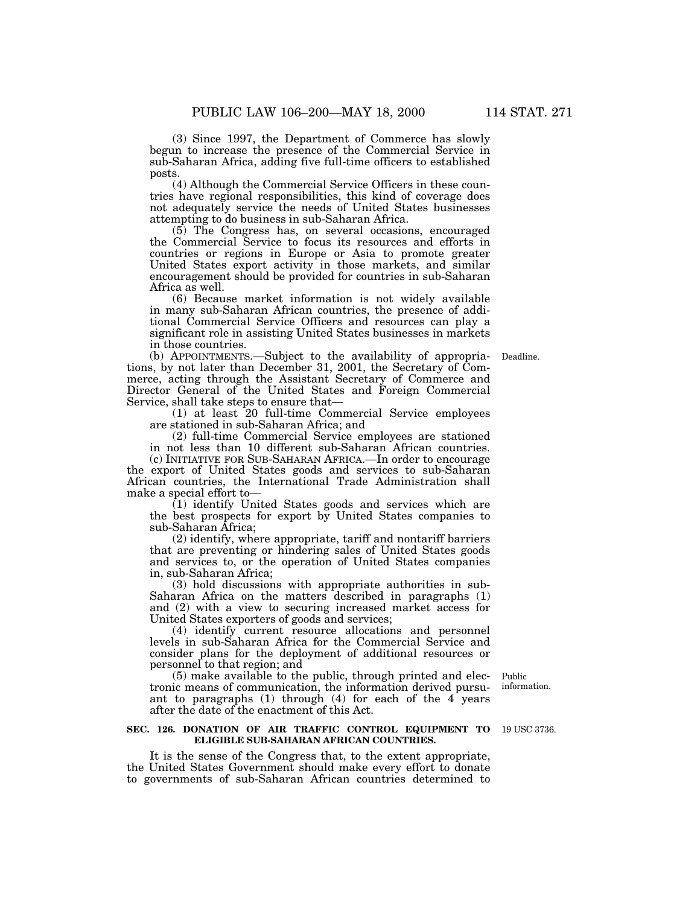(3) Since 1997, the Department of Commerce has slowly begun to increase the presence of the Commercial Service in sub-Saharan Africa, adding five full-time officers to established posts.

(4) Although the Commercial Service Officers in these countries have regional responsibilities, this kind of coverage does not adequately service the needs of United States businesses attempting to do business in sub-Saharan Africa.

(5) The Congress has, on several occasions, encouraged the Commercial Service to focus its resources and efforts in countries or regions in Europe or Asia to promote greater United States export activity in those markets, and similar encouragement should be provided for countries in sub-Saharan Africa as well.

(6) Because market information is not widely available in many sub-Saharan African countries, the presence of additional Commercial Service Officers and resources can play a significant role in assisting United States businesses in markets in those countries.

Deadline.

(b) APPOINTMENTS.—Subject to the availability of appropriations, by not later than December 31, 2001, the Secretary of Commerce, acting through the Assistant Secretary of Commerce and Director General of the United States and Foreign Commercial Service, shall take steps to ensure that—

(1) at least 20 full-time Commercial Service employees are stationed in sub-Saharan Africa; and

(2) full-time Commercial Service employees are stationed in not less than 10 different sub-Saharan African countries.

(c) INITIATIVE FOR SUB-SAHARAN AFRICA.—In order to encourage the export of United States goods and services to sub-Saharan African countries, the International Trade Administration shall make a special effort to—

(1) identify United States goods and services which are the best prospects for export by United States companies to sub-Saharan Africa;

(2) identify, where appropriate, tariff and nontariff barriers that are preventing or hindering sales of United States goods and services to, or the operation of United States companies in, sub-Saharan Africa;

(3) hold discussions with appropriate authorities in sub-Saharan Africa on the matters described in paragraphs (1) and (2) with a view to securing increased market access for United States exporters of goods and services;

(4) identify current resource allocations and personnel levels in sub-Saharan Africa for the Commercial Service and consider plans for the deployment of additional resources or personnel to that region; and

Public information.

(5) make available to the public, through printed and electronic means of communication, the information derived pursuant to paragraphs (1) through (4) for each of the 4 years after the date of the enactment of this Act.

19 USC 3736.

**SEC. 126. DONATION OF AIR TRAFFIC CONTROL EQUIPMENT TO ELIGIBLE SUB-SAHARAN AFRICAN COUNTRIES.**

It is the sense of the Congress that, to the extent appropriate, the United States Government should make every effort to donate to governments of sub-Saharan African countries determined to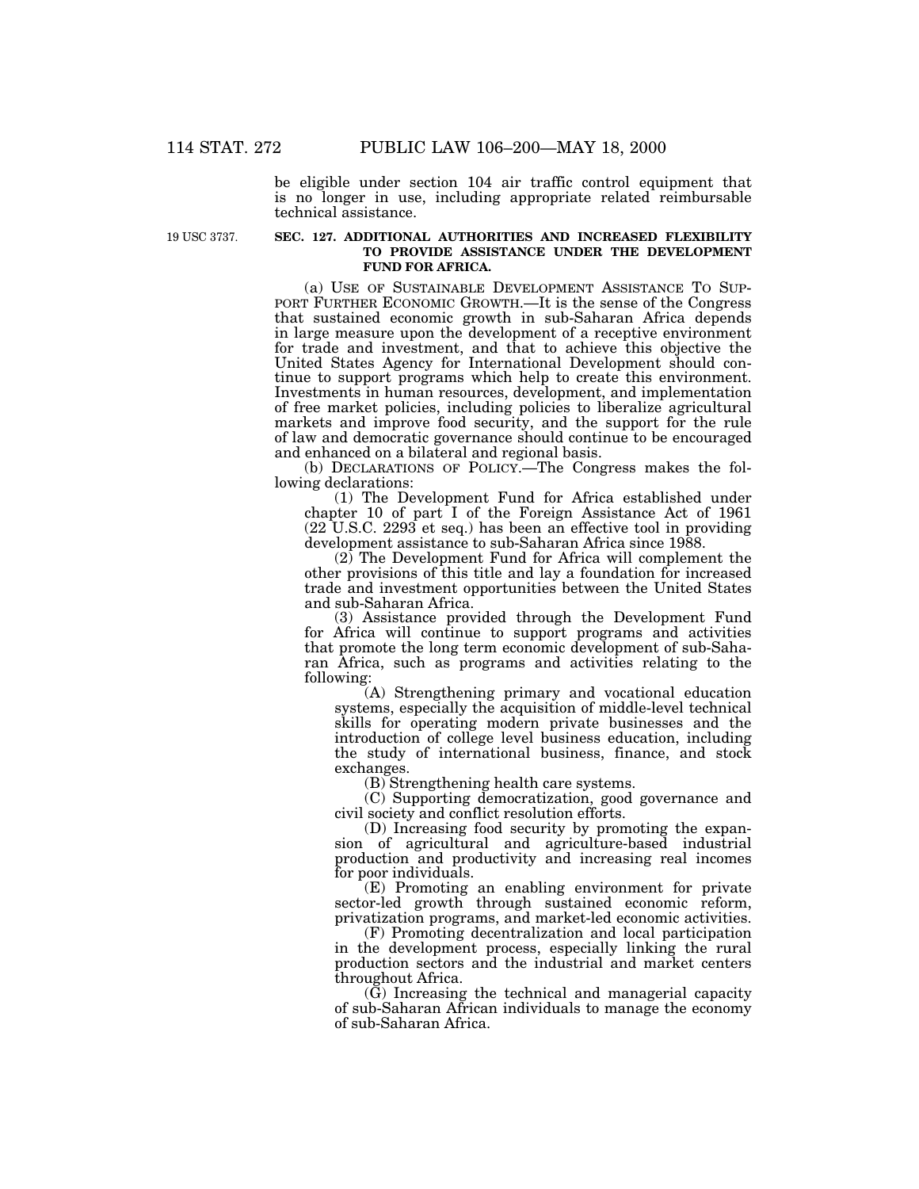be eligible under section 104 air traffic control equipment that is no longer in use, including appropriate related reimbursable technical assistance.

19 USC 3737.

**SEC. 127. ADDITIONAL AUTHORITIES AND INCREASED FLEXIBILITY TO PROVIDE ASSISTANCE UNDER THE DEVELOPMENT FUND FOR AFRICA.**

(a) USE OF SUSTAINABLE DEVELOPMENT ASSISTANCE TO SUPPORT FURTHER ECONOMIC GROWTH.—It is the sense of the Congress that sustained economic growth in sub-Saharan Africa depends in large measure upon the development of a receptive environment for trade and investment, and that to achieve this objective the United States Agency for International Development should continue to support programs which help to create this environment. Investments in human resources, development, and implementation of free market policies, including policies to liberalize agricultural markets and improve food security, and the support for the rule of law and democratic governance should continue to be encouraged and enhanced on a bilateral and regional basis.

(b) DECLARATIONS OF POLICY.—The Congress makes the following declarations:

(1) The Development Fund for Africa established under chapter 10 of part I of the Foreign Assistance Act of 1961 (22 U.S.C. 2293 et seq.) has been an effective tool in providing development assistance to sub-Saharan Africa since 1988.

(2) The Development Fund for Africa will complement the other provisions of this title and lay a foundation for increased trade and investment opportunities between the United States and sub-Saharan Africa.

(3) Assistance provided through the Development Fund for Africa will continue to support programs and activities that promote the long term economic development of sub-Saharan Africa, such as programs and activities relating to the following:

(A) Strengthening primary and vocational education systems, especially the acquisition of middle-level technical skills for operating modern private businesses and the introduction of college level business education, including the study of international business, finance, and stock exchanges.

(B) Strengthening health care systems.

(C) Supporting democratization, good governance and civil society and conflict resolution efforts.

(D) Increasing food security by promoting the expansion of agricultural and agriculture-based industrial production and productivity and increasing real incomes for poor individuals.

(E) Promoting an enabling environment for private sector-led growth through sustained economic reform, privatization programs, and market-led economic activities.

(F) Promoting decentralization and local participation in the development process, especially linking the rural production sectors and the industrial and market centers throughout Africa.

(G) Increasing the technical and managerial capacity of sub-Saharan African individuals to manage the economy of sub-Saharan Africa.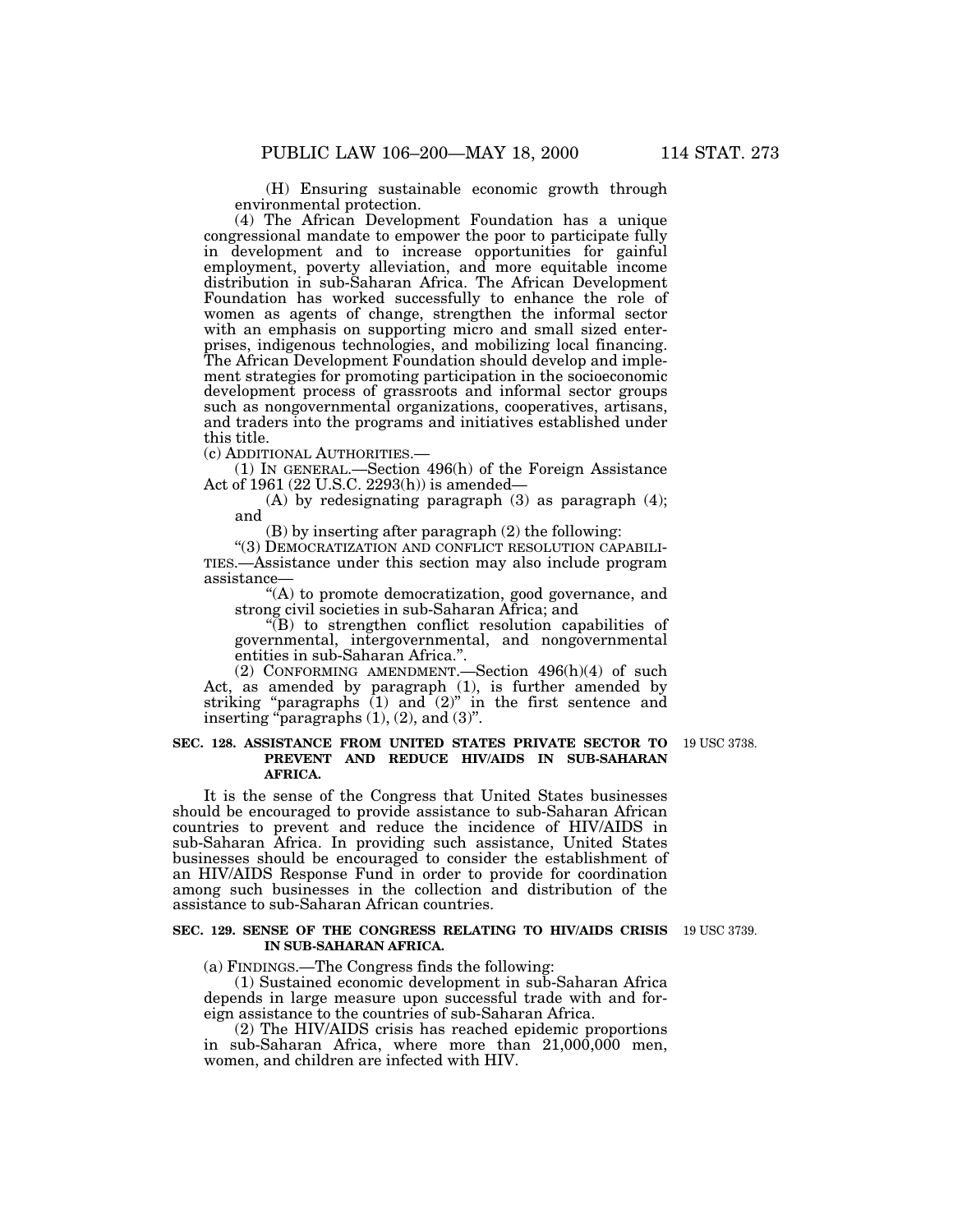(H) Ensuring sustainable economic growth through environmental protection.

(4) The African Development Foundation has a unique congressional mandate to empower the poor to participate fully in development and to increase opportunities for gainful employment, poverty alleviation, and more equitable income distribution in sub-Saharan Africa. The African Development Foundation has worked successfully to enhance the role of women as agents of change, strengthen the informal sector with an emphasis on supporting micro and small sized enterprises, indigenous technologies, and mobilizing local financing. The African Development Foundation should develop and implement strategies for promoting participation in the socioeconomic development process of grassroots and informal sector groups such as nongovernmental organizations, cooperatives, artisans, and traders into the programs and initiatives established under this title.

(c) ADDITIONAL AUTHORITIES.—

(1) IN GENERAL.—Section 496(h) of the Foreign Assistance Act of 1961 (22 U.S.C. 2293(h)) is amended—

(A) by redesignating paragraph (3) as paragraph (4); and

(B) by inserting after paragraph (2) the following:

"(3) DEMOCRATIZATION AND CONFLICT RESOLUTION CAPABILITIES.—Assistance under this section may also include program assistance—

"(A) to promote democratization, good governance, and strong civil societies in sub-Saharan Africa; and

"(B) to strengthen conflict resolution capabilities of governmental, intergovernmental, and nongovernmental entities in sub-Saharan Africa.".

(2) CONFORMING AMENDMENT.—Section 496(h)(4) of such Act, as amended by paragraph (1), is further amended by striking "paragraphs (1) and (2)" in the first sentence and inserting "paragraphs (1), (2), and (3)".

### SEC. 128. ASSISTANCE FROM UNITED STATES PRIVATE SECTOR TO PREVENT AND REDUCE HIV/AIDS IN SUB-SAHARAN AFRICA.

19 USC 3738.

It is the sense of the Congress that United States businesses should be encouraged to provide assistance to sub-Saharan African countries to prevent and reduce the incidence of HIV/AIDS in sub-Saharan Africa. In providing such assistance, United States businesses should be encouraged to consider the establishment of an HIV/AIDS Response Fund in order to provide for coordination among such businesses in the collection and distribution of the assistance to sub-Saharan African countries.

### SEC. 129. SENSE OF THE CONGRESS RELATING TO HIV/AIDS CRISIS IN SUB-SAHARAN AFRICA.

19 USC 3739.

(a) FINDINGS.—The Congress finds the following:

(1) Sustained economic development in sub-Saharan Africa depends in large measure upon successful trade with and foreign assistance to the countries of sub-Saharan Africa.

(2) The HIV/AIDS crisis has reached epidemic proportions in sub-Saharan Africa, where more than 21,000,000 men, women, and children are infected with HIV.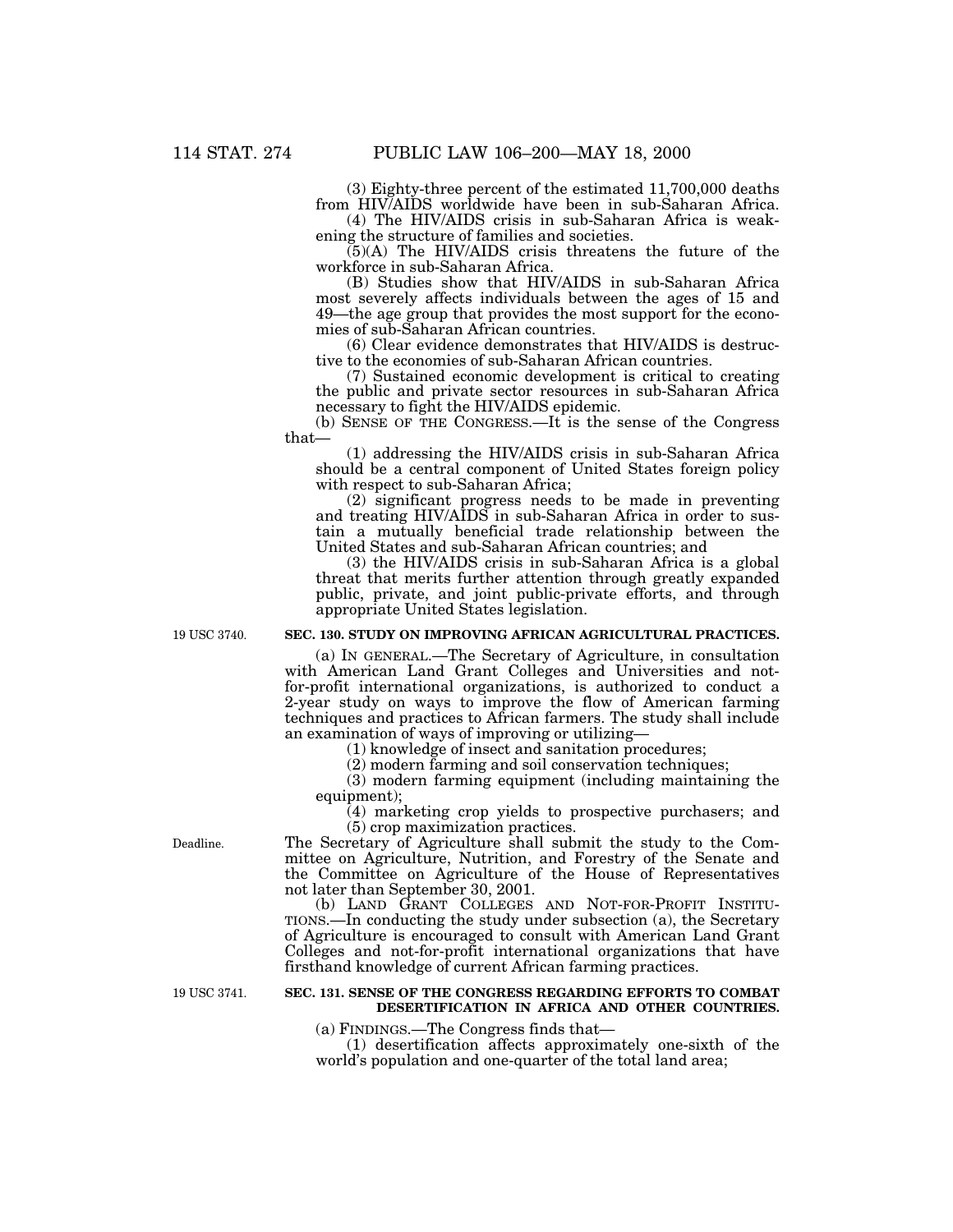(3) Eighty-three percent of the estimated 11,700,000 deaths from HIV/AIDS worldwide have been in sub-Saharan Africa.

(4) The HIV/AIDS crisis in sub-Saharan Africa is weakening the structure of families and societies.

(5)(A) The HIV/AIDS crisis threatens the future of the workforce in sub-Saharan Africa.

(B) Studies show that HIV/AIDS in sub-Saharan Africa most severely affects individuals between the ages of 15 and 49—the age group that provides the most support for the economies of sub-Saharan African countries.

(6) Clear evidence demonstrates that HIV/AIDS is destructive to the economies of sub-Saharan African countries.

(7) Sustained economic development is critical to creating the public and private sector resources in sub-Saharan Africa necessary to fight the HIV/AIDS epidemic.

(b) SENSE OF THE CONGRESS.—It is the sense of the Congress that—

(1) addressing the HIV/AIDS crisis in sub-Saharan Africa should be a central component of United States foreign policy with respect to sub-Saharan Africa;

(2) significant progress needs to be made in preventing and treating HIV/AIDS in sub-Saharan Africa in order to sustain a mutually beneficial trade relationship between the United States and sub-Saharan African countries; and

(3) the HIV/AIDS crisis in sub-Saharan Africa is a global threat that merits further attention through greatly expanded public, private, and joint public-private efforts, and through appropriate United States legislation.

19 USC 3740.

**SEC. 130. STUDY ON IMPROVING AFRICAN AGRICULTURAL PRACTICES.**

(a) IN GENERAL.—The Secretary of Agriculture, in consultation with American Land Grant Colleges and Universities and not-for-profit international organizations, is authorized to conduct a 2-year study on ways to improve the flow of American farming techniques and practices to African farmers. The study shall include an examination of ways of improving or utilizing—

(1) knowledge of insect and sanitation procedures;

(2) modern farming and soil conservation techniques;

(3) modern farming equipment (including maintaining the equipment);

(4) marketing crop yields to prospective purchasers; and

(5) crop maximization practices.

Deadline.

The Secretary of Agriculture shall submit the study to the Committee on Agriculture, Nutrition, and Forestry of the Senate and the Committee on Agriculture of the House of Representatives not later than September 30, 2001.

(b) LAND GRANT COLLEGES AND NOT-FOR-PROFIT INSTITUTIONS.—In conducting the study under subsection (a), the Secretary of Agriculture is encouraged to consult with American Land Grant Colleges and not-for-profit international organizations that have firsthand knowledge of current African farming practices.

19 USC 3741.

**SEC. 131. SENSE OF THE CONGRESS REGARDING EFFORTS TO COMBAT DESERTIFICATION IN AFRICA AND OTHER COUNTRIES.**

(a) FINDINGS.—The Congress finds that—

(1) desertification affects approximately one-sixth of the world's population and one-quarter of the total land area;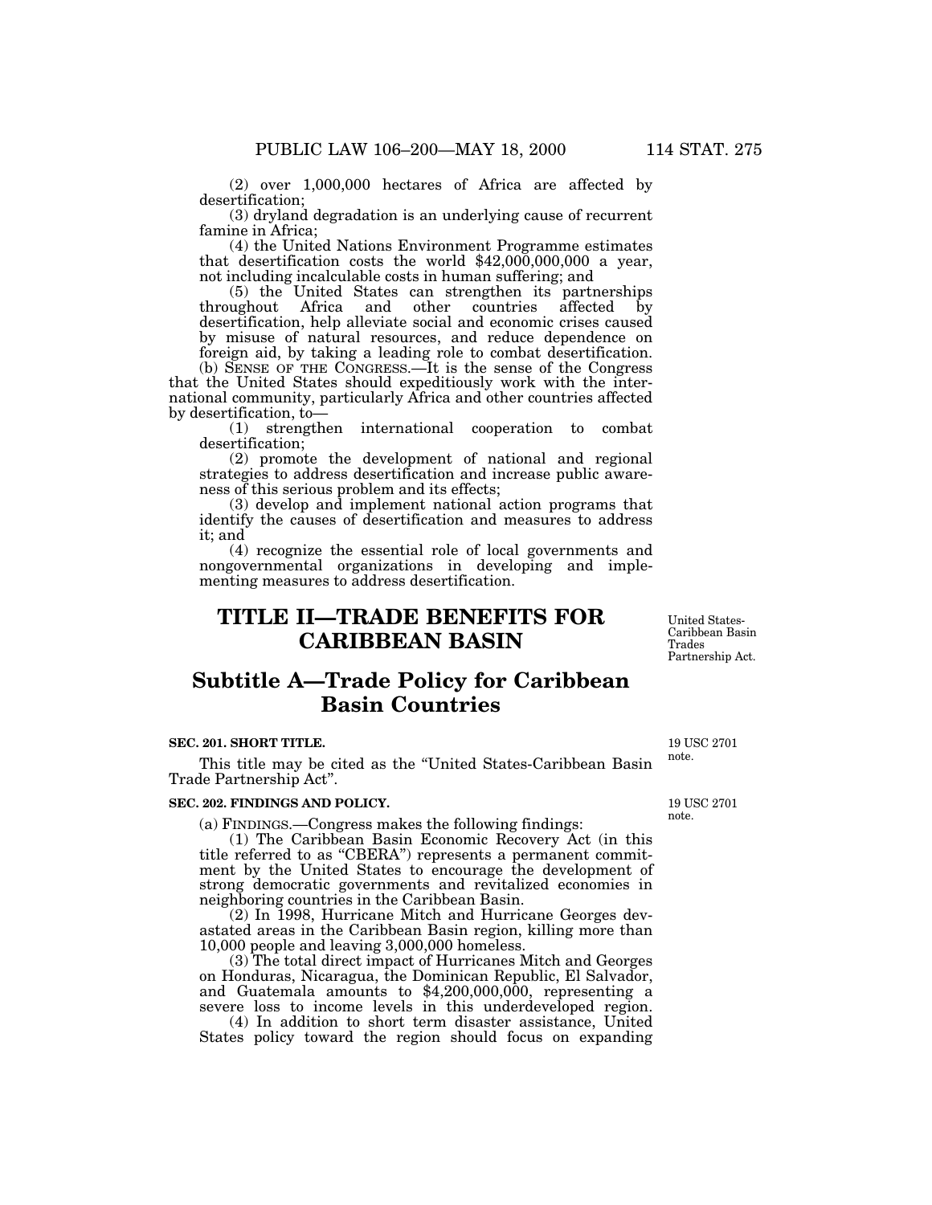(2) over 1,000,000 hectares of Africa are affected by desertification;

(3) dryland degradation is an underlying cause of recurrent famine in Africa;

(4) the United Nations Environment Programme estimates that desertification costs the world $42,000,000,000 a year, not including incalculable costs in human suffering; and

(5) the United States can strengthen its partnerships throughout Africa and other countries affected by desertification, help alleviate social and economic crises caused by misuse of natural resources, and reduce dependence on foreign aid, by taking a leading role to combat desertification.

(b) SENSE OF THE CONGRESS.—It is the sense of the Congress that the United States should expeditiously work with the international community, particularly Africa and other countries affected by desertification, to—

(1) strengthen international cooperation to combat desertification;

(2) promote the development of national and regional strategies to address desertification and increase public awareness of this serious problem and its effects;

(3) develop and implement national action programs that identify the causes of desertification and measures to address it; and

(4) recognize the essential role of local governments and nongovernmental organizations in developing and implementing measures to address desertification.

# TITLE II—TRADE BENEFITS FOR CARIBBEAN BASIN

United States-Caribbean Basin Trades Partnership Act.

## Subtitle A—Trade Policy for Caribbean Basin Countries

### SEC. 201. SHORT TITLE.

19 USC 2701 note.

This title may be cited as the "United States-Caribbean Basin Trade Partnership Act".

### SEC. 202. FINDINGS AND POLICY.

19 USC 2701 note.

(a) FINDINGS.—Congress makes the following findings:

(1) The Caribbean Basin Economic Recovery Act (in this title referred to as "CBERA") represents a permanent commitment by the United States to encourage the development of strong democratic governments and revitalized economies in neighboring countries in the Caribbean Basin.

(2) In 1998, Hurricane Mitch and Hurricane Georges devastated areas in the Caribbean Basin region, killing more than 10,000 people and leaving 3,000,000 homeless.

(3) The total direct impact of Hurricanes Mitch and Georges on Honduras, Nicaragua, the Dominican Republic, El Salvador, and Guatemala amounts to $4,200,000,000, representing a severe loss to income levels in this underdeveloped region.

(4) In addition to short term disaster assistance, United States policy toward the region should focus on expanding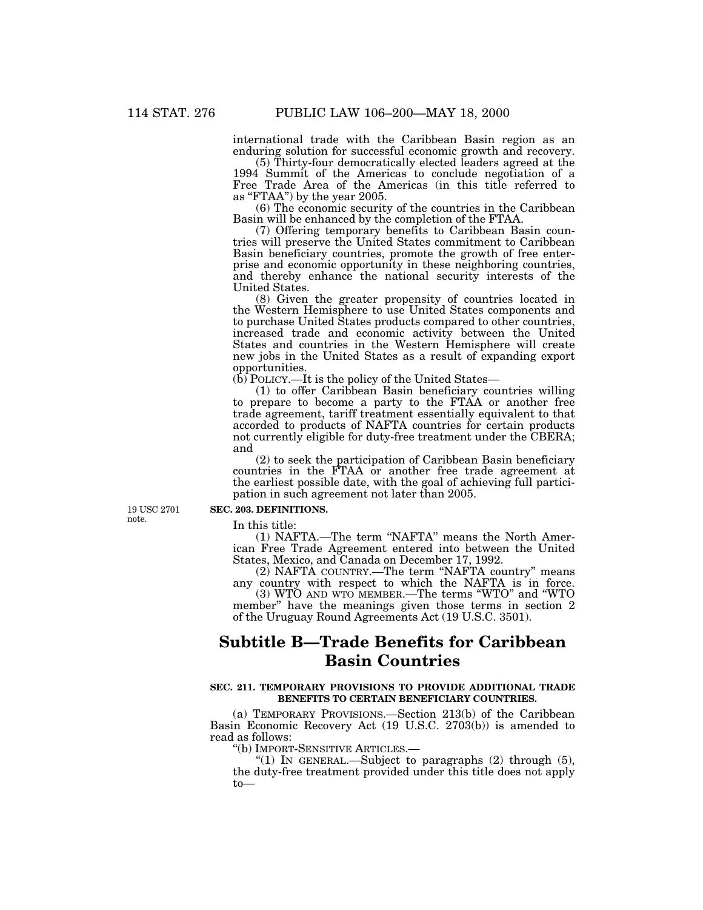international trade with the Caribbean Basin region as an enduring solution for successful economic growth and recovery.

(5) Thirty-four democratically elected leaders agreed at the 1994 Summit of the Americas to conclude negotiation of a Free Trade Area of the Americas (in this title referred to as "FTAA") by the year 2005.

(6) The economic security of the countries in the Caribbean Basin will be enhanced by the completion of the FTAA.

(7) Offering temporary benefits to Caribbean Basin countries will preserve the United States commitment to Caribbean Basin beneficiary countries, promote the growth of free enterprise and economic opportunity in these neighboring countries, and thereby enhance the national security interests of the United States.

(8) Given the greater propensity of countries located in the Western Hemisphere to use United States components and to purchase United States products compared to other countries, increased trade and economic activity between the United States and countries in the Western Hemisphere will create new jobs in the United States as a result of expanding export opportunities.

(b) POLICY.—It is the policy of the United States—

(1) to offer Caribbean Basin beneficiary countries willing to prepare to become a party to the FTAA or another free trade agreement, tariff treatment essentially equivalent to that accorded to products of NAFTA countries for certain products not currently eligible for duty-free treatment under the CBERA; and

(2) to seek the participation of Caribbean Basin beneficiary countries in the FTAA or another free trade agreement at the earliest possible date, with the goal of achieving full participation in such agreement not later than 2005.

19 USC 2701 note.

**SEC. 203. DEFINITIONS.**

In this title:

(1) NAFTA.—The term "NAFTA" means the North American Free Trade Agreement entered into between the United States, Mexico, and Canada on December 17, 1992.

(2) NAFTA COUNTRY.—The term "NAFTA country" means any country with respect to which the NAFTA is in force.

(3) WTO AND WTO MEMBER.—The terms "WTO" and "WTO member" have the meanings given those terms in section 2 of the Uruguay Round Agreements Act (19 U.S.C. 3501).

# Subtitle B—Trade Benefits for Caribbean Basin Countries

**SEC. 211. TEMPORARY PROVISIONS TO PROVIDE ADDITIONAL TRADE BENEFITS TO CERTAIN BENEFICIARY COUNTRIES.**

(a) TEMPORARY PROVISIONS.—Section 213(b) of the Caribbean Basin Economic Recovery Act (19 U.S.C. 2703(b)) is amended to read as follows:

"(b) IMPORT-SENSITIVE ARTICLES.—

"(1) IN GENERAL.—Subject to paragraphs (2) through (5), the duty-free treatment provided under this title does not apply to—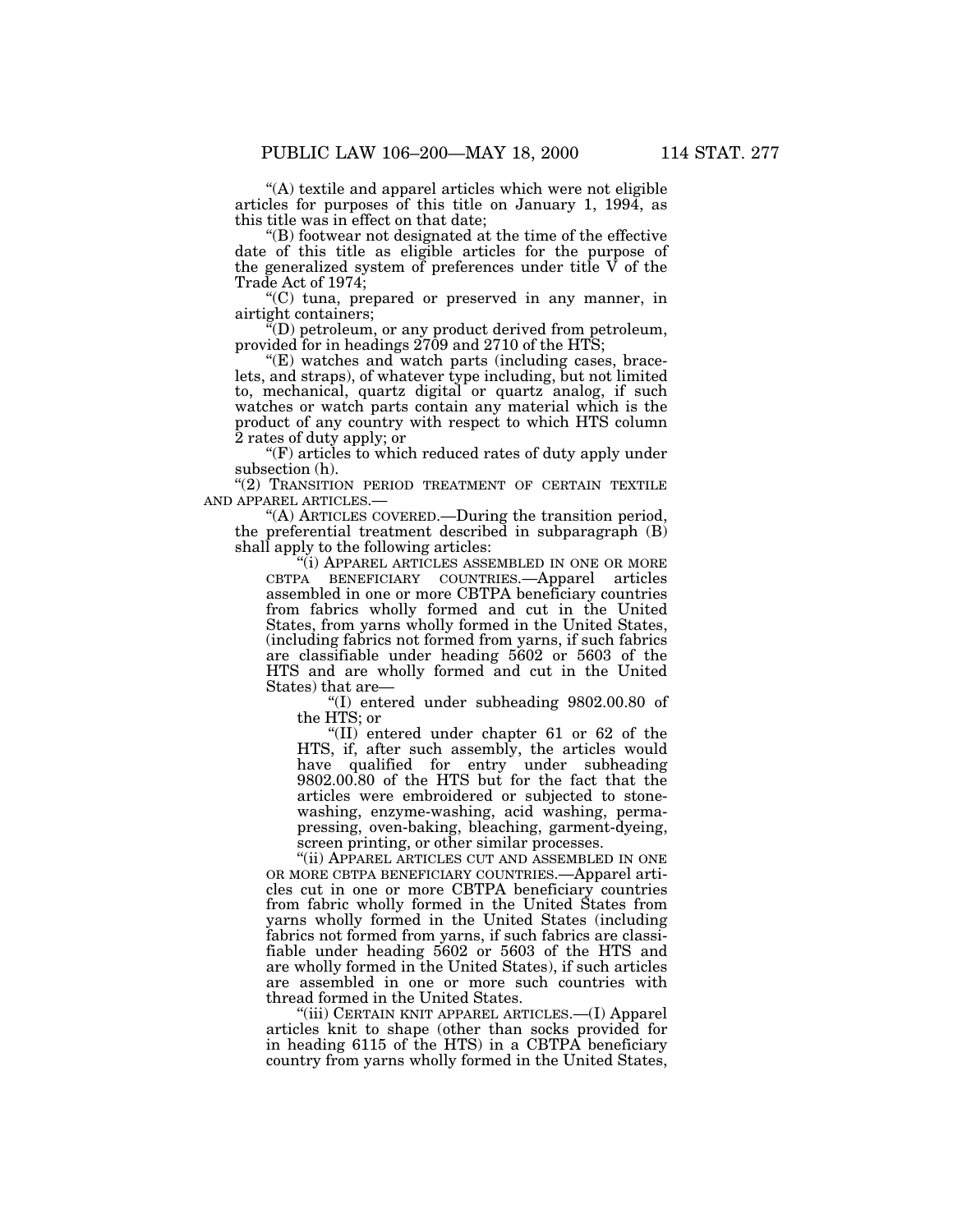"(A) textile and apparel articles which were not eligible articles for purposes of this title on January 1, 1994, as this title was in effect on that date;

"(B) footwear not designated at the time of the effective date of this title as eligible articles for the purpose of the generalized system of preferences under title V of the Trade Act of 1974;

"(C) tuna, prepared or preserved in any manner, in airtight containers;

"(D) petroleum, or any product derived from petroleum, provided for in headings 2709 and 2710 of the HTS;

"(E) watches and watch parts (including cases, bracelets, and straps), of whatever type including, but not limited to, mechanical, quartz digital or quartz analog, if such watches or watch parts contain any material which is the product of any country with respect to which HTS column 2 rates of duty apply; or

"(F) articles to which reduced rates of duty apply under subsection (h).

"(2) TRANSITION PERIOD TREATMENT OF CERTAIN TEXTILE AND APPAREL ARTICLES.—

"(A) ARTICLES COVERED.—During the transition period, the preferential treatment described in subparagraph (B) shall apply to the following articles:

"(i) APPAREL ARTICLES ASSEMBLED IN ONE OR MORE CBTPA BENEFICIARY COUNTRIES.—Apparel articles assembled in one or more CBTPA beneficiary countries from fabrics wholly formed and cut in the United States, from yarns wholly formed in the United States, (including fabrics not formed from yarns, if such fabrics are classifiable under heading 5602 or 5603 of the HTS and are wholly formed and cut in the United States) that are—

"(I) entered under subheading 9802.00.80 of the HTS; or

"(II) entered under chapter 61 or 62 of the HTS, if, after such assembly, the articles would have qualified for entry under subheading 9802.00.80 of the HTS but for the fact that the articles were embroidered or subjected to stone-washing, enzyme-washing, acid washing, perma-pressing, oven-baking, bleaching, garment-dyeing, screen printing, or other similar processes.

"(ii) APPAREL ARTICLES CUT AND ASSEMBLED IN ONE OR MORE CBTPA BENEFICIARY COUNTRIES.—Apparel articles cut in one or more CBTPA beneficiary countries from fabric wholly formed in the United States from yarns wholly formed in the United States (including fabrics not formed from yarns, if such fabrics are classifiable under heading 5602 or 5603 of the HTS and are wholly formed in the United States), if such articles are assembled in one or more such countries with thread formed in the United States.

"(iii) CERTAIN KNIT APPAREL ARTICLES.—(I) Apparel articles knit to shape (other than socks provided for in heading 6115 of the HTS) in a CBTPA beneficiary country from yarns wholly formed in the United States,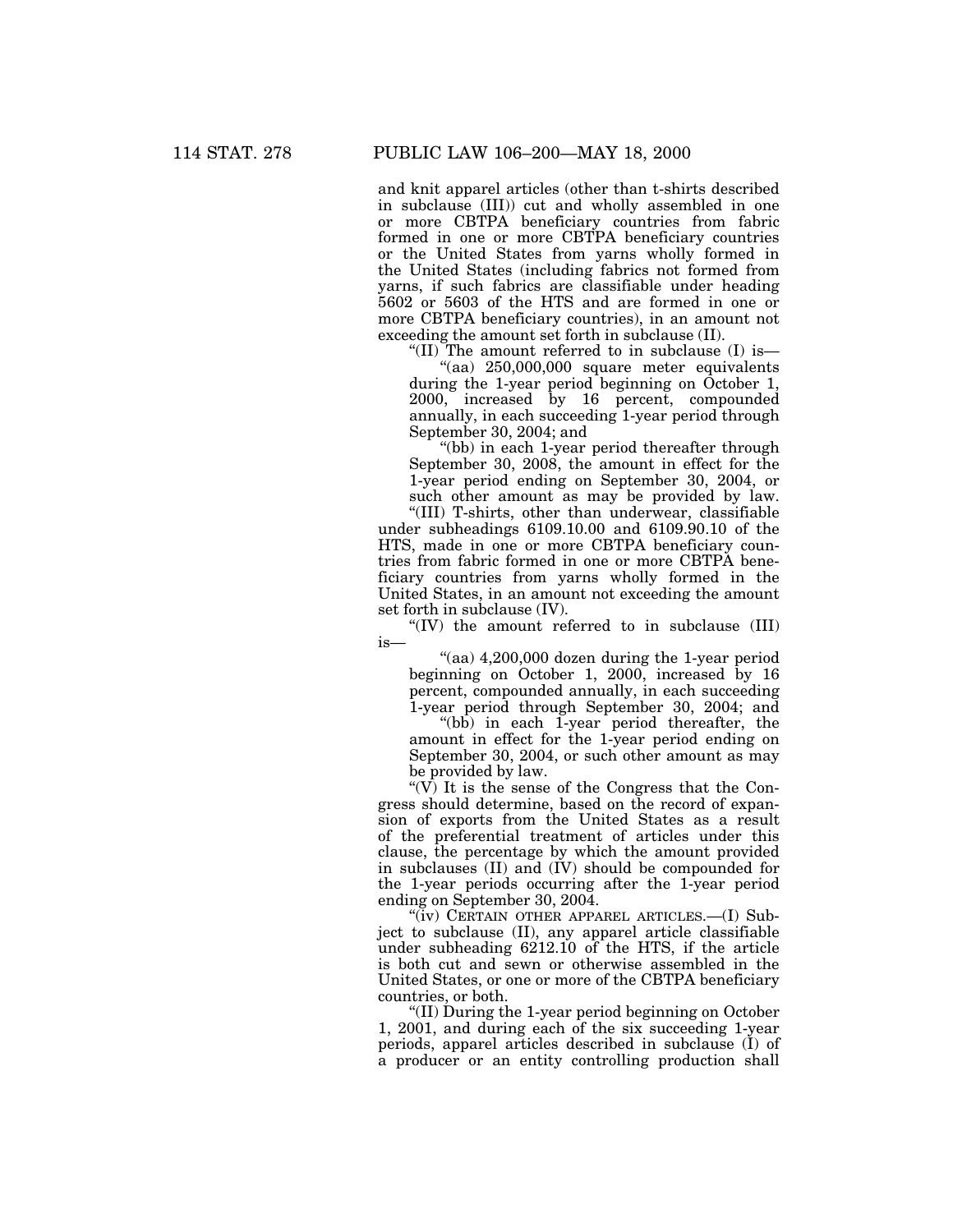and knit apparel articles (other than t-shirts described in subclause (III)) cut and wholly assembled in one or more CBTPA beneficiary countries from fabric formed in one or more CBTPA beneficiary countries or the United States from yarns wholly formed in the United States (including fabrics not formed from yarns, if such fabrics are classifiable under heading 5602 or 5603 of the HTS and are formed in one or more CBTPA beneficiary countries), in an amount not exceeding the amount set forth in subclause (II).

"(II) The amount referred to in subclause (I) is—

"(aa) 250,000,000 square meter equivalents during the 1-year period beginning on October 1, 2000, increased by 16 percent, compounded annually, in each succeeding 1-year period through September 30, 2004; and

"(bb) in each 1-year period thereafter through September 30, 2008, the amount in effect for the 1-year period ending on September 30, 2004, or such other amount as may be provided by law.

"(III) T-shirts, other than underwear, classifiable under subheadings 6109.10.00 and 6109.90.10 of the HTS, made in one or more CBTPA beneficiary countries from fabric formed in one or more CBTPA beneficiary countries from yarns wholly formed in the United States, in an amount not exceeding the amount set forth in subclause (IV).

"(IV) the amount referred to in subclause (III) is—

"(aa) 4,200,000 dozen during the 1-year period beginning on October 1, 2000, increased by 16 percent, compounded annually, in each succeeding 1-year period through September 30, 2004; and

"(bb) in each 1-year period thereafter, the amount in effect for the 1-year period ending on September 30, 2004, or such other amount as may be provided by law.

"(V) It is the sense of the Congress that the Congress should determine, based on the record of expansion of exports from the United States as a result of the preferential treatment of articles under this clause, the percentage by which the amount provided in subclauses (II) and (IV) should be compounded for the 1-year periods occurring after the 1-year period ending on September 30, 2004.

"(iv) CERTAIN OTHER APPAREL ARTICLES.—(I) Subject to subclause (II), any apparel article classifiable under subheading 6212.10 of the HTS, if the article is both cut and sewn or otherwise assembled in the United States, or one or more of the CBTPA beneficiary countries, or both.

"(II) During the 1-year period beginning on October 1, 2001, and during each of the six succeeding 1-year periods, apparel articles described in subclause (I) of a producer or an entity controlling production shall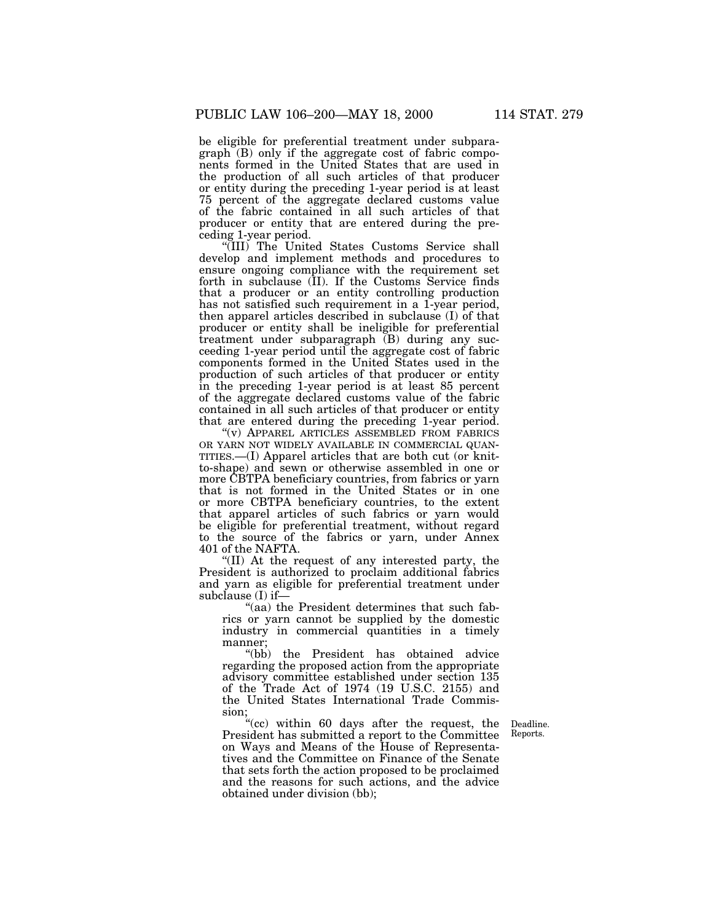be eligible for preferential treatment under subparagraph (B) only if the aggregate cost of fabric components formed in the United States that are used in the production of all such articles of that producer or entity during the preceding 1-year period is at least 75 percent of the aggregate declared customs value of the fabric contained in all such articles of that producer or entity that are entered during the preceding 1-year period.

"(III) The United States Customs Service shall develop and implement methods and procedures to ensure ongoing compliance with the requirement set forth in subclause (II). If the Customs Service finds that a producer or an entity controlling production has not satisfied such requirement in a 1-year period, then apparel articles described in subclause (I) of that producer or entity shall be ineligible for preferential treatment under subparagraph (B) during any succeeding 1-year period until the aggregate cost of fabric components formed in the United States used in the production of such articles of that producer or entity in the preceding 1-year period is at least 85 percent of the aggregate declared customs value of the fabric contained in all such articles of that producer or entity that are entered during the preceding 1-year period.

"(v) APPAREL ARTICLES ASSEMBLED FROM FABRICS OR YARN NOT WIDELY AVAILABLE IN COMMERCIAL QUANTITIES.—(I) Apparel articles that are both cut (or knit-to-shape) and sewn or otherwise assembled in one or more CBTPA beneficiary countries, from fabrics or yarn that is not formed in the United States or in one or more CBTPA beneficiary countries, to the extent that apparel articles of such fabrics or yarn would be eligible for preferential treatment, without regard to the source of the fabrics or yarn, under Annex 401 of the NAFTA.

"(II) At the request of any interested party, the President is authorized to proclaim additional fabrics and yarn as eligible for preferential treatment under subclause (I) if—

"(aa) the President determines that such fabrics or yarn cannot be supplied by the domestic industry in commercial quantities in a timely manner;

"(bb) the President has obtained advice regarding the proposed action from the appropriate advisory committee established under section 135 of the Trade Act of 1974 (19 U.S.C. 2155) and the United States International Trade Commission;

Deadline. Reports.

"(cc) within 60 days after the request, the President has submitted a report to the Committee on Ways and Means of the House of Representatives and the Committee on Finance of the Senate that sets forth the action proposed to be proclaimed and the reasons for such actions, and the advice obtained under division (bb);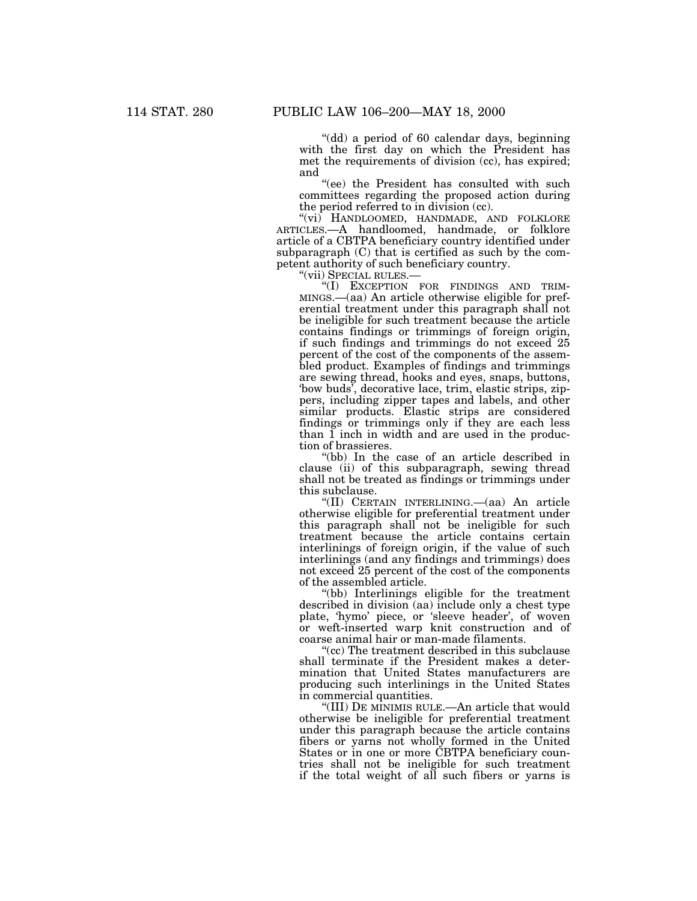"(dd) a period of 60 calendar days, beginning with the first day on which the President has met the requirements of division (cc), has expired; and

"(ee) the President has consulted with such committees regarding the proposed action during the period referred to in division (cc).

"(vi) HANDLOOMED, HANDMADE, AND FOLKLORE ARTICLES.—A handloomed, handmade, or folklore article of a CBTPA beneficiary country identified under subparagraph (C) that is certified as such by the competent authority of such beneficiary country.

"(vii) SPECIAL RULES.—

"(I) EXCEPTION FOR FINDINGS AND TRIMMINGS.—(aa) An article otherwise eligible for preferential treatment under this paragraph shall not be ineligible for such treatment because the article contains findings or trimmings of foreign origin, if such findings and trimmings do not exceed 25 percent of the cost of the components of the assembled product. Examples of findings and trimmings are sewing thread, hooks and eyes, snaps, buttons, 'bow buds', decorative lace, trim, elastic strips, zippers, including zipper tapes and labels, and other similar products. Elastic strips are considered findings or trimmings only if they are each less than 1 inch in width and are used in the production of brassieres.

"(bb) In the case of an article described in clause (ii) of this subparagraph, sewing thread shall not be treated as findings or trimmings under this subclause.

"(II) CERTAIN INTERLINING.—(aa) An article otherwise eligible for preferential treatment under this paragraph shall not be ineligible for such treatment because the article contains certain interlinings of foreign origin, if the value of such interlinings (and any findings and trimmings) does not exceed 25 percent of the cost of the components of the assembled article.

"(bb) Interlinings eligible for the treatment described in division (aa) include only a chest type plate, 'hymo' piece, or 'sleeve header', of woven or weft-inserted warp knit construction and of coarse animal hair or man-made filaments.

"(cc) The treatment described in this subclause shall terminate if the President makes a determination that United States manufacturers are producing such interlinings in the United States in commercial quantities.

"(III) DE MINIMIS RULE.—An article that would otherwise be ineligible for preferential treatment under this paragraph because the article contains fibers or yarns not wholly formed in the United States or in one or more CBTPA beneficiary countries shall not be ineligible for such treatment if the total weight of all such fibers or yarns is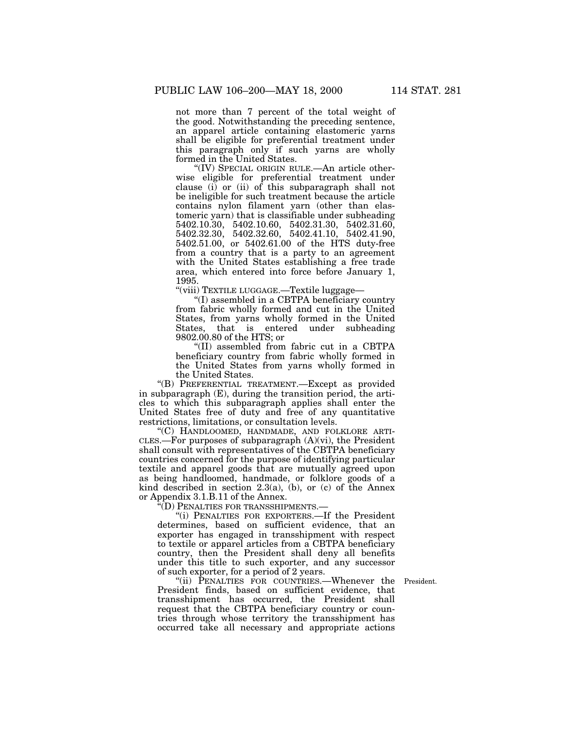not more than 7 percent of the total weight of the good. Notwithstanding the preceding sentence, an apparel article containing elastomeric yarns shall be eligible for preferential treatment under this paragraph only if such yarns are wholly formed in the United States.

"(IV) SPECIAL ORIGIN RULE.—An article otherwise eligible for preferential treatment under clause (i) or (ii) of this subparagraph shall not be ineligible for such treatment because the article contains nylon filament yarn (other than elastomeric yarn) that is classifiable under subheading 5402.10.30, 5402.10.60, 5402.31.30, 5402.31.60, 5402.32.30, 5402.32.60, 5402.41.10, 5402.41.90, 5402.51.00, or 5402.61.00 of the HTS duty-free from a country that is a party to an agreement with the United States establishing a free trade area, which entered into force before January 1, 1995.

"(viii) TEXTILE LUGGAGE.—Textile luggage—

"(I) assembled in a CBTPA beneficiary country from fabric wholly formed and cut in the United States, from yarns wholly formed in the United States, that is entered under subheading 9802.00.80 of the HTS; or

"(II) assembled from fabric cut in a CBTPA beneficiary country from fabric wholly formed in the United States from yarns wholly formed in the United States.

"(B) PREFERENTIAL TREATMENT.—Except as provided in subparagraph (E), during the transition period, the articles to which this subparagraph applies shall enter the United States free of duty and free of any quantitative restrictions, limitations, or consultation levels.

"(C) HANDLOOMED, HANDMADE, AND FOLKLORE ARTICLES.—For purposes of subparagraph (A)(vi), the President shall consult with representatives of the CBTPA beneficiary countries concerned for the purpose of identifying particular textile and apparel goods that are mutually agreed upon as being handloomed, handmade, or folklore goods of a kind described in section 2.3(a), (b), or (c) of the Annex or Appendix 3.1.B.11 of the Annex.

"(D) PENALTIES FOR TRANSSHIPMENTS.—

"(i) PENALTIES FOR EXPORTERS.—If the President determines, based on sufficient evidence, that an exporter has engaged in transshipment with respect to textile or apparel articles from a CBTPA beneficiary country, then the President shall deny all benefits under this title to such exporter, and any successor of such exporter, for a period of 2 years.

President.

"(ii) PENALTIES FOR COUNTRIES.—Whenever the President finds, based on sufficient evidence, that transshipment has occurred, the President shall request that the CBTPA beneficiary country or countries through whose territory the transshipment has occurred take all necessary and appropriate actions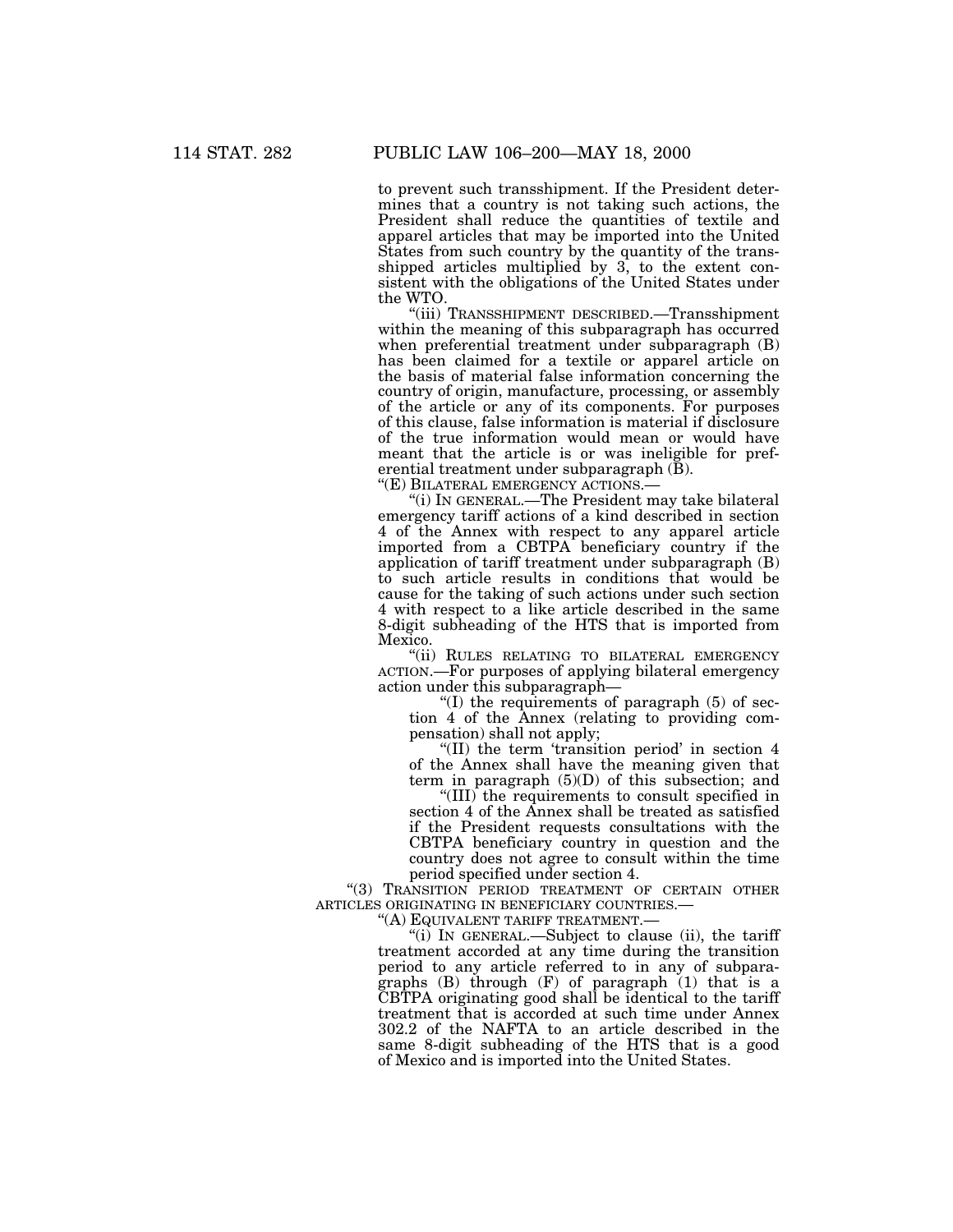to prevent such transshipment. If the President determines that a country is not taking such actions, the President shall reduce the quantities of textile and apparel articles that may be imported into the United States from such country by the quantity of the transshipped articles multiplied by 3, to the extent consistent with the obligations of the United States under the WTO.

"(iii) TRANSSHIPMENT DESCRIBED.—Transshipment within the meaning of this subparagraph has occurred when preferential treatment under subparagraph (B) has been claimed for a textile or apparel article on the basis of material false information concerning the country of origin, manufacture, processing, or assembly of the article or any of its components. For purposes of this clause, false information is material if disclosure of the true information would mean or would have meant that the article is or was ineligible for preferential treatment under subparagraph (B).

"(E) BILATERAL EMERGENCY ACTIONS.—

"(i) IN GENERAL.—The President may take bilateral emergency tariff actions of a kind described in section 4 of the Annex with respect to any apparel article imported from a CBTPA beneficiary country if the application of tariff treatment under subparagraph (B) to such article results in conditions that would be cause for the taking of such actions under such section 4 with respect to a like article described in the same 8-digit subheading of the HTS that is imported from Mexico.

"(ii) RULES RELATING TO BILATERAL EMERGENCY ACTION.—For purposes of applying bilateral emergency action under this subparagraph—

"(I) the requirements of paragraph (5) of section 4 of the Annex (relating to providing compensation) shall not apply;

"(II) the term 'transition period' in section 4 of the Annex shall have the meaning given that term in paragraph (5)(D) of this subsection; and

"(III) the requirements to consult specified in section 4 of the Annex shall be treated as satisfied if the President requests consultations with the CBTPA beneficiary country in question and the country does not agree to consult within the time period specified under section 4.

"(3) TRANSITION PERIOD TREATMENT OF CERTAIN OTHER ARTICLES ORIGINATING IN BENEFICIARY COUNTRIES.—

"(A) EQUIVALENT TARIFF TREATMENT.—

"(i) IN GENERAL.—Subject to clause (ii), the tariff treatment accorded at any time during the transition period to any article referred to in any of subparagraphs (B) through (F) of paragraph (1) that is a CBTPA originating good shall be identical to the tariff treatment that is accorded at such time under Annex 302.2 of the NAFTA to an article described in the same 8-digit subheading of the HTS that is a good of Mexico and is imported into the United States.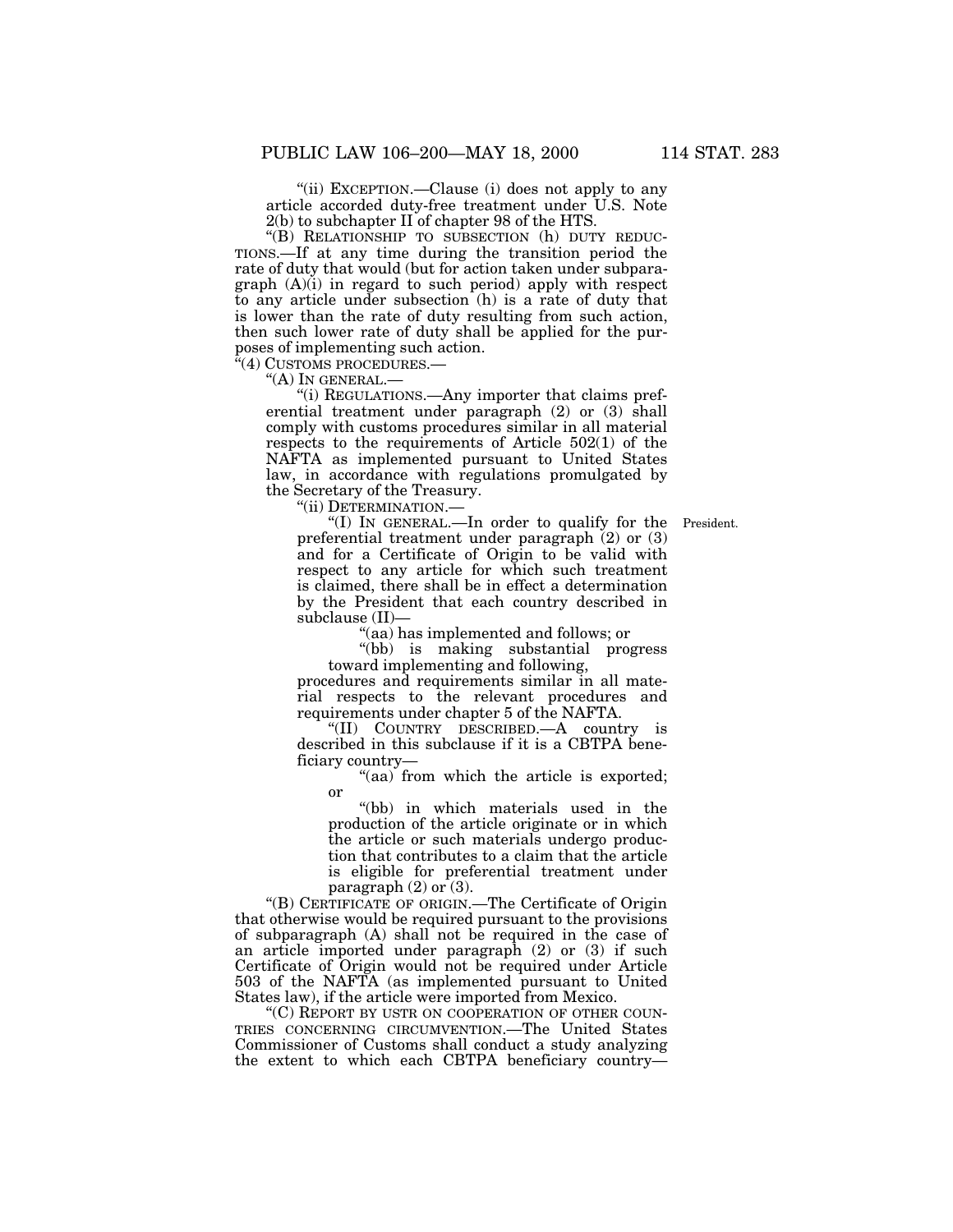"(ii) EXCEPTION.—Clause (i) does not apply to any article accorded duty-free treatment under U.S. Note 2(b) to subchapter II of chapter 98 of the HTS.

"(B) RELATIONSHIP TO SUBSECTION (h) DUTY REDUCTIONS.—If at any time during the transition period the rate of duty that would (but for action taken under subparagraph (A)(i) in regard to such period) apply with respect to any article under subsection (h) is a rate of duty that is lower than the rate of duty resulting from such action, then such lower rate of duty shall be applied for the purposes of implementing such action.

"(4) CUSTOMS PROCEDURES.—

"(A) IN GENERAL.—

"(i) REGULATIONS.—Any importer that claims preferential treatment under paragraph (2) or (3) shall comply with customs procedures similar in all material respects to the requirements of Article 502(1) of the NAFTA as implemented pursuant to United States law, in accordance with regulations promulgated by the Secretary of the Treasury.

"(ii) DETERMINATION.—

President.

"(I) IN GENERAL.—In order to qualify for the preferential treatment under paragraph (2) or (3) and for a Certificate of Origin to be valid with respect to any article for which such treatment is claimed, there shall be in effect a determination by the President that each country described in subclause (II)—

"(aa) has implemented and follows; or

"(bb) is making substantial progress toward implementing and following,

procedures and requirements similar in all material respects to the relevant procedures and requirements under chapter 5 of the NAFTA.

"(II) COUNTRY DESCRIBED.—A country is described in this subclause if it is a CBTPA beneficiary country—

"(aa) from which the article is exported; or

"(bb) in which materials used in the production of the article originate or in which the article or such materials undergo production that contributes to a claim that the article is eligible for preferential treatment under paragraph (2) or (3).

"(B) CERTIFICATE OF ORIGIN.—The Certificate of Origin that otherwise would be required pursuant to the provisions of subparagraph (A) shall not be required in the case of an article imported under paragraph (2) or (3) if such Certificate of Origin would not be required under Article 503 of the NAFTA (as implemented pursuant to United States law), if the article were imported from Mexico.

"(C) REPORT BY USTR ON COOPERATION OF OTHER COUNTRIES CONCERNING CIRCUMVENTION.—The United States Commissioner of Customs shall conduct a study analyzing the extent to which each CBTPA beneficiary country—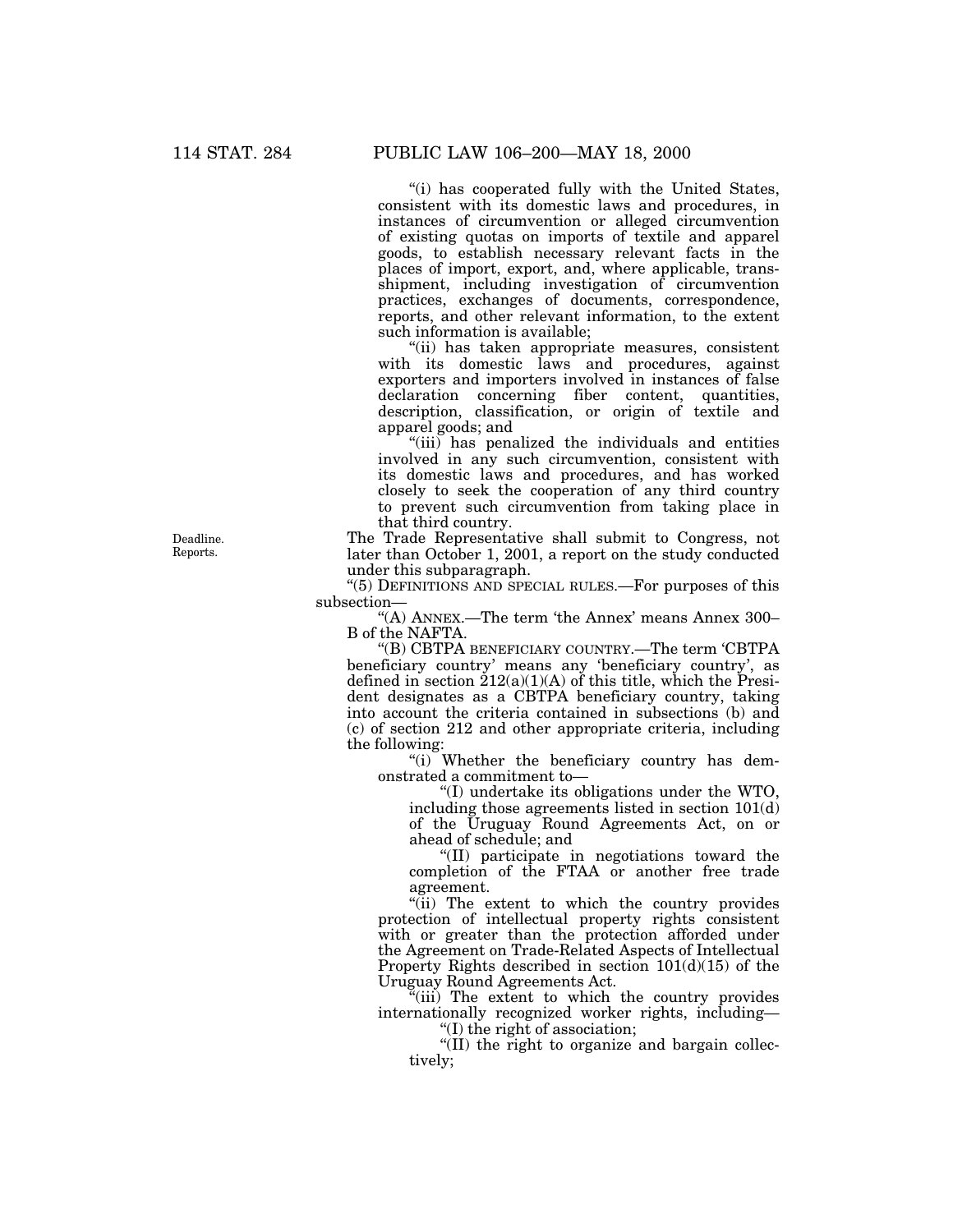"(i) has cooperated fully with the United States, consistent with its domestic laws and procedures, in instances of circumvention or alleged circumvention of existing quotas on imports of textile and apparel goods, to establish necessary relevant facts in the places of import, export, and, where applicable, transshipment, including investigation of circumvention practices, exchanges of documents, correspondence, reports, and other relevant information, to the extent such information is available;

"(ii) has taken appropriate measures, consistent with its domestic laws and procedures, against exporters and importers involved in instances of false declaration concerning fiber content, quantities, description, classification, or origin of textile and apparel goods; and

"(iii) has penalized the individuals and entities involved in any such circumvention, consistent with its domestic laws and procedures, and has worked closely to seek the cooperation of any third country to prevent such circumvention from taking place in that third country.

Deadline. Reports.

The Trade Representative shall submit to Congress, not later than October 1, 2001, a report on the study conducted under this subparagraph.

"(5) DEFINITIONS AND SPECIAL RULES.—For purposes of this subsection—

"(A) ANNEX.—The term 'the Annex' means Annex 300–B of the NAFTA.

"(B) CBTPA BENEFICIARY COUNTRY.—The term 'CBTPA beneficiary country' means any 'beneficiary country', as defined in section 212(a)(1)(A) of this title, which the President designates as a CBTPA beneficiary country, taking into account the criteria contained in subsections (b) and (c) of section 212 and other appropriate criteria, including the following:

"(i) Whether the beneficiary country has demonstrated a commitment to—

"(I) undertake its obligations under the WTO, including those agreements listed in section 101(d) of the Uruguay Round Agreements Act, on or ahead of schedule; and

"(II) participate in negotiations toward the completion of the FTAA or another free trade agreement.

"(ii) The extent to which the country provides protection of intellectual property rights consistent with or greater than the protection afforded under the Agreement on Trade-Related Aspects of Intellectual Property Rights described in section 101(d)(15) of the Uruguay Round Agreements Act.

"(iii) The extent to which the country provides internationally recognized worker rights, including—

"(I) the right of association;

"(II) the right to organize and bargain collectively;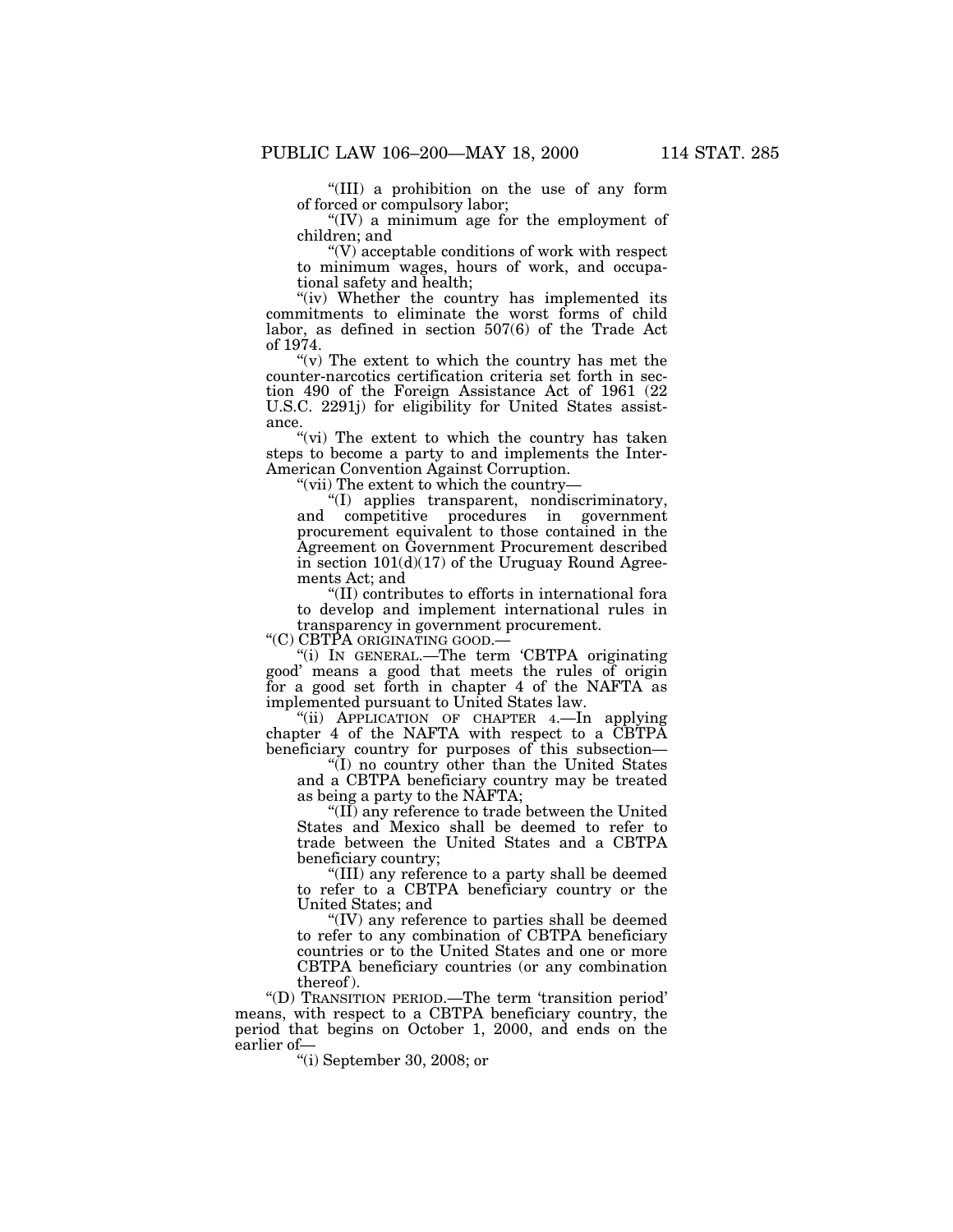"(III) a prohibition on the use of any form of forced or compulsory labor;

"(IV) a minimum age for the employment of children; and

"(V) acceptable conditions of work with respect to minimum wages, hours of work, and occupational safety and health;

"(iv) Whether the country has implemented its commitments to eliminate the worst forms of child labor, as defined in section 507(6) of the Trade Act of 1974.

"(v) The extent to which the country has met the counter-narcotics certification criteria set forth in section 490 of the Foreign Assistance Act of 1961 (22 U.S.C. 2291j) for eligibility for United States assistance.

"(vi) The extent to which the country has taken steps to become a party to and implements the Inter-American Convention Against Corruption.

"(vii) The extent to which the country—

"(I) applies transparent, nondiscriminatory, and competitive procedures in government procurement equivalent to those contained in the Agreement on Government Procurement described in section 101(d)(17) of the Uruguay Round Agreements Act; and

"(II) contributes to efforts in international fora to develop and implement international rules in transparency in government procurement.

"(C) CBTPA ORIGINATING GOOD.—

"(i) IN GENERAL.—The term 'CBTPA originating good' means a good that meets the rules of origin for a good set forth in chapter 4 of the NAFTA as implemented pursuant to United States law.

"(ii) APPLICATION OF CHAPTER 4.—In applying chapter 4 of the NAFTA with respect to a CBTPA beneficiary country for purposes of this subsection—

"(I) no country other than the United States and a CBTPA beneficiary country may be treated as being a party to the NAFTA;

"(II) any reference to trade between the United States and Mexico shall be deemed to refer to trade between the United States and a CBTPA beneficiary country;

"(III) any reference to a party shall be deemed to refer to a CBTPA beneficiary country or the United States; and

"(IV) any reference to parties shall be deemed to refer to any combination of CBTPA beneficiary countries or to the United States and one or more CBTPA beneficiary countries (or any combination thereof).

"(D) TRANSITION PERIOD.—The term 'transition period' means, with respect to a CBTPA beneficiary country, the period that begins on October 1, 2000, and ends on the earlier of—

"(i) September 30, 2008; or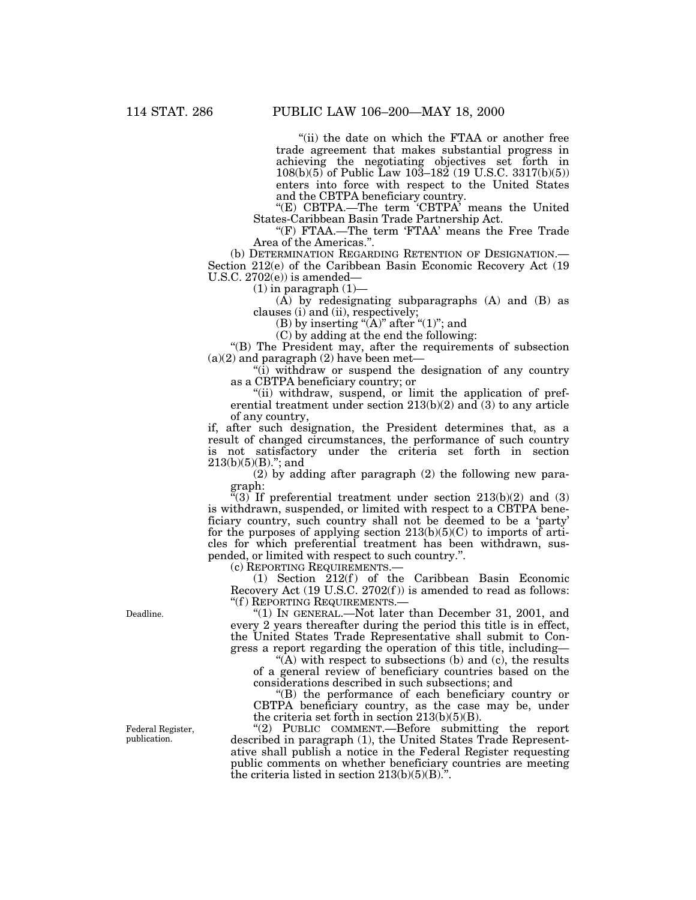"(ii) the date on which the FTAA or another free trade agreement that makes substantial progress in achieving the negotiating objectives set forth in 108(b)(5) of Public Law 103–182 (19 U.S.C. 3317(b)(5)) enters into force with respect to the United States and the CBTPA beneficiary country.

"(E) CBTPA.—The term 'CBTPA' means the United States-Caribbean Basin Trade Partnership Act.

"(F) FTAA.—The term 'FTAA' means the Free Trade Area of the Americas.".

(b) DETERMINATION REGARDING RETENTION OF DESIGNATION.—Section 212(e) of the Caribbean Basin Economic Recovery Act (19 U.S.C. 2702(e)) is amended—

(1) in paragraph (1)—

(A) by redesignating subparagraphs (A) and (B) as clauses (i) and (ii), respectively;

(B) by inserting "(A)" after "(1)"; and

(C) by adding at the end the following:

"(B) The President may, after the requirements of subsection (a)(2) and paragraph (2) have been met—

"(i) withdraw or suspend the designation of any country as a CBTPA beneficiary country; or

"(ii) withdraw, suspend, or limit the application of preferential treatment under section 213(b)(2) and (3) to any article of any country,

if, after such designation, the President determines that, as a result of changed circumstances, the performance of such country is not satisfactory under the criteria set forth in section 213(b)(5)(B)."; and

(2) by adding after paragraph (2) the following new paragraph:

"(3) If preferential treatment under section 213(b)(2) and (3) is withdrawn, suspended, or limited with respect to a CBTPA beneficiary country, such country shall not be deemed to be a 'party' for the purposes of applying section 213(b)(5)(C) to imports of articles for which preferential treatment has been withdrawn, suspended, or limited with respect to such country.".

(c) REPORTING REQUIREMENTS.—

(1) Section 212(f) of the Caribbean Basin Economic Recovery Act (19 U.S.C. 2702(f)) is amended to read as follows:

"(f) REPORTING REQUIREMENTS.—

Deadline.

"(1) IN GENERAL.—Not later than December 31, 2001, and every 2 years thereafter during the period this title is in effect, the United States Trade Representative shall submit to Congress a report regarding the operation of this title, including—

"(A) with respect to subsections (b) and (c), the results of a general review of beneficiary countries based on the considerations described in such subsections; and

"(B) the performance of each beneficiary country or CBTPA beneficiary country, as the case may be, under the criteria set forth in section 213(b)(5)(B).

Federal Register, publication.

"(2) PUBLIC COMMENT.—Before submitting the report described in paragraph (1), the United States Trade Representative shall publish a notice in the Federal Register requesting public comments on whether beneficiary countries are meeting the criteria listed in section 213(b)(5)(B).".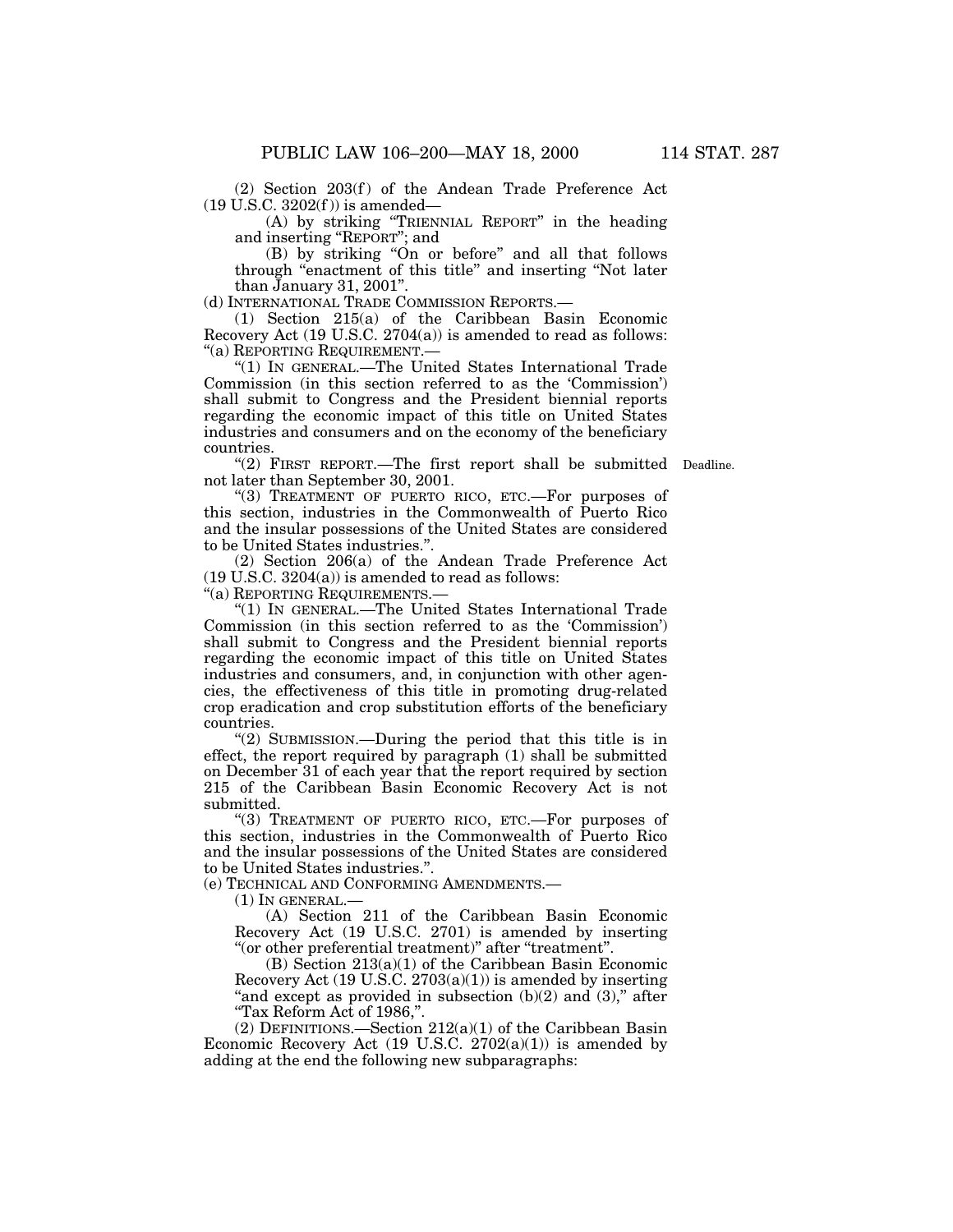(2) Section 203(f) of the Andean Trade Preference Act (19 U.S.C. 3202(f)) is amended—

(A) by striking "TRIENNIAL REPORT" in the heading and inserting "REPORT"; and

(B) by striking "On or before" and all that follows through "enactment of this title" and inserting "Not later than January 31, 2001".

(d) INTERNATIONAL TRADE COMMISSION REPORTS.—

(1) Section 215(a) of the Caribbean Basin Economic Recovery Act (19 U.S.C. 2704(a)) is amended to read as follows:

"(a) REPORTING REQUIREMENT.—

"(1) IN GENERAL.—The United States International Trade Commission (in this section referred to as the 'Commission') shall submit to Congress and the President biennial reports regarding the economic impact of this title on United States industries and consumers and on the economy of the beneficiary countries.

"(2) FIRST REPORT.—The first report shall be submitted not later than September 30, 2001.

Deadline.

"(3) TREATMENT OF PUERTO RICO, ETC.—For purposes of this section, industries in the Commonwealth of Puerto Rico and the insular possessions of the United States are considered to be United States industries.".

(2) Section 206(a) of the Andean Trade Preference Act (19 U.S.C. 3204(a)) is amended to read as follows:

"(a) REPORTING REQUIREMENTS.—

"(1) IN GENERAL.—The United States International Trade Commission (in this section referred to as the 'Commission') shall submit to Congress and the President biennial reports regarding the economic impact of this title on United States industries and consumers, and, in conjunction with other agencies, the effectiveness of this title in promoting drug-related crop eradication and crop substitution efforts of the beneficiary countries.

"(2) SUBMISSION.—During the period that this title is in effect, the report required by paragraph (1) shall be submitted on December 31 of each year that the report required by section 215 of the Caribbean Basin Economic Recovery Act is not submitted.

"(3) TREATMENT OF PUERTO RICO, ETC.—For purposes of this section, industries in the Commonwealth of Puerto Rico and the insular possessions of the United States are considered to be United States industries.".

(e) TECHNICAL AND CONFORMING AMENDMENTS.—

(1) IN GENERAL.—

(A) Section 211 of the Caribbean Basin Economic Recovery Act (19 U.S.C. 2701) is amended by inserting "(or other preferential treatment)" after "treatment".

(B) Section 213(a)(1) of the Caribbean Basin Economic Recovery Act (19 U.S.C. 2703(a)(1)) is amended by inserting "and except as provided in subsection (b)(2) and (3)," after "Tax Reform Act of 1986,".

(2) DEFINITIONS.—Section 212(a)(1) of the Caribbean Basin Economic Recovery Act (19 U.S.C. 2702(a)(1)) is amended by adding at the end the following new subparagraphs: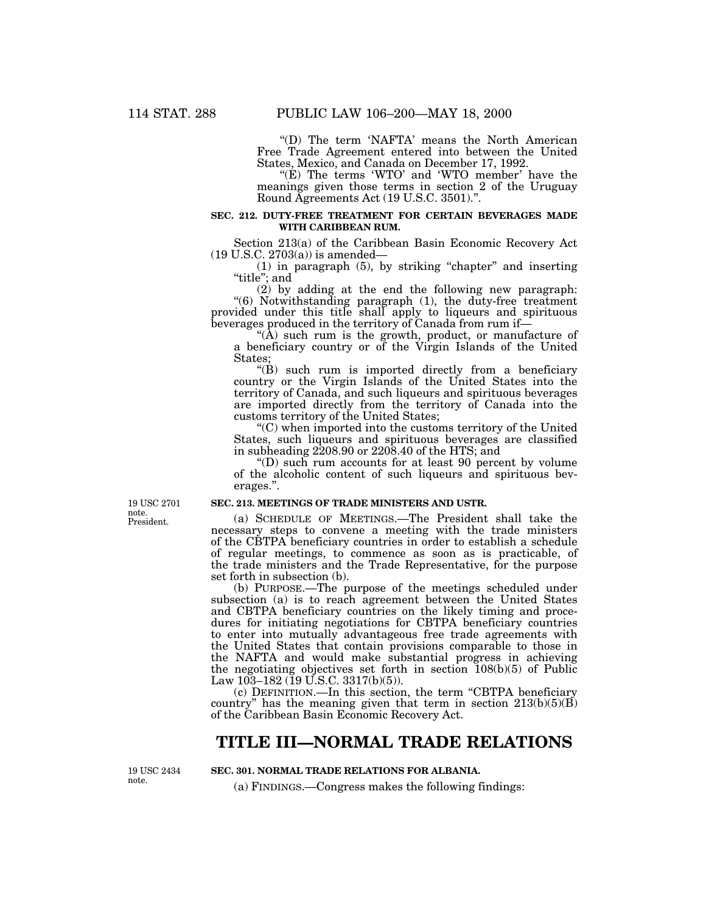"(D) The term 'NAFTA' means the North American Free Trade Agreement entered into between the United States, Mexico, and Canada on December 17, 1992.

"(E) The terms 'WTO' and 'WTO member' have the meanings given those terms in section 2 of the Uruguay Round Agreements Act (19 U.S.C. 3501).".

**SEC. 212. DUTY-FREE TREATMENT FOR CERTAIN BEVERAGES MADE WITH CARIBBEAN RUM.**

Section 213(a) of the Caribbean Basin Economic Recovery Act (19 U.S.C. 2703(a)) is amended—

(1) in paragraph (5), by striking "chapter" and inserting "title"; and

(2) by adding at the end the following new paragraph:

"(6) Notwithstanding paragraph (1), the duty-free treatment provided under this title shall apply to liqueurs and spirituous beverages produced in the territory of Canada from rum if—

"(A) such rum is the growth, product, or manufacture of a beneficiary country or of the Virgin Islands of the United States;

"(B) such rum is imported directly from a beneficiary country or the Virgin Islands of the United States into the territory of Canada, and such liqueurs and spirituous beverages are imported directly from the territory of Canada into the customs territory of the United States;

"(C) when imported into the customs territory of the United States, such liqueurs and spirituous beverages are classified in subheading 2208.90 or 2208.40 of the HTS; and

"(D) such rum accounts for at least 90 percent by volume of the alcoholic content of such liqueurs and spirituous beverages.".

19 USC 2701 note. President.

**SEC. 213. MEETINGS OF TRADE MINISTERS AND USTR.**

(a) SCHEDULE OF MEETINGS.—The President shall take the necessary steps to convene a meeting with the trade ministers of the CBTPA beneficiary countries in order to establish a schedule of regular meetings, to commence as soon as is practicable, of the trade ministers and the Trade Representative, for the purpose set forth in subsection (b).

(b) PURPOSE.—The purpose of the meetings scheduled under subsection (a) is to reach agreement between the United States and CBTPA beneficiary countries on the likely timing and procedures for initiating negotiations for CBTPA beneficiary countries to enter into mutually advantageous free trade agreements with the United States that contain provisions comparable to those in the NAFTA and would make substantial progress in achieving the negotiating objectives set forth in section 108(b)(5) of Public Law 103–182 (19 U.S.C. 3317(b)(5)).

(c) DEFINITION.—In this section, the term "CBTPA beneficiary country" has the meaning given that term in section 213(b)(5)(B) of the Caribbean Basin Economic Recovery Act.

# TITLE III—NORMAL TRADE RELATIONS

19 USC 2434 note.

**SEC. 301. NORMAL TRADE RELATIONS FOR ALBANIA.**

(a) FINDINGS.—Congress makes the following findings: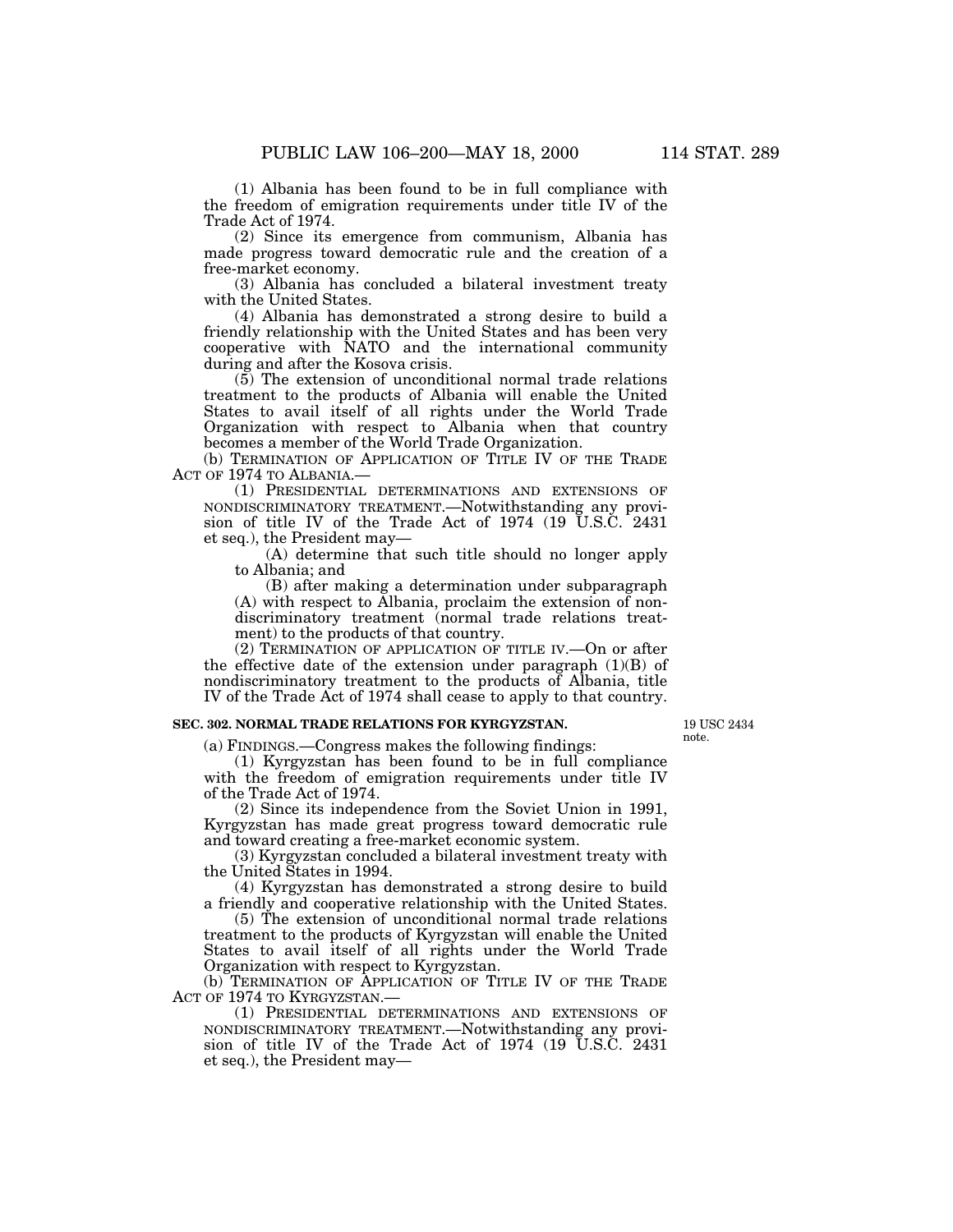(1) Albania has been found to be in full compliance with the freedom of emigration requirements under title IV of the Trade Act of 1974.

(2) Since its emergence from communism, Albania has made progress toward democratic rule and the creation of a free-market economy.

(3) Albania has concluded a bilateral investment treaty with the United States.

(4) Albania has demonstrated a strong desire to build a friendly relationship with the United States and has been very cooperative with NATO and the international community during and after the Kosova crisis.

(5) The extension of unconditional normal trade relations treatment to the products of Albania will enable the United States to avail itself of all rights under the World Trade Organization with respect to Albania when that country becomes a member of the World Trade Organization.

(b) TERMINATION OF APPLICATION OF TITLE IV OF THE TRADE ACT OF 1974 TO ALBANIA.—

(1) PRESIDENTIAL DETERMINATIONS AND EXTENSIONS OF NONDISCRIMINATORY TREATMENT.—Notwithstanding any provision of title IV of the Trade Act of 1974 (19 U.S.C. 2431 et seq.), the President may—

(A) determine that such title should no longer apply to Albania; and

(B) after making a determination under subparagraph (A) with respect to Albania, proclaim the extension of nondiscriminatory treatment (normal trade relations treatment) to the products of that country.

(2) TERMINATION OF APPLICATION OF TITLE IV.—On or after the effective date of the extension under paragraph (1)(B) of nondiscriminatory treatment to the products of Albania, title IV of the Trade Act of 1974 shall cease to apply to that country.

**SEC. 302. NORMAL TRADE RELATIONS FOR KYRGYZSTAN.**

19 USC 2434 note.

(a) FINDINGS.—Congress makes the following findings:

(1) Kyrgyzstan has been found to be in full compliance with the freedom of emigration requirements under title IV of the Trade Act of 1974.

(2) Since its independence from the Soviet Union in 1991, Kyrgyzstan has made great progress toward democratic rule and toward creating a free-market economic system.

(3) Kyrgyzstan concluded a bilateral investment treaty with the United States in 1994.

(4) Kyrgyzstan has demonstrated a strong desire to build a friendly and cooperative relationship with the United States.

(5) The extension of unconditional normal trade relations treatment to the products of Kyrgyzstan will enable the United States to avail itself of all rights under the World Trade Organization with respect to Kyrgyzstan.

(b) TERMINATION OF APPLICATION OF TITLE IV OF THE TRADE ACT OF 1974 TO KYRGYZSTAN.—

(1) PRESIDENTIAL DETERMINATIONS AND EXTENSIONS OF NONDISCRIMINATORY TREATMENT.—Notwithstanding any provision of title IV of the Trade Act of 1974 (19 U.S.C. 2431 et seq.), the President may—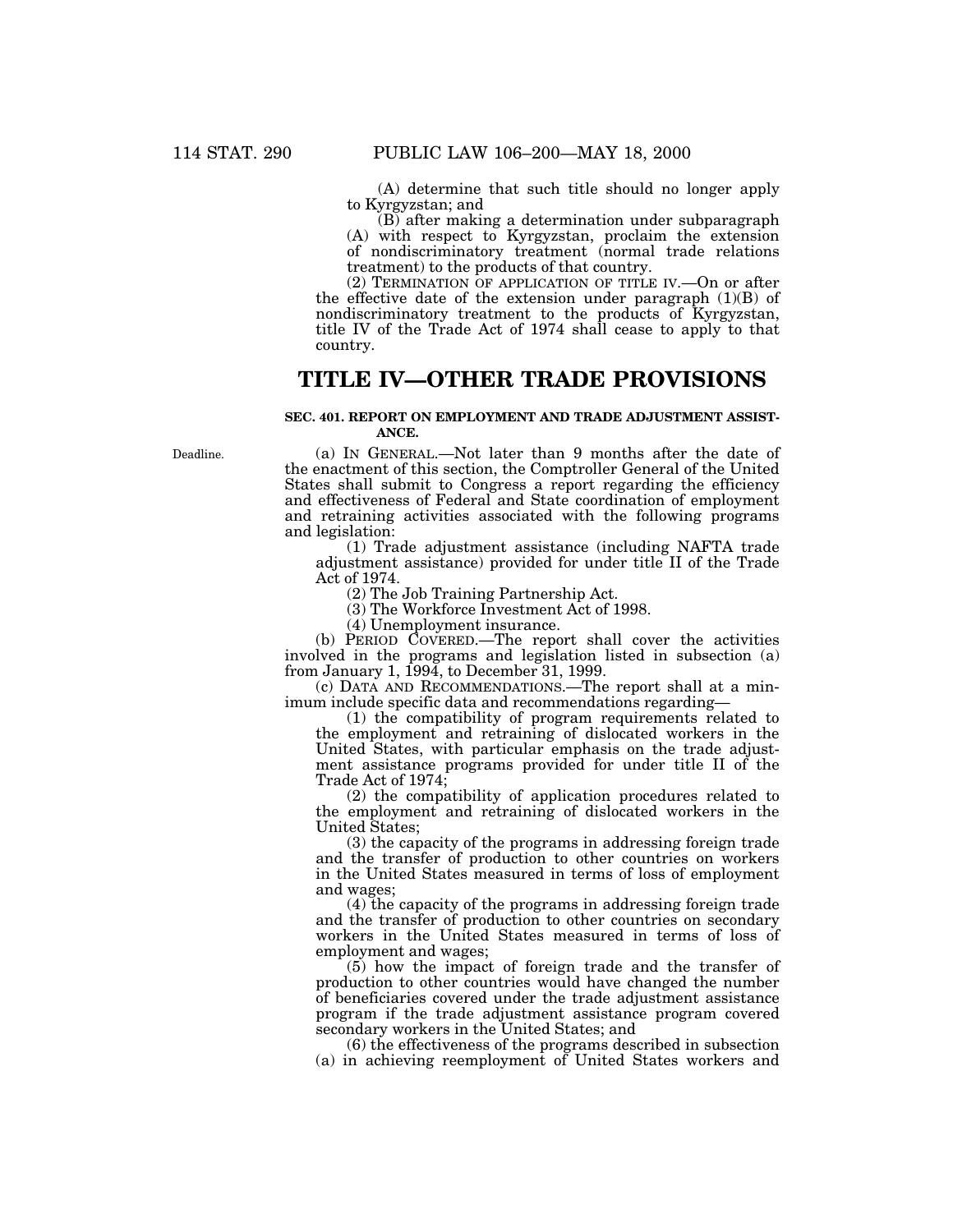(A) determine that such title should no longer apply to Kyrgyzstan; and

(B) after making a determination under subparagraph (A) with respect to Kyrgyzstan, proclaim the extension of nondiscriminatory treatment (normal trade relations treatment) to the products of that country.

(2) TERMINATION OF APPLICATION OF TITLE IV.—On or after the effective date of the extension under paragraph (1)(B) of nondiscriminatory treatment to the products of Kyrgyzstan, title IV of the Trade Act of 1974 shall cease to apply to that country.

# TITLE IV—OTHER TRADE PROVISIONS

### SEC. 401. REPORT ON EMPLOYMENT AND TRADE ADJUSTMENT ASSISTANCE.

Deadline.

(a) IN GENERAL.—Not later than 9 months after the date of the enactment of this section, the Comptroller General of the United States shall submit to Congress a report regarding the efficiency and effectiveness of Federal and State coordination of employment and retraining activities associated with the following programs and legislation:

(1) Trade adjustment assistance (including NAFTA trade adjustment assistance) provided for under title II of the Trade Act of 1974.

(2) The Job Training Partnership Act.

(3) The Workforce Investment Act of 1998.

(4) Unemployment insurance.

(b) PERIOD COVERED.—The report shall cover the activities involved in the programs and legislation listed in subsection (a) from January 1, 1994, to December 31, 1999.

(c) DATA AND RECOMMENDATIONS.—The report shall at a minimum include specific data and recommendations regarding—

(1) the compatibility of program requirements related to the employment and retraining of dislocated workers in the United States, with particular emphasis on the trade adjustment assistance programs provided for under title II of the Trade Act of 1974;

(2) the compatibility of application procedures related to the employment and retraining of dislocated workers in the United States;

(3) the capacity of the programs in addressing foreign trade and the transfer of production to other countries on workers in the United States measured in terms of loss of employment and wages;

(4) the capacity of the programs in addressing foreign trade and the transfer of production to other countries on secondary workers in the United States measured in terms of loss of employment and wages;

(5) how the impact of foreign trade and the transfer of production to other countries would have changed the number of beneficiaries covered under the trade adjustment assistance program if the trade adjustment assistance program covered secondary workers in the United States; and

(6) the effectiveness of the programs described in subsection (a) in achieving reemployment of United States workers and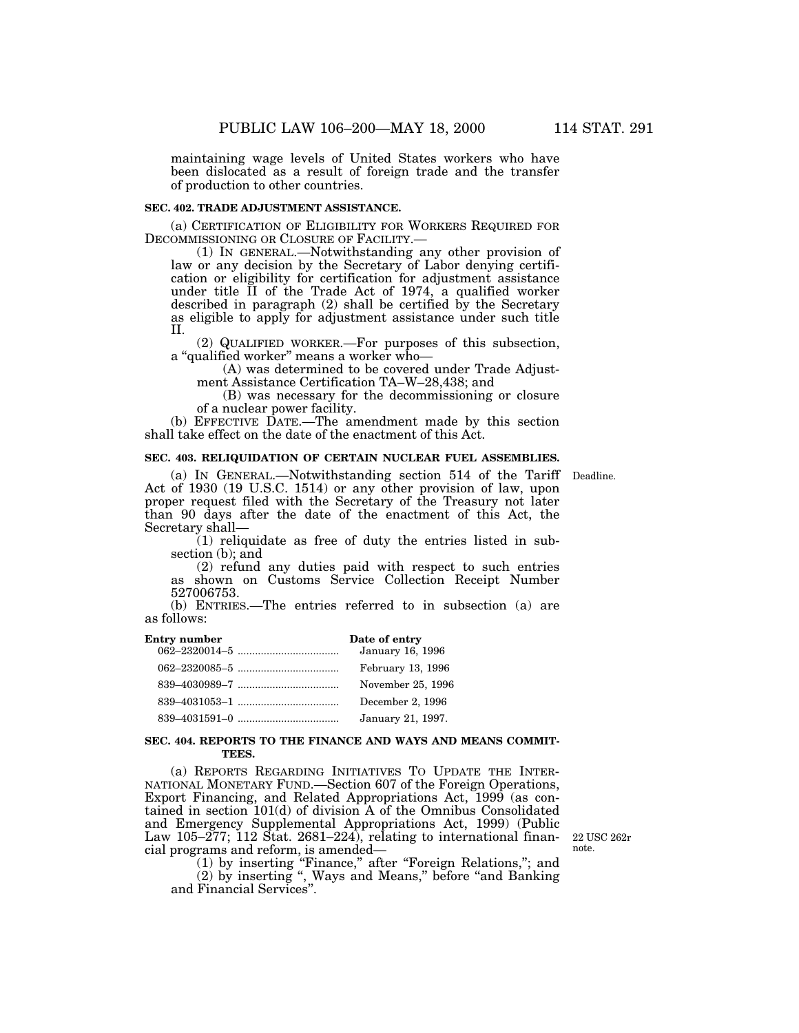maintaining wage levels of United States workers who have been dislocated as a result of foreign trade and the transfer of production to other countries.

### SEC. 402. TRADE ADJUSTMENT ASSISTANCE.

(a) CERTIFICATION OF ELIGIBILITY FOR WORKERS REQUIRED FOR DECOMMISSIONING OR CLOSURE OF FACILITY.—

(1) IN GENERAL.—Notwithstanding any other provision of law or any decision by the Secretary of Labor denying certification or eligibility for certification for adjustment assistance under title II of the Trade Act of 1974, a qualified worker described in paragraph (2) shall be certified by the Secretary as eligible to apply for adjustment assistance under such title II.

(2) QUALIFIED WORKER.—For purposes of this subsection, a "qualified worker" means a worker who—

(A) was determined to be covered under Trade Adjustment Assistance Certification TA–W–28,438; and

(B) was necessary for the decommissioning or closure of a nuclear power facility.

(b) EFFECTIVE DATE.—The amendment made by this section shall take effect on the date of the enactment of this Act.

### SEC. 403. RELIQUIDATION OF CERTAIN NUCLEAR FUEL ASSEMBLIES.

Deadline.

(a) IN GENERAL.—Notwithstanding section 514 of the Tariff Act of 1930 (19 U.S.C. 1514) or any other provision of law, upon proper request filed with the Secretary of the Treasury not later than 90 days after the date of the enactment of this Act, the Secretary shall—

(1) reliquidate as free of duty the entries listed in subsection (b); and

(2) refund any duties paid with respect to such entries as shown on Customs Service Collection Receipt Number 527006753.

(b) ENTRIES.—The entries referred to in subsection (a) are as follows:

| Entry number | Date of entry |
|---|---|
| 062–2320014–5 | January 16, 1996 |
| 062–2320085–5 | February 13, 1996 |
| 839–4030989–7 | November 25, 1996 |
| 839–4031053–1 | December 2, 1996 |
| 839–4031591–0 | January 21, 1997. |

### SEC. 404. REPORTS TO THE FINANCE AND WAYS AND MEANS COMMITTEES.

(a) REPORTS REGARDING INITIATIVES TO UPDATE THE INTERNATIONAL MONETARY FUND.—Section 607 of the Foreign Operations, Export Financing, and Related Appropriations Act, 1999 (as contained in section 101(d) of division A of the Omnibus Consolidated and Emergency Supplemental Appropriations Act, 1999) (Public Law 105–277; 112 Stat. 2681–224), relating to international financial programs and reform, is amended—

22 USC 262r note.

(1) by inserting "Finance," after "Foreign Relations,"; and

(2) by inserting ", Ways and Means," before "and Banking and Financial Services".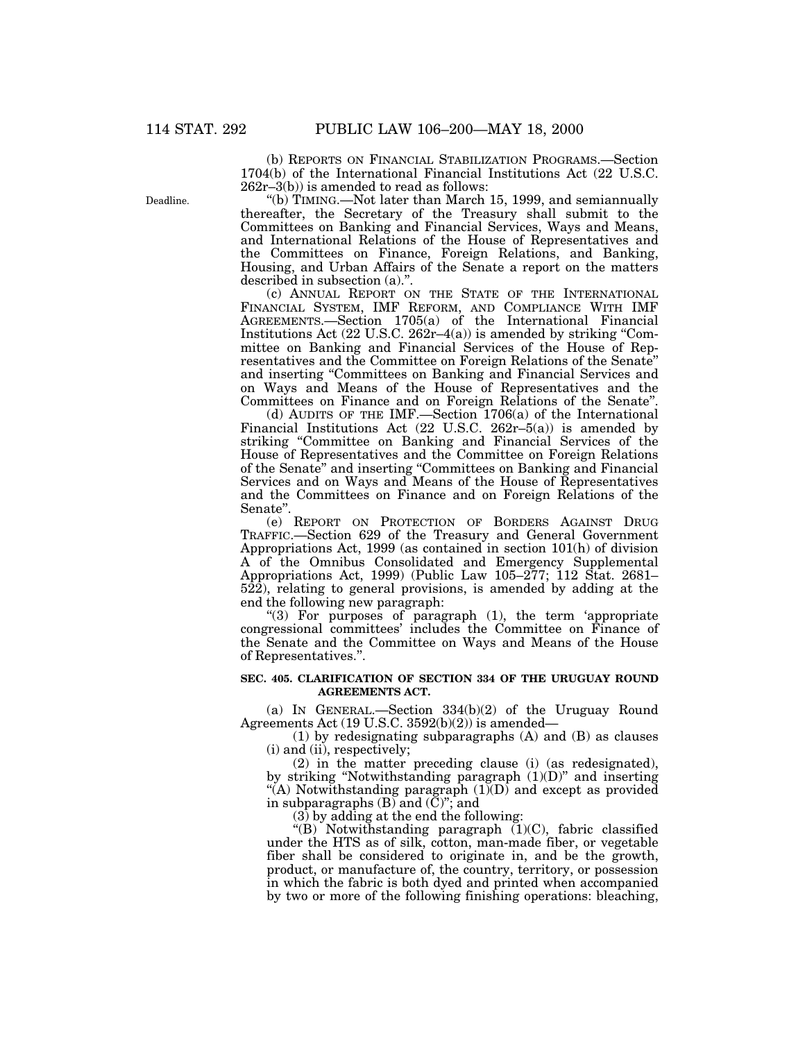(b) REPORTS ON FINANCIAL STABILIZATION PROGRAMS.—Section 1704(b) of the International Financial Institutions Act (22 U.S.C. 262r–3(b)) is amended to read as follows:

Deadline.

"(b) TIMING.—Not later than March 15, 1999, and semiannually thereafter, the Secretary of the Treasury shall submit to the Committees on Banking and Financial Services, Ways and Means, and International Relations of the House of Representatives and the Committees on Finance, Foreign Relations, and Banking, Housing, and Urban Affairs of the Senate a report on the matters described in subsection (a).".

(c) ANNUAL REPORT ON THE STATE OF THE INTERNATIONAL FINANCIAL SYSTEM, IMF REFORM, AND COMPLIANCE WITH IMF AGREEMENTS.—Section 1705(a) of the International Financial Institutions Act (22 U.S.C. 262r–4(a)) is amended by striking "Committee on Banking and Financial Services of the House of Representatives and the Committee on Foreign Relations of the Senate" and inserting "Committees on Banking and Financial Services and on Ways and Means of the House of Representatives and the Committees on Finance and on Foreign Relations of the Senate".

(d) AUDITS OF THE IMF.—Section 1706(a) of the International Financial Institutions Act (22 U.S.C. 262r–5(a)) is amended by striking "Committee on Banking and Financial Services of the House of Representatives and the Committee on Foreign Relations of the Senate" and inserting "Committees on Banking and Financial Services and on Ways and Means of the House of Representatives and the Committees on Finance and on Foreign Relations of the Senate".

(e) REPORT ON PROTECTION OF BORDERS AGAINST DRUG TRAFFIC.—Section 629 of the Treasury and General Government Appropriations Act, 1999 (as contained in section 101(h) of division A of the Omnibus Consolidated and Emergency Supplemental Appropriations Act, 1999) (Public Law 105–277; 112 Stat. 2681–522), relating to general provisions, is amended by adding at the end the following new paragraph:

"(3) For purposes of paragraph (1), the term 'appropriate congressional committees' includes the Committee on Finance of the Senate and the Committee on Ways and Means of the House of Representatives.".

**SEC. 405. CLARIFICATION OF SECTION 334 OF THE URUGUAY ROUND AGREEMENTS ACT.**

(a) IN GENERAL.—Section 334(b)(2) of the Uruguay Round Agreements Act (19 U.S.C. 3592(b)(2)) is amended—

(1) by redesignating subparagraphs (A) and (B) as clauses (i) and (ii), respectively;

(2) in the matter preceding clause (i) (as redesignated), by striking "Notwithstanding paragraph (1)(D)" and inserting "(A) Notwithstanding paragraph (1)(D) and except as provided in subparagraphs (B) and (C)"; and

(3) by adding at the end the following:

"(B) Notwithstanding paragraph (1)(C), fabric classified under the HTS as of silk, cotton, man-made fiber, or vegetable fiber shall be considered to originate in, and be the growth, product, or manufacture of, the country, territory, or possession in which the fabric is both dyed and printed when accompanied by two or more of the following finishing operations: bleaching,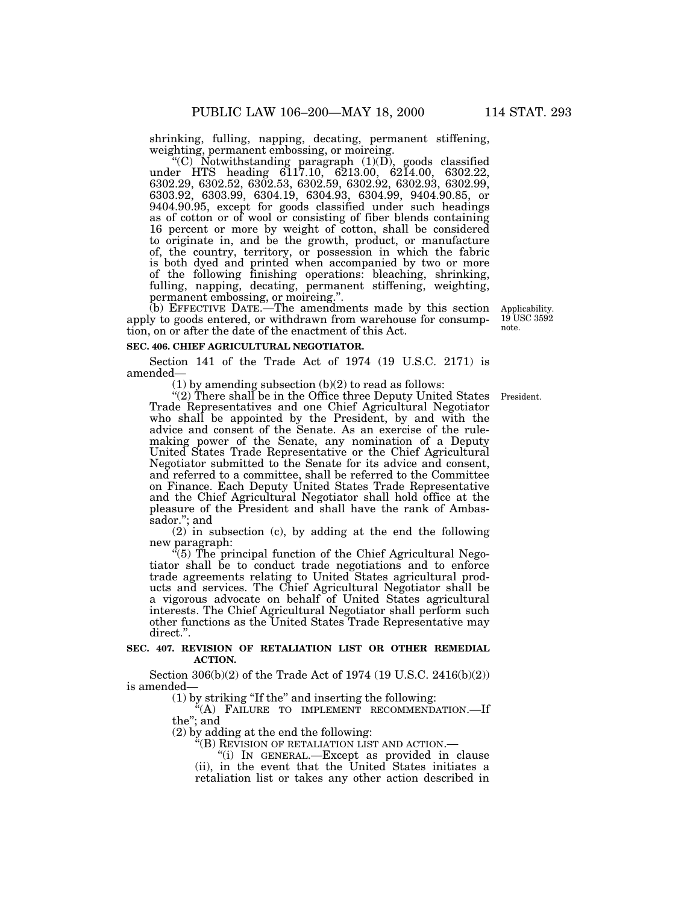shrinking, fulling, napping, decating, permanent stiffening, weighting, permanent embossing, or moireing.

"(C) Notwithstanding paragraph (1)(D), goods classified under HTS heading 6117.10, 6213.00, 6214.00, 6302.22, 6302.29, 6302.52, 6302.53, 6302.59, 6302.92, 6302.93, 6302.99, 6303.92, 6303.99, 6304.19, 6304.93, 6304.99, 9404.90.85, or 9404.90.95, except for goods classified under such headings as of cotton or of wool or consisting of fiber blends containing 16 percent or more by weight of cotton, shall be considered to originate in, and be the growth, product, or manufacture of, the country, territory, or possession in which the fabric is both dyed and printed when accompanied by two or more of the following finishing operations: bleaching, shrinking, fulling, napping, decating, permanent stiffening, weighting, permanent embossing, or moireing.".

(b) EFFECTIVE DATE.—The amendments made by this section apply to goods entered, or withdrawn from warehouse for consumption, on or after the date of the enactment of this Act.

Applicability. 19 USC 3592 note.

**SEC. 406. CHIEF AGRICULTURAL NEGOTIATOR.**

Section 141 of the Trade Act of 1974 (19 U.S.C. 2171) is amended—

(1) by amending subsection (b)(2) to read as follows:

President.

"(2) There shall be in the Office three Deputy United States Trade Representatives and one Chief Agricultural Negotiator who shall be appointed by the President, by and with the advice and consent of the Senate. As an exercise of the rulemaking power of the Senate, any nomination of a Deputy United States Trade Representative or the Chief Agricultural Negotiator submitted to the Senate for its advice and consent, and referred to a committee, shall be referred to the Committee on Finance. Each Deputy United States Trade Representative and the Chief Agricultural Negotiator shall hold office at the pleasure of the President and shall have the rank of Ambassador."; and

(2) in subsection (c), by adding at the end the following new paragraph:

"(5) The principal function of the Chief Agricultural Negotiator shall be to conduct trade negotiations and to enforce trade agreements relating to United States agricultural products and services. The Chief Agricultural Negotiator shall be a vigorous advocate on behalf of United States agricultural interests. The Chief Agricultural Negotiator shall perform such other functions as the United States Trade Representative may direct.".

**SEC. 407. REVISION OF RETALIATION LIST OR OTHER REMEDIAL ACTION.**

Section 306(b)(2) of the Trade Act of 1974 (19 U.S.C. 2416(b)(2)) is amended—

(1) by striking "If the" and inserting the following:

"(A) FAILURE TO IMPLEMENT RECOMMENDATION.—If the"; and

(2) by adding at the end the following:

"(B) REVISION OF RETALIATION LIST AND ACTION.—

"(i) IN GENERAL.—Except as provided in clause (ii), in the event that the United States initiates a retaliation list or takes any other action described in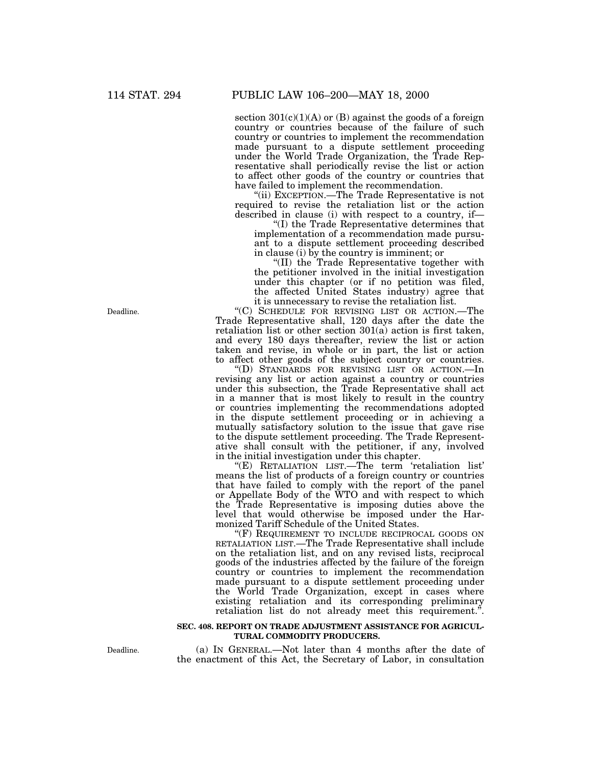section 301(c)(1)(A) or (B) against the goods of a foreign country or countries because of the failure of such country or countries to implement the recommendation made pursuant to a dispute settlement proceeding under the World Trade Organization, the Trade Representative shall periodically revise the list or action to affect other goods of the country or countries that have failed to implement the recommendation.

"(ii) EXCEPTION.—The Trade Representative is not required to revise the retaliation list or the action described in clause (i) with respect to a country, if—

"(I) the Trade Representative determines that implementation of a recommendation made pursuant to a dispute settlement proceeding described in clause (i) by the country is imminent; or

"(II) the Trade Representative together with the petitioner involved in the initial investigation under this chapter (or if no petition was filed, the affected United States industry) agree that it is unnecessary to revise the retaliation list.

Deadline.

"(C) SCHEDULE FOR REVISING LIST OR ACTION.—The Trade Representative shall, 120 days after the date the retaliation list or other section 301(a) action is first taken, and every 180 days thereafter, review the list or action taken and revise, in whole or in part, the list or action to affect other goods of the subject country or countries.

"(D) STANDARDS FOR REVISING LIST OR ACTION.—In revising any list or action against a country or countries under this subsection, the Trade Representative shall act in a manner that is most likely to result in the country or countries implementing the recommendations adopted in the dispute settlement proceeding or in achieving a mutually satisfactory solution to the issue that gave rise to the dispute settlement proceeding. The Trade Representative shall consult with the petitioner, if any, involved in the initial investigation under this chapter.

"(E) RETALIATION LIST.—The term 'retaliation list' means the list of products of a foreign country or countries that have failed to comply with the report of the panel or Appellate Body of the WTO and with respect to which the Trade Representative is imposing duties above the level that would otherwise be imposed under the Harmonized Tariff Schedule of the United States.

"(F) REQUIREMENT TO INCLUDE RECIPROCAL GOODS ON RETALIATION LIST.—The Trade Representative shall include on the retaliation list, and on any revised lists, reciprocal goods of the industries affected by the failure of the foreign country or countries to implement the recommendation made pursuant to a dispute settlement proceeding under the World Trade Organization, except in cases where existing retaliation and its corresponding preliminary retaliation list do not already meet this requirement.".

**SEC. 408. REPORT ON TRADE ADJUSTMENT ASSISTANCE FOR AGRICULTURAL COMMODITY PRODUCERS.**

Deadline.

(a) IN GENERAL.—Not later than 4 months after the date of the enactment of this Act, the Secretary of Labor, in consultation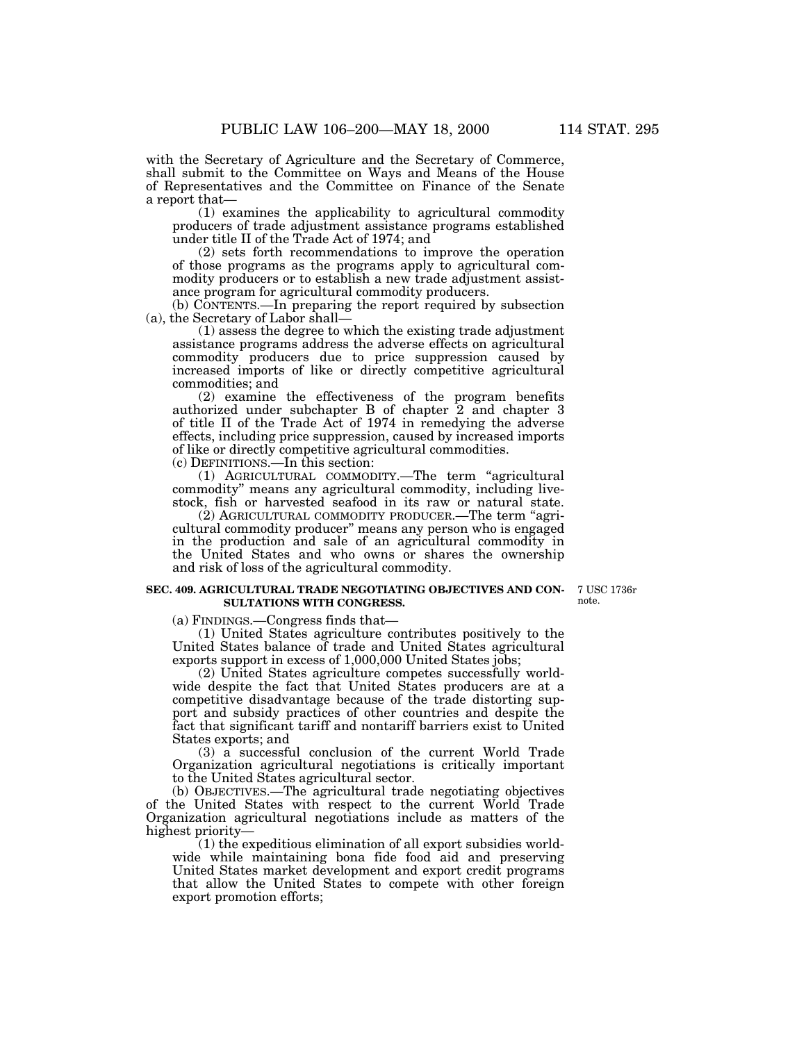with the Secretary of Agriculture and the Secretary of Commerce, shall submit to the Committee on Ways and Means of the House of Representatives and the Committee on Finance of the Senate a report that—

(1) examines the applicability to agricultural commodity producers of trade adjustment assistance programs established under title II of the Trade Act of 1974; and

(2) sets forth recommendations to improve the operation of those programs as the programs apply to agricultural commodity producers or to establish a new trade adjustment assistance program for agricultural commodity producers.

(b) CONTENTS.—In preparing the report required by subsection (a), the Secretary of Labor shall—

(1) assess the degree to which the existing trade adjustment assistance programs address the adverse effects on agricultural commodity producers due to price suppression caused by increased imports of like or directly competitive agricultural commodities; and

(2) examine the effectiveness of the program benefits authorized under subchapter B of chapter 2 and chapter 3 of title II of the Trade Act of 1974 in remedying the adverse effects, including price suppression, caused by increased imports of like or directly competitive agricultural commodities.

(c) DEFINITIONS.—In this section:

(1) AGRICULTURAL COMMODITY.—The term "agricultural commodity" means any agricultural commodity, including livestock, fish or harvested seafood in its raw or natural state.

(2) AGRICULTURAL COMMODITY PRODUCER.—The term "agricultural commodity producer" means any person who is engaged in the production and sale of an agricultural commodity in the United States and who owns or shares the ownership and risk of loss of the agricultural commodity.

### SEC. 409. AGRICULTURAL TRADE NEGOTIATING OBJECTIVES AND CONSULTATIONS WITH CONGRESS.

7 USC 1736r note.

(a) FINDINGS.—Congress finds that—

(1) United States agriculture contributes positively to the United States balance of trade and United States agricultural exports support in excess of 1,000,000 United States jobs;

(2) United States agriculture competes successfully worldwide despite the fact that United States producers are at a competitive disadvantage because of the trade distorting support and subsidy practices of other countries and despite the fact that significant tariff and nontariff barriers exist to United States exports; and

(3) a successful conclusion of the current World Trade Organization agricultural negotiations is critically important to the United States agricultural sector.

(b) OBJECTIVES.—The agricultural trade negotiating objectives of the United States with respect to the current World Trade Organization agricultural negotiations include as matters of the highest priority—

(1) the expeditious elimination of all export subsidies worldwide while maintaining bona fide food aid and preserving United States market development and export credit programs that allow the United States to compete with other foreign export promotion efforts;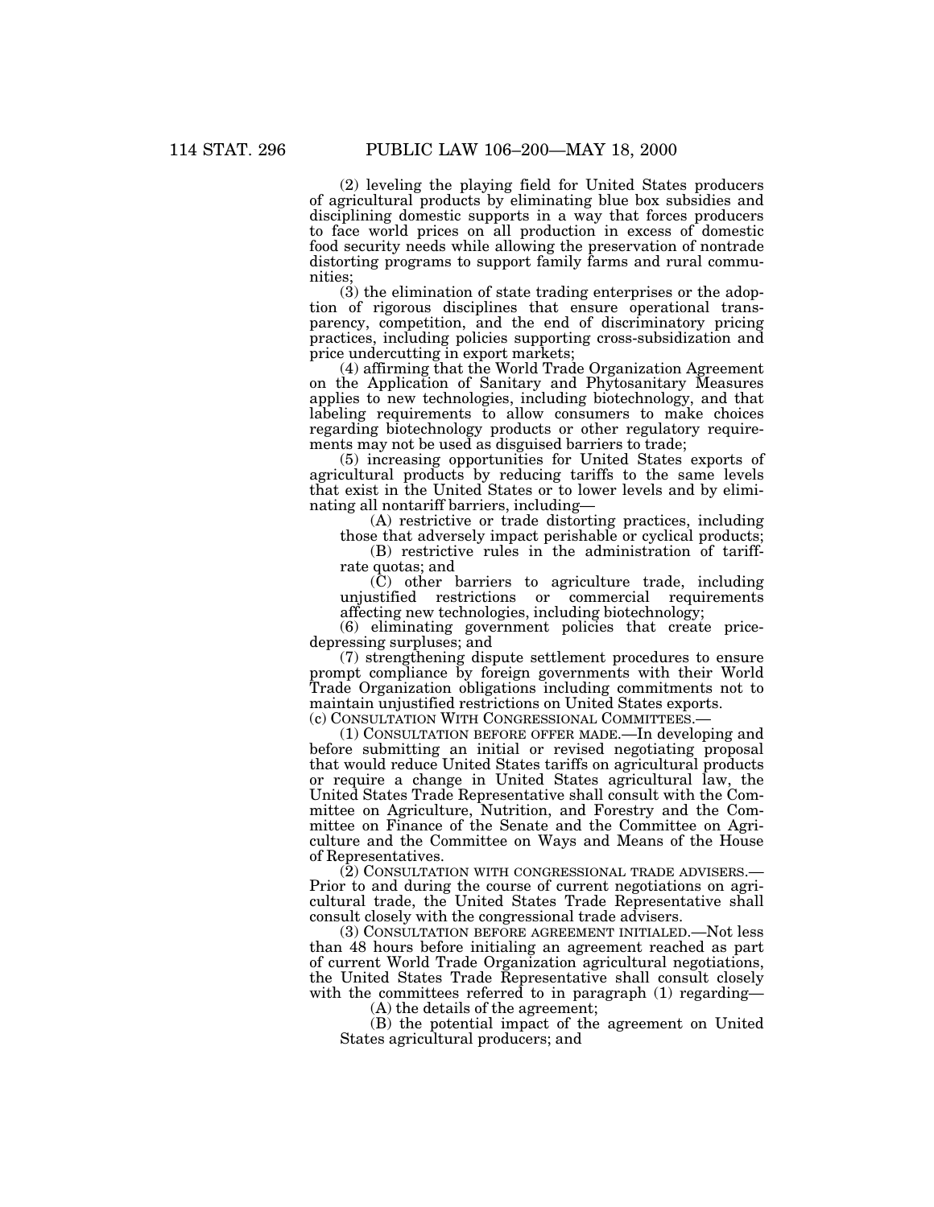(2) leveling the playing field for United States producers of agricultural products by eliminating blue box subsidies and disciplining domestic supports in a way that forces producers to face world prices on all production in excess of domestic food security needs while allowing the preservation of nontrade distorting programs to support family farms and rural communities;

(3) the elimination of state trading enterprises or the adoption of rigorous disciplines that ensure operational transparency, competition, and the end of discriminatory pricing practices, including policies supporting cross-subsidization and price undercutting in export markets;

(4) affirming that the World Trade Organization Agreement on the Application of Sanitary and Phytosanitary Measures applies to new technologies, including biotechnology, and that labeling requirements to allow consumers to make choices regarding biotechnology products or other regulatory requirements may not be used as disguised barriers to trade;

(5) increasing opportunities for United States exports of agricultural products by reducing tariffs to the same levels that exist in the United States or to lower levels and by eliminating all nontariff barriers, including—

(A) restrictive or trade distorting practices, including those that adversely impact perishable or cyclical products;

(B) restrictive rules in the administration of tariff-rate quotas; and

(C) other barriers to agriculture trade, including unjustified restrictions or commercial requirements affecting new technologies, including biotechnology;

(6) eliminating government policies that create price-depressing surpluses; and

(7) strengthening dispute settlement procedures to ensure prompt compliance by foreign governments with their World Trade Organization obligations including commitments not to maintain unjustified restrictions on United States exports.

(c) CONSULTATION WITH CONGRESSIONAL COMMITTEES.—

(1) CONSULTATION BEFORE OFFER MADE.—In developing and before submitting an initial or revised negotiating proposal that would reduce United States tariffs on agricultural products or require a change in United States agricultural law, the United States Trade Representative shall consult with the Committee on Agriculture, Nutrition, and Forestry and the Committee on Finance of the Senate and the Committee on Agriculture and the Committee on Ways and Means of the House of Representatives.

(2) CONSULTATION WITH CONGRESSIONAL TRADE ADVISERS.—Prior to and during the course of current negotiations on agricultural trade, the United States Trade Representative shall consult closely with the congressional trade advisers.

(3) CONSULTATION BEFORE AGREEMENT INITIALED.—Not less than 48 hours before initialing an agreement reached as part of current World Trade Organization agricultural negotiations, the United States Trade Representative shall consult closely with the committees referred to in paragraph (1) regarding—

(A) the details of the agreement;

(B) the potential impact of the agreement on United States agricultural producers; and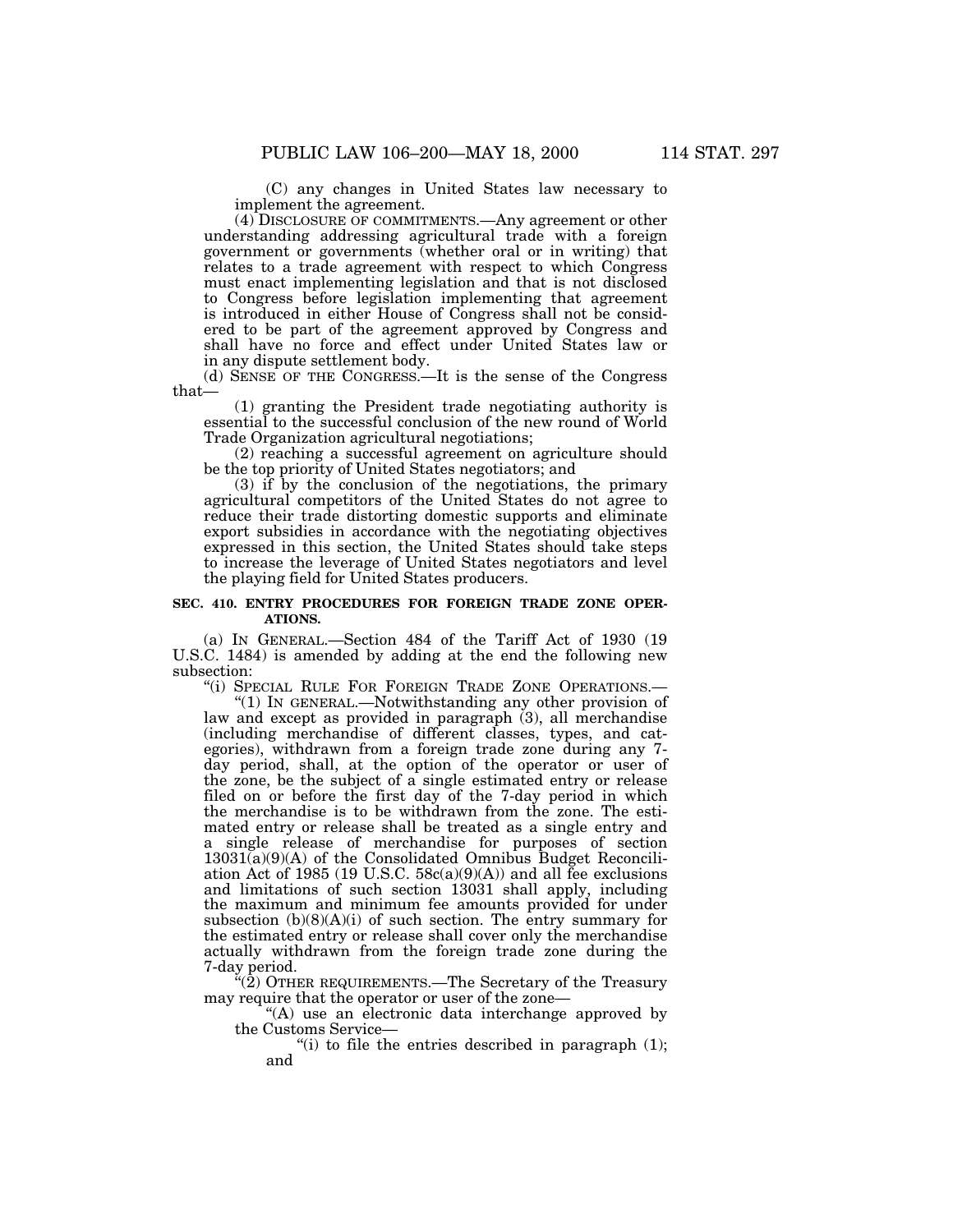(C) any changes in United States law necessary to implement the agreement.

(4) DISCLOSURE OF COMMITMENTS.—Any agreement or other understanding addressing agricultural trade with a foreign government or governments (whether oral or in writing) that relates to a trade agreement with respect to which Congress must enact implementing legislation and that is not disclosed to Congress before legislation implementing that agreement is introduced in either House of Congress shall not be considered to be part of the agreement approved by Congress and shall have no force and effect under United States law or in any dispute settlement body.

(d) SENSE OF THE CONGRESS.—It is the sense of the Congress that—

(1) granting the President trade negotiating authority is essential to the successful conclusion of the new round of World Trade Organization agricultural negotiations;

(2) reaching a successful agreement on agriculture should be the top priority of United States negotiators; and

(3) if by the conclusion of the negotiations, the primary agricultural competitors of the United States do not agree to reduce their trade distorting domestic supports and eliminate export subsidies in accordance with the negotiating objectives expressed in this section, the United States should take steps to increase the leverage of United States negotiators and level the playing field for United States producers.

**SEC. 410. ENTRY PROCEDURES FOR FOREIGN TRADE ZONE OPERATIONS.**

(a) IN GENERAL.—Section 484 of the Tariff Act of 1930 (19 U.S.C. 1484) is amended by adding at the end the following new subsection:

"(i) SPECIAL RULE FOR FOREIGN TRADE ZONE OPERATIONS.—

"(1) IN GENERAL.—Notwithstanding any other provision of law and except as provided in paragraph (3), all merchandise (including merchandise of different classes, types, and categories), withdrawn from a foreign trade zone during any 7-day period, shall, at the option of the operator or user of the zone, be the subject of a single estimated entry or release filed on or before the first day of the 7-day period in which the merchandise is to be withdrawn from the zone. The estimated entry or release shall be treated as a single entry and a single release of merchandise for purposes of section 13031(a)(9)(A) of the Consolidated Omnibus Budget Reconciliation Act of 1985 (19 U.S.C. 58c(a)(9)(A)) and all fee exclusions and limitations of such section 13031 shall apply, including the maximum and minimum fee amounts provided for under subsection (b)(8)(A)(i) of such section. The entry summary for the estimated entry or release shall cover only the merchandise actually withdrawn from the foreign trade zone during the 7-day period.

"(2) OTHER REQUIREMENTS.—The Secretary of the Treasury may require that the operator or user of the zone—

"(A) use an electronic data interchange approved by the Customs Service—

"(i) to file the entries described in paragraph (1); and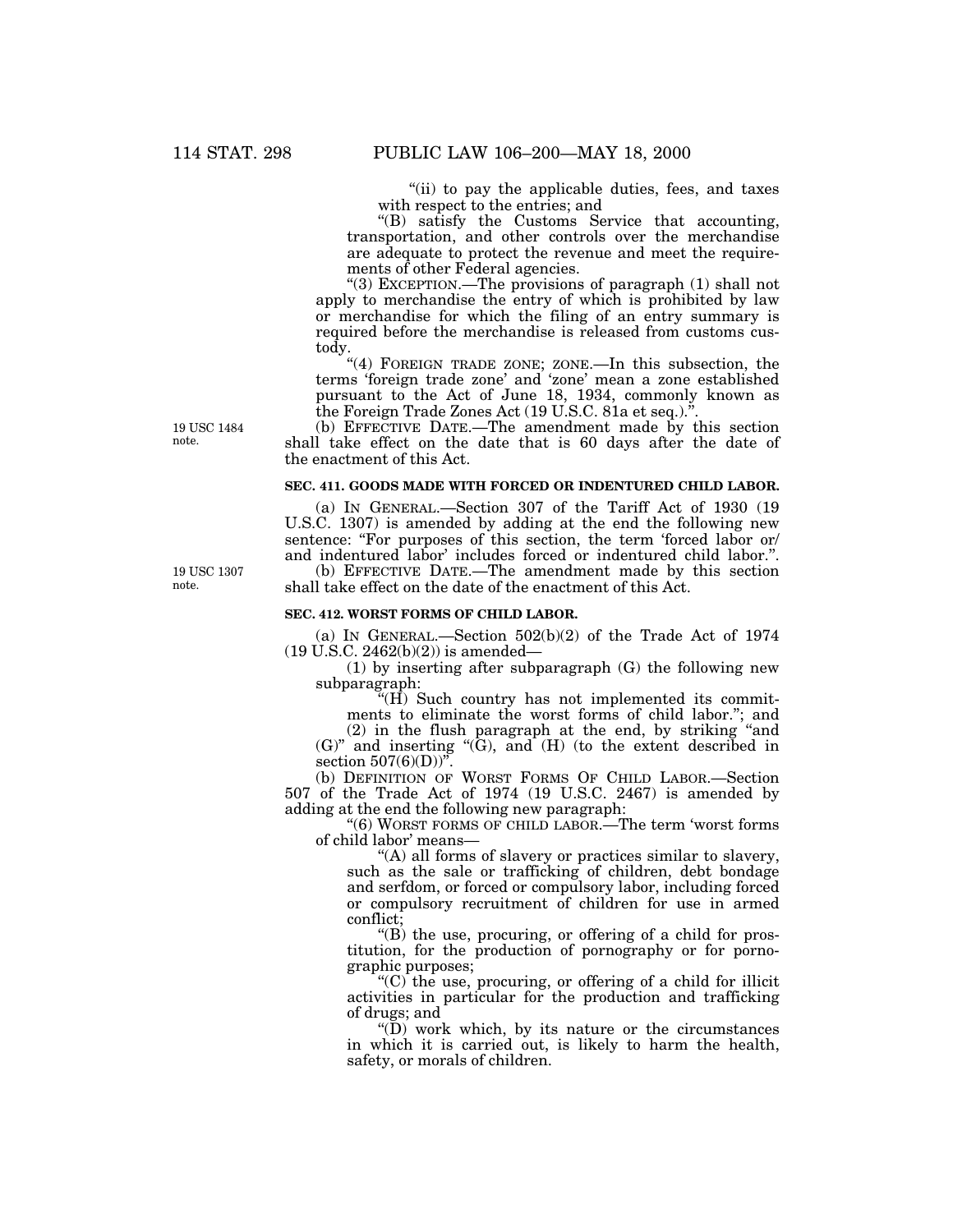"(ii) to pay the applicable duties, fees, and taxes with respect to the entries; and

"(B) satisfy the Customs Service that accounting, transportation, and other controls over the merchandise are adequate to protect the revenue and meet the requirements of other Federal agencies.

"(3) EXCEPTION.—The provisions of paragraph (1) shall not apply to merchandise the entry of which is prohibited by law or merchandise for which the filing of an entry summary is required before the merchandise is released from customs custody.

"(4) FOREIGN TRADE ZONE; ZONE.—In this subsection, the terms 'foreign trade zone' and 'zone' mean a zone established pursuant to the Act of June 18, 1934, commonly known as the Foreign Trade Zones Act (19 U.S.C. 81a et seq.).".

19 USC 1484 note.

(b) EFFECTIVE DATE.—The amendment made by this section shall take effect on the date that is 60 days after the date of the enactment of this Act.

**SEC. 411. GOODS MADE WITH FORCED OR INDENTURED CHILD LABOR.**

(a) IN GENERAL.—Section 307 of the Tariff Act of 1930 (19 U.S.C. 1307) is amended by adding at the end the following new sentence: "For purposes of this section, the term 'forced labor or/ and indentured labor' includes forced or indentured child labor.".

19 USC 1307 note.

(b) EFFECTIVE DATE.—The amendment made by this section shall take effect on the date of the enactment of this Act.

**SEC. 412. WORST FORMS OF CHILD LABOR.**

(a) IN GENERAL.—Section 502(b)(2) of the Trade Act of 1974 (19 U.S.C. 2462(b)(2)) is amended—

(1) by inserting after subparagraph (G) the following new subparagraph:

"(H) Such country has not implemented its commitments to eliminate the worst forms of child labor."; and

(2) in the flush paragraph at the end, by striking "and (G)" and inserting "(G), and (H) (to the extent described in section 507(6)(D))".

(b) DEFINITION OF WORST FORMS OF CHILD LABOR.—Section 507 of the Trade Act of 1974 (19 U.S.C. 2467) is amended by adding at the end the following new paragraph:

"(6) WORST FORMS OF CHILD LABOR.—The term 'worst forms of child labor' means—

"(A) all forms of slavery or practices similar to slavery, such as the sale or trafficking of children, debt bondage and serfdom, or forced or compulsory labor, including forced or compulsory recruitment of children for use in armed conflict;

"(B) the use, procuring, or offering of a child for prostitution, for the production of pornography or for pornographic purposes;

"(C) the use, procuring, or offering of a child for illicit activities in particular for the production and trafficking of drugs; and

"(D) work which, by its nature or the circumstances in which it is carried out, is likely to harm the health, safety, or morals of children.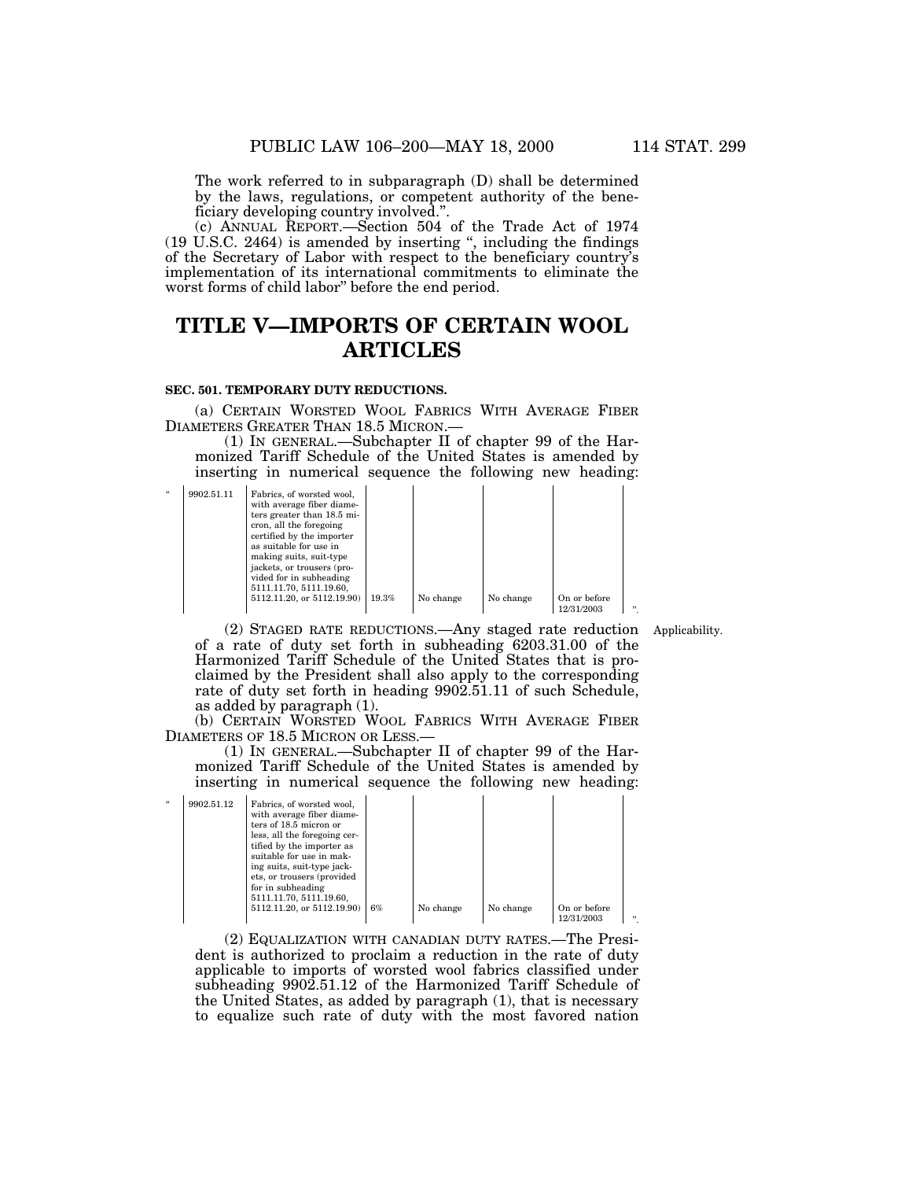The work referred to in subparagraph (D) shall be determined by the laws, regulations, or competent authority of the beneficiary developing country involved.".

(c) ANNUAL REPORT.—Section 504 of the Trade Act of 1974 (19 U.S.C. 2464) is amended by inserting ", including the findings of the Secretary of Labor with respect to the beneficiary country's implementation of its international commitments to eliminate the worst forms of child labor" before the end period.

# TITLE V—IMPORTS OF CERTAIN WOOL ARTICLES

### SEC. 501. TEMPORARY DUTY REDUCTIONS.

(a) CERTAIN WORSTED WOOL FABRICS WITH AVERAGE FIBER DIAMETERS GREATER THAN 18.5 MICRON.—

(1) IN GENERAL.—Subchapter II of chapter 99 of the Harmonized Tariff Schedule of the United States is amended by inserting in numerical sequence the following new heading:

| " | | | | | | |
|---|---|---|---|---|---|---|
| 9902.51.11 | Fabrics, of worsted wool, with average fiber diameters greater than 18.5 micron, all the foregoing certified by the importer as suitable for use in making suits, suit-type jackets, or trousers (provided for in subheading 5111.11.70, 5111.19.60, 5112.11.20, or 5112.19.90) | 19.3% | No change | No change | On or before 12/31/2003 | ". |

(2) STAGED RATE REDUCTIONS.—Any staged rate reduction of a rate of duty set forth in subheading 6203.31.00 of the Harmonized Tariff Schedule of the United States that is proclaimed by the President shall also apply to the corresponding rate of duty set forth in heading 9902.51.11 of such Schedule, as added by paragraph (1).

Applicability.

(b) CERTAIN WORSTED WOOL FABRICS WITH AVERAGE FIBER DIAMETERS OF 18.5 MICRON OR LESS.—

(1) IN GENERAL.—Subchapter II of chapter 99 of the Harmonized Tariff Schedule of the United States is amended by inserting in numerical sequence the following new heading:

| " | | | | | | |
|---|---|---|---|---|---|---|
| 9902.51.12 | Fabrics, of worsted wool, with average fiber diameters of 18.5 micron or less, all the foregoing certified by the importer as suitable for use in making suits, suit-type jackets, or trousers (provided for in subheading 5111.11.70, 5111.19.60, 5112.11.20, or 5112.19.90) | 6% | No change | No change | On or before 12/31/2003 | ". |

(2) EQUALIZATION WITH CANADIAN DUTY RATES.—The President is authorized to proclaim a reduction in the rate of duty applicable to imports of worsted wool fabrics classified under subheading 9902.51.12 of the Harmonized Tariff Schedule of the United States, as added by paragraph (1), that is necessary to equalize such rate of duty with the most favored nation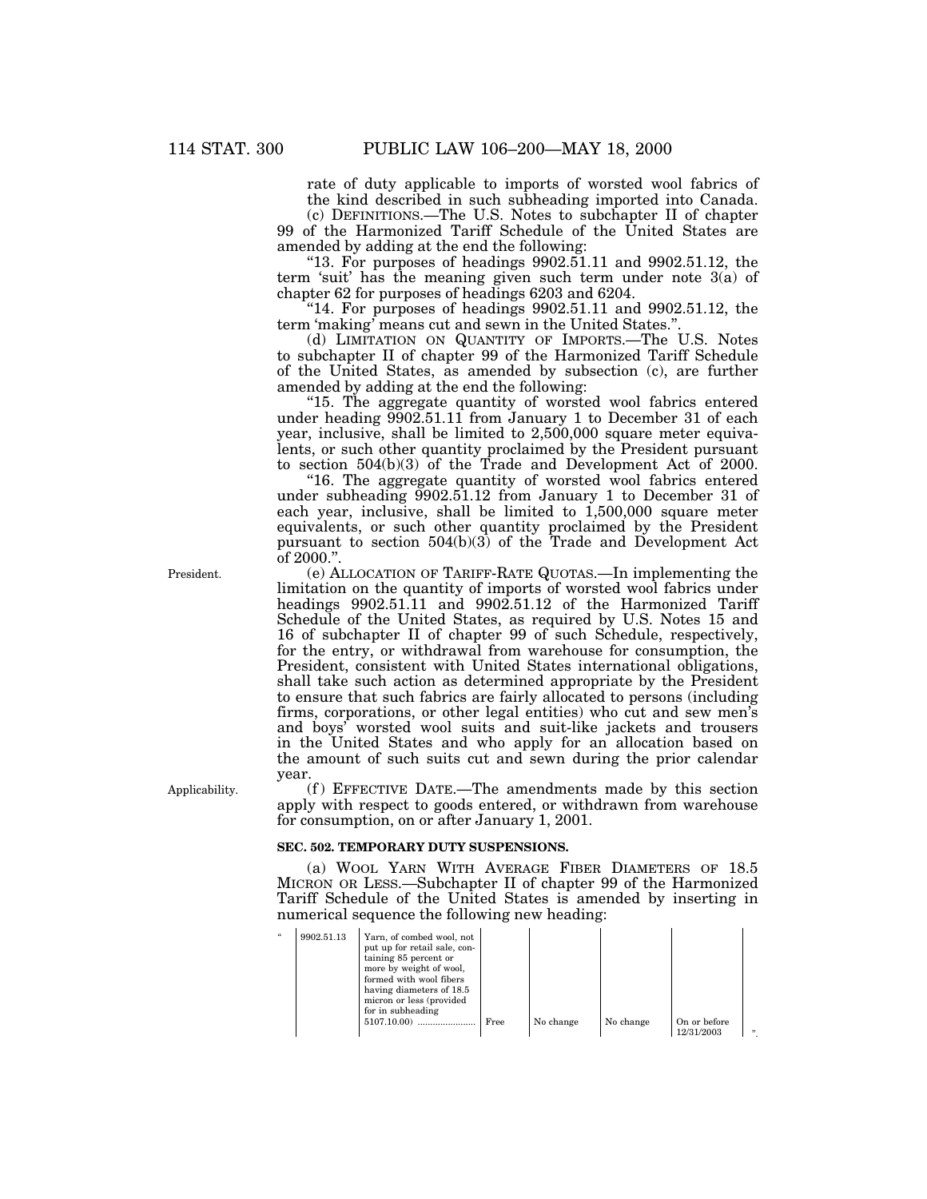rate of duty applicable to imports of worsted wool fabrics of the kind described in such subheading imported into Canada.

(c) DEFINITIONS.—The U.S. Notes to subchapter II of chapter 99 of the Harmonized Tariff Schedule of the United States are amended by adding at the end the following:

"13. For purposes of headings 9902.51.11 and 9902.51.12, the term 'suit' has the meaning given such term under note 3(a) of chapter 62 for purposes of headings 6203 and 6204.

"14. For purposes of headings 9902.51.11 and 9902.51.12, the term 'making' means cut and sewn in the United States.".

(d) LIMITATION ON QUANTITY OF IMPORTS.—The U.S. Notes to subchapter II of chapter 99 of the Harmonized Tariff Schedule of the United States, as amended by subsection (c), are further amended by adding at the end the following:

"15. The aggregate quantity of worsted wool fabrics entered under heading 9902.51.11 from January 1 to December 31 of each year, inclusive, shall be limited to 2,500,000 square meter equivalents, or such other quantity proclaimed by the President pursuant to section 504(b)(3) of the Trade and Development Act of 2000.

"16. The aggregate quantity of worsted wool fabrics entered under subheading 9902.51.12 from January 1 to December 31 of each year, inclusive, shall be limited to 1,500,000 square meter equivalents, or such other quantity proclaimed by the President pursuant to section 504(b)(3) of the Trade and Development Act of 2000.".

President.

(e) ALLOCATION OF TARIFF-RATE QUOTAS.—In implementing the limitation on the quantity of imports of worsted wool fabrics under headings 9902.51.11 and 9902.51.12 of the Harmonized Tariff Schedule of the United States, as required by U.S. Notes 15 and 16 of subchapter II of chapter 99 of such Schedule, respectively, for the entry, or withdrawal from warehouse for consumption, the President, consistent with United States international obligations, shall take such action as determined appropriate by the President to ensure that such fabrics are fairly allocated to persons (including firms, corporations, or other legal entities) who cut and sew men's and boys' worsted wool suits and suit-like jackets and trousers in the United States and who apply for an allocation based on the amount of such suits cut and sewn during the prior calendar year.

Applicability.

(f) EFFECTIVE DATE.—The amendments made by this section apply with respect to goods entered, or withdrawn from warehouse for consumption, on or after January 1, 2001.

**SEC. 502. TEMPORARY DUTY SUSPENSIONS.**

(a) WOOL YARN WITH AVERAGE FIBER DIAMETERS OF 18.5 MICRON OR LESS.—Subchapter II of chapter 99 of the Harmonized Tariff Schedule of the United States is amended by inserting in numerical sequence the following new heading:

| " | 9902.51.13 | Yarn, of combed wool, not put up for retail sale, containing 85 percent or more by weight of wool, formed with wool fibers having diameters of 18.5 micron or less (provided for in subheading 5107.10.00) ....................... | Free | No change | No change | On or before 12/31/2003 | ". |
|---|---|---|---|---|---|---|---|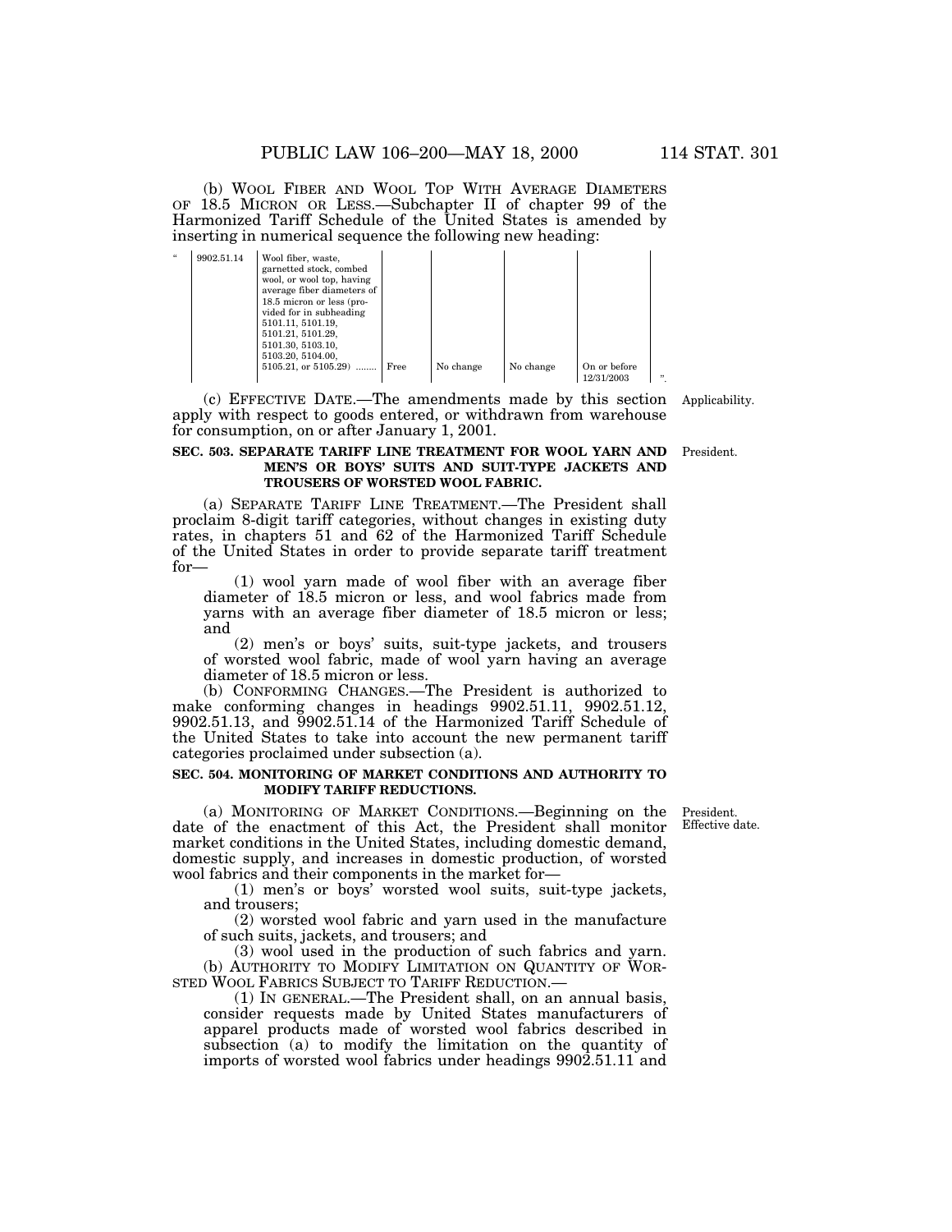(b) WOOL FIBER AND WOOL TOP WITH AVERAGE DIAMETERS OF 18.5 MICRON OR LESS.—Subchapter II of chapter 99 of the Harmonized Tariff Schedule of the United States is amended by inserting in numerical sequence the following new heading:

| | | | | | | |
|---|---|---|---|---|---|---|
| " | 9902.51.14 | Wool fiber, waste, garnetted stock, combed wool, or wool top, having average fiber diameters of 18.5 micron or less (provided for in subheading 5101.11, 5101.19, 5101.21, 5101.29, 5101.30, 5103.10, 5103.20, 5104.00, 5105.21, or 5105.29) ........ | Free | No change | No change | On or before 12/31/2003 ". |

(c) EFFECTIVE DATE.—The amendments made by this section apply with respect to goods entered, or withdrawn from warehouse for consumption, on or after January 1, 2001.

Applicability.

**SEC. 503. SEPARATE TARIFF LINE TREATMENT FOR WOOL YARN AND MEN'S OR BOYS' SUITS AND SUIT-TYPE JACKETS AND TROUSERS OF WORSTED WOOL FABRIC.**

President.

(a) SEPARATE TARIFF LINE TREATMENT.—The President shall proclaim 8-digit tariff categories, without changes in existing duty rates, in chapters 51 and 62 of the Harmonized Tariff Schedule of the United States in order to provide separate tariff treatment for—

(1) wool yarn made of wool fiber with an average fiber diameter of 18.5 micron or less, and wool fabrics made from yarns with an average fiber diameter of 18.5 micron or less; and

(2) men's or boys' suits, suit-type jackets, and trousers of worsted wool fabric, made of wool yarn having an average diameter of 18.5 micron or less.

(b) CONFORMING CHANGES.—The President is authorized to make conforming changes in headings 9902.51.11, 9902.51.12, 9902.51.13, and 9902.51.14 of the Harmonized Tariff Schedule of the United States to take into account the new permanent tariff categories proclaimed under subsection (a).

**SEC. 504. MONITORING OF MARKET CONDITIONS AND AUTHORITY TO MODIFY TARIFF REDUCTIONS.**

President.
Effective date.

(a) MONITORING OF MARKET CONDITIONS.—Beginning on the date of the enactment of this Act, the President shall monitor market conditions in the United States, including domestic demand, domestic supply, and increases in domestic production, of worsted wool fabrics and their components in the market for—

(1) men's or boys' worsted wool suits, suit-type jackets, and trousers;

(2) worsted wool fabric and yarn used in the manufacture of such suits, jackets, and trousers; and

(3) wool used in the production of such fabrics and yarn.

(b) AUTHORITY TO MODIFY LIMITATION ON QUANTITY OF WORSTED WOOL FABRICS SUBJECT TO TARIFF REDUCTION.—

(1) IN GENERAL.—The President shall, on an annual basis, consider requests made by United States manufacturers of apparel products made of worsted wool fabrics described in subsection (a) to modify the limitation on the quantity of imports of worsted wool fabrics under headings 9902.51.11 and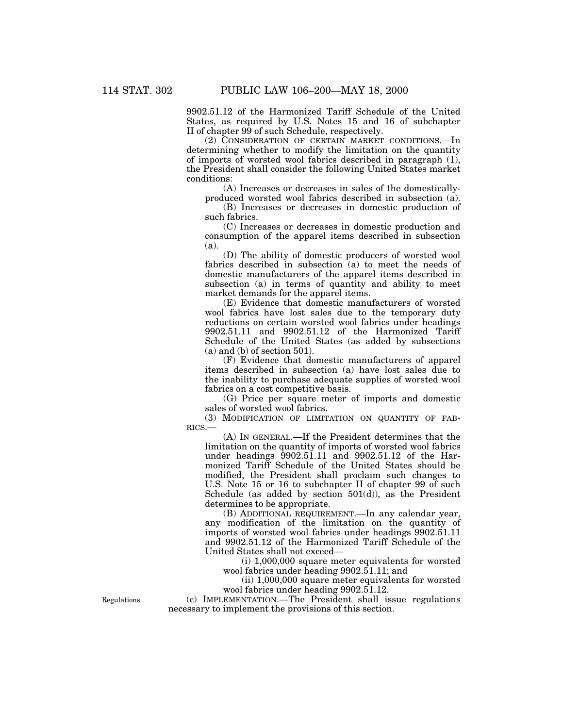9902.51.12 of the Harmonized Tariff Schedule of the United States, as required by U.S. Notes 15 and 16 of subchapter II of chapter 99 of such Schedule, respectively.

(2) CONSIDERATION OF CERTAIN MARKET CONDITIONS.—In determining whether to modify the limitation on the quantity of imports of worsted wool fabrics described in paragraph (1), the President shall consider the following United States market conditions:

(A) Increases or decreases in sales of the domestically-produced worsted wool fabrics described in subsection (a).

(B) Increases or decreases in domestic production of such fabrics.

(C) Increases or decreases in domestic production and consumption of the apparel items described in subsection (a).

(D) The ability of domestic producers of worsted wool fabrics described in subsection (a) to meet the needs of domestic manufacturers of the apparel items described in subsection (a) in terms of quantity and ability to meet market demands for the apparel items.

(E) Evidence that domestic manufacturers of worsted wool fabrics have lost sales due to the temporary duty reductions on certain worsted wool fabrics under headings 9902.51.11 and 9902.51.12 of the Harmonized Tariff Schedule of the United States (as added by subsections (a) and (b) of section 501).

(F) Evidence that domestic manufacturers of apparel items described in subsection (a) have lost sales due to the inability to purchase adequate supplies of worsted wool fabrics on a cost competitive basis.

(G) Price per square meter of imports and domestic sales of worsted wool fabrics.

(3) MODIFICATION OF LIMITATION ON QUANTITY OF FABRICS.—

(A) IN GENERAL.—If the President determines that the limitation on the quantity of imports of worsted wool fabrics under headings 9902.51.11 and 9902.51.12 of the Harmonized Tariff Schedule of the United States should be modified, the President shall proclaim such changes to U.S. Note 15 or 16 to subchapter II of chapter 99 of such Schedule (as added by section 501(d)), as the President determines to be appropriate.

(B) ADDITIONAL REQUIREMENT.—In any calendar year, any modification of the limitation on the quantity of imports of worsted wool fabrics under headings 9902.51.11 and 9902.51.12 of the Harmonized Tariff Schedule of the United States shall not exceed—

(i) 1,000,000 square meter equivalents for worsted wool fabrics under heading 9902.51.11; and

(ii) 1,000,000 square meter equivalents for worsted wool fabrics under heading 9902.51.12.

Regulations.

(c) IMPLEMENTATION.—The President shall issue regulations necessary to implement the provisions of this section.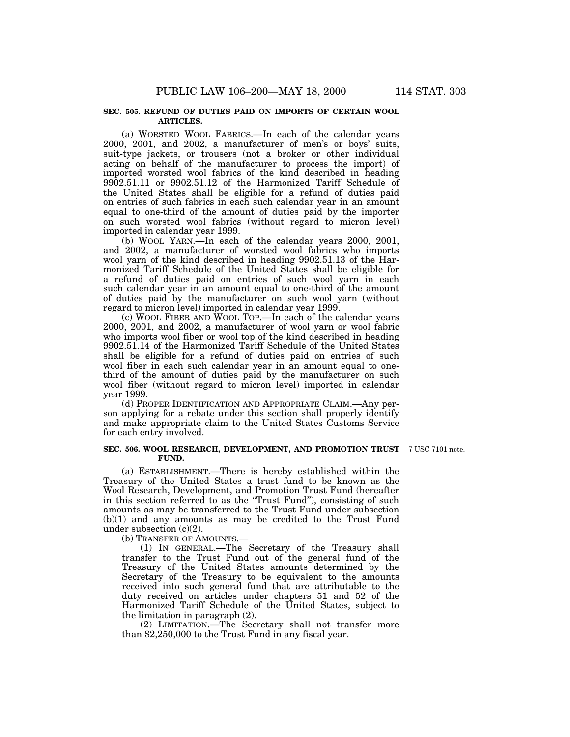**SEC. 505. REFUND OF DUTIES PAID ON IMPORTS OF CERTAIN WOOL ARTICLES.**

(a) WORSTED WOOL FABRICS.—In each of the calendar years 2000, 2001, and 2002, a manufacturer of men's or boys' suits, suit-type jackets, or trousers (not a broker or other individual acting on behalf of the manufacturer to process the import) of imported worsted wool fabrics of the kind described in heading 9902.51.11 or 9902.51.12 of the Harmonized Tariff Schedule of the United States shall be eligible for a refund of duties paid on entries of such fabrics in each such calendar year in an amount equal to one-third of the amount of duties paid by the importer on such worsted wool fabrics (without regard to micron level) imported in calendar year 1999.

(b) WOOL YARN.—In each of the calendar years 2000, 2001, and 2002, a manufacturer of worsted wool fabrics who imports wool yarn of the kind described in heading 9902.51.13 of the Harmonized Tariff Schedule of the United States shall be eligible for a refund of duties paid on entries of such wool yarn in each such calendar year in an amount equal to one-third of the amount of duties paid by the manufacturer on such wool yarn (without regard to micron level) imported in calendar year 1999.

(c) WOOL FIBER AND WOOL TOP.—In each of the calendar years 2000, 2001, and 2002, a manufacturer of wool yarn or wool fabric who imports wool fiber or wool top of the kind described in heading 9902.51.14 of the Harmonized Tariff Schedule of the United States shall be eligible for a refund of duties paid on entries of such wool fiber in each such calendar year in an amount equal to one-third of the amount of duties paid by the manufacturer on such wool fiber (without regard to micron level) imported in calendar year 1999.

(d) PROPER IDENTIFICATION AND APPROPRIATE CLAIM.—Any person applying for a rebate under this section shall properly identify and make appropriate claim to the United States Customs Service for each entry involved.

**SEC. 506. WOOL RESEARCH, DEVELOPMENT, AND PROMOTION TRUST FUND.**

7 USC 7101 note.

(a) ESTABLISHMENT.—There is hereby established within the Treasury of the United States a trust fund to be known as the Wool Research, Development, and Promotion Trust Fund (hereafter in this section referred to as the "Trust Fund"), consisting of such amounts as may be transferred to the Trust Fund under subsection (b)(1) and any amounts as may be credited to the Trust Fund under subsection (c)(2).

(b) TRANSFER OF AMOUNTS.—

(1) IN GENERAL.—The Secretary of the Treasury shall transfer to the Trust Fund out of the general fund of the Treasury of the United States amounts determined by the Secretary of the Treasury to be equivalent to the amounts received into such general fund that are attributable to the duty received on articles under chapters 51 and 52 of the Harmonized Tariff Schedule of the United States, subject to the limitation in paragraph (2).

(2) LIMITATION.—The Secretary shall not transfer more than $2,250,000 to the Trust Fund in any fiscal year.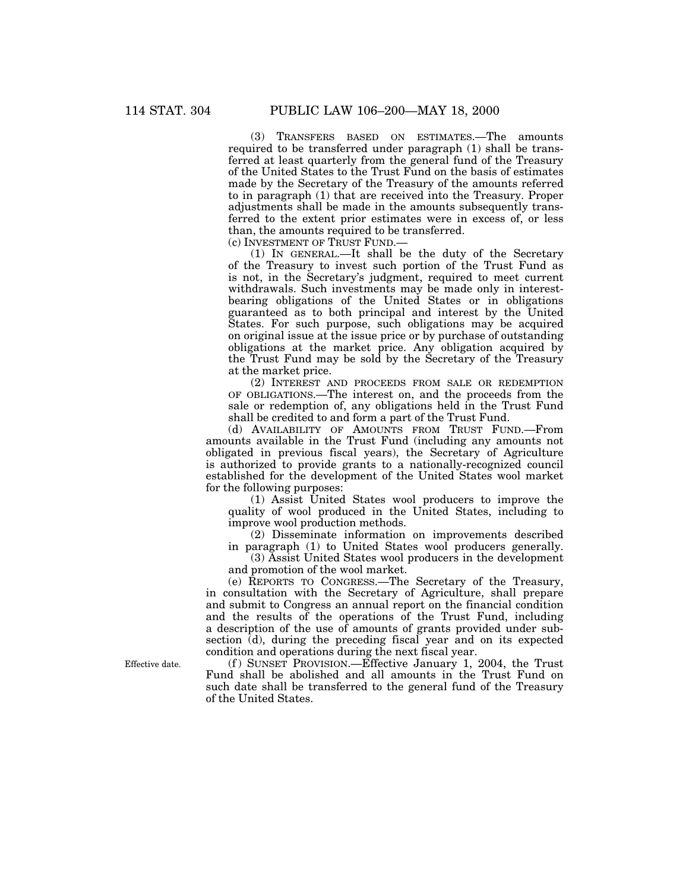(3) TRANSFERS BASED ON ESTIMATES.—The amounts required to be transferred under paragraph (1) shall be transferred at least quarterly from the general fund of the Treasury of the United States to the Trust Fund on the basis of estimates made by the Secretary of the Treasury of the amounts referred to in paragraph (1) that are received into the Treasury. Proper adjustments shall be made in the amounts subsequently transferred to the extent prior estimates were in excess of, or less than, the amounts required to be transferred.

(c) INVESTMENT OF TRUST FUND.—

(1) IN GENERAL.—It shall be the duty of the Secretary of the Treasury to invest such portion of the Trust Fund as is not, in the Secretary's judgment, required to meet current withdrawals. Such investments may be made only in interest-bearing obligations of the United States or in obligations guaranteed as to both principal and interest by the United States. For such purpose, such obligations may be acquired on original issue at the issue price or by purchase of outstanding obligations at the market price. Any obligation acquired by the Trust Fund may be sold by the Secretary of the Treasury at the market price.

(2) INTEREST AND PROCEEDS FROM SALE OR REDEMPTION OF OBLIGATIONS.—The interest on, and the proceeds from the sale or redemption of, any obligations held in the Trust Fund shall be credited to and form a part of the Trust Fund.

(d) AVAILABILITY OF AMOUNTS FROM TRUST FUND.—From amounts available in the Trust Fund (including any amounts not obligated in previous fiscal years), the Secretary of Agriculture is authorized to provide grants to a nationally-recognized council established for the development of the United States wool market for the following purposes:

(1) Assist United States wool producers to improve the quality of wool produced in the United States, including to improve wool production methods.

(2) Disseminate information on improvements described in paragraph (1) to United States wool producers generally.

(3) Assist United States wool producers in the development and promotion of the wool market.

(e) REPORTS TO CONGRESS.—The Secretary of the Treasury, in consultation with the Secretary of Agriculture, shall prepare and submit to Congress an annual report on the financial condition and the results of the operations of the Trust Fund, including a description of the use of amounts of grants provided under subsection (d), during the preceding fiscal year and on its expected condition and operations during the next fiscal year.

Effective date.

(f) SUNSET PROVISION.—Effective January 1, 2004, the Trust Fund shall be abolished and all amounts in the Trust Fund on such date shall be transferred to the general fund of the Treasury of the United States.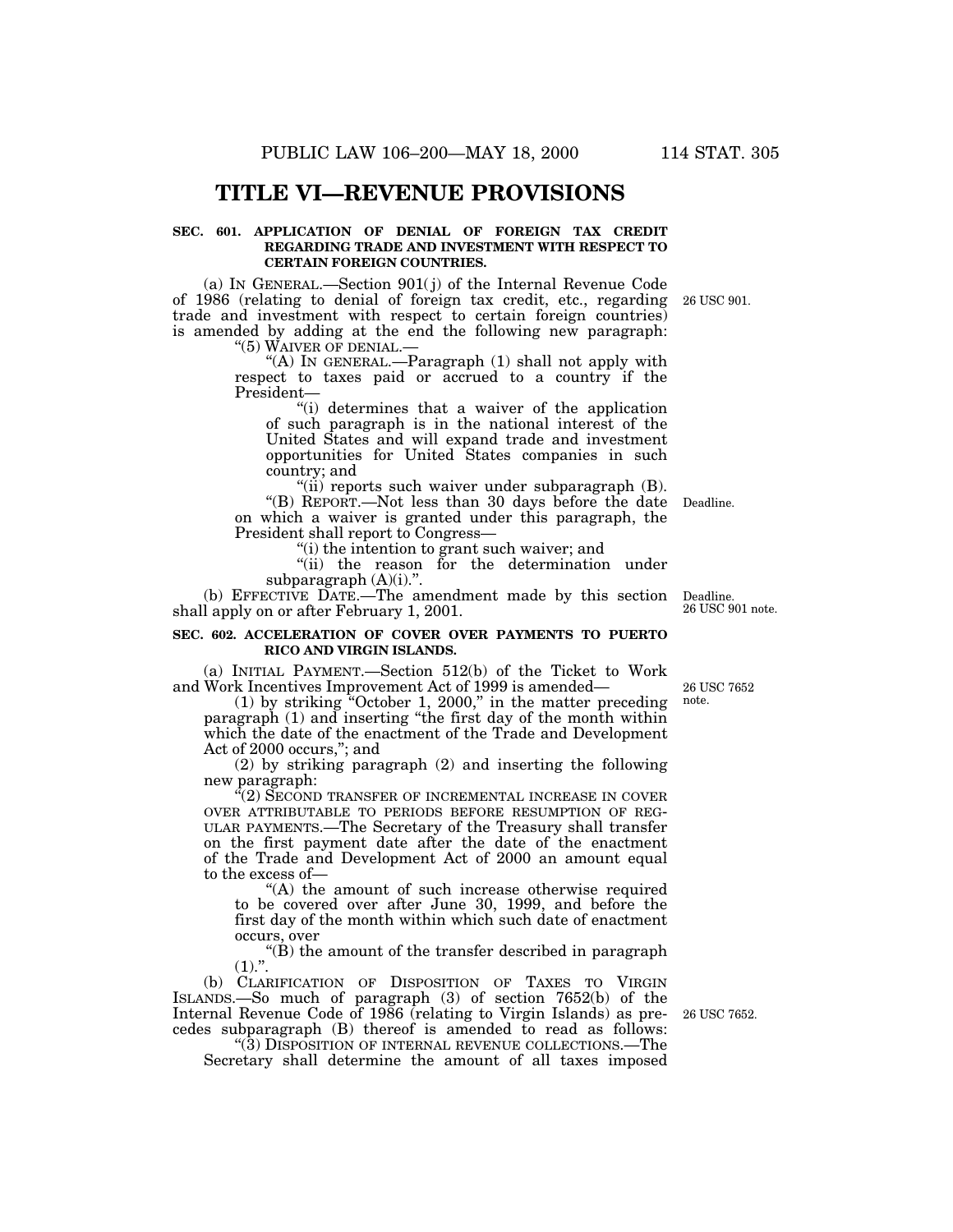# TITLE VI—REVENUE PROVISIONS

**SEC. 601. APPLICATION OF DENIAL OF FOREIGN TAX CREDIT REGARDING TRADE AND INVESTMENT WITH RESPECT TO CERTAIN FOREIGN COUNTRIES.**

(a) IN GENERAL.—Section 901(j) of the Internal Revenue Code of 1986 (relating to denial of foreign tax credit, etc., regarding trade and investment with respect to certain foreign countries) is amended by adding at the end the following new paragraph:

26 USC 901.

"(5) WAIVER OF DENIAL.—

"(A) IN GENERAL.—Paragraph (1) shall not apply with respect to taxes paid or accrued to a country if the President—

"(i) determines that a waiver of the application of such paragraph is in the national interest of the United States and will expand trade and investment opportunities for United States companies in such country; and

"(ii) reports such waiver under subparagraph (B).

Deadline.

"(B) REPORT.—Not less than 30 days before the date on which a waiver is granted under this paragraph, the President shall report to Congress—

"(i) the intention to grant such waiver; and

"(ii) the reason for the determination under subparagraph (A)(i).".

Deadline.
26 USC 901 note.

(b) EFFECTIVE DATE.—The amendment made by this section shall apply on or after February 1, 2001.

**SEC. 602. ACCELERATION OF COVER OVER PAYMENTS TO PUERTO RICO AND VIRGIN ISLANDS.**

(a) INITIAL PAYMENT.—Section 512(b) of the Ticket to Work and Work Incentives Improvement Act of 1999 is amended—

26 USC 7652 note.

(1) by striking "October 1, 2000," in the matter preceding paragraph (1) and inserting "the first day of the month within which the date of the enactment of the Trade and Development Act of 2000 occurs,"; and

(2) by striking paragraph (2) and inserting the following new paragraph:

"(2) SECOND TRANSFER OF INCREMENTAL INCREASE IN COVER OVER ATTRIBUTABLE TO PERIODS BEFORE RESUMPTION OF REGULAR PAYMENTS.—The Secretary of the Treasury shall transfer on the first payment date after the date of the enactment of the Trade and Development Act of 2000 an amount equal to the excess of—

"(A) the amount of such increase otherwise required to be covered over after June 30, 1999, and before the first day of the month within which such date of enactment occurs, over

"(B) the amount of the transfer described in paragraph (1).".

(b) CLARIFICATION OF DISPOSITION OF TAXES TO VIRGIN ISLANDS.—So much of paragraph (3) of section 7652(b) of the Internal Revenue Code of 1986 (relating to Virgin Islands) as precedes subparagraph (B) thereof is amended to read as follows:

26 USC 7652.

"(3) DISPOSITION OF INTERNAL REVENUE COLLECTIONS.—The Secretary shall determine the amount of all taxes imposed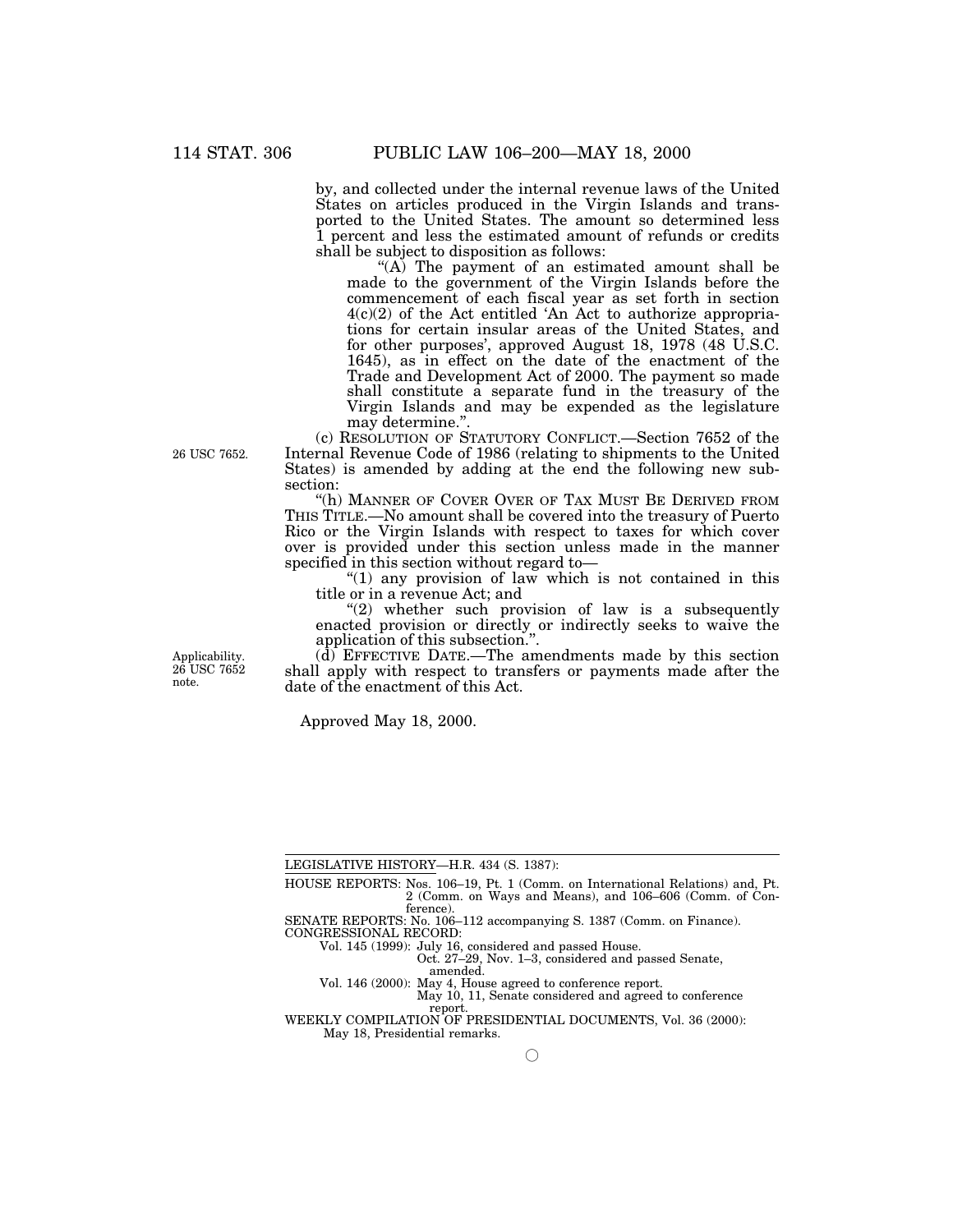by, and collected under the internal revenue laws of the United States on articles produced in the Virgin Islands and transported to the United States. The amount so determined less 1 percent and less the estimated amount of refunds or credits shall be subject to disposition as follows:

"(A) The payment of an estimated amount shall be made to the government of the Virgin Islands before the commencement of each fiscal year as set forth in section 4(c)(2) of the Act entitled 'An Act to authorize appropriations for certain insular areas of the United States, and for other purposes', approved August 18, 1978 (48 U.S.C. 1645), as in effect on the date of the enactment of the Trade and Development Act of 2000. The payment so made shall constitute a separate fund in the treasury of the Virgin Islands and may be expended as the legislature may determine.".

26 USC 7652.

(c) RESOLUTION OF STATUTORY CONFLICT.—Section 7652 of the Internal Revenue Code of 1986 (relating to shipments to the United States) is amended by adding at the end the following new subsection:

"(h) MANNER OF COVER OVER OF TAX MUST BE DERIVED FROM THIS TITLE.—No amount shall be covered into the treasury of Puerto Rico or the Virgin Islands with respect to taxes for which cover over is provided under this section unless made in the manner specified in this section without regard to—

"(1) any provision of law which is not contained in this title or in a revenue Act; and

"(2) whether such provision of law is a subsequently enacted provision or directly or indirectly seeks to waive the application of this subsection.".

Applicability. 26 USC 7652 note.

(d) EFFECTIVE DATE.—The amendments made by this section shall apply with respect to transfers or payments made after the date of the enactment of this Act.

Approved May 18, 2000.

---

LEGISLATIVE HISTORY—H.R. 434 (S. 1387):

HOUSE REPORTS: Nos. 106–19, Pt. 1 (Comm. on International Relations) and, Pt. 2 (Comm. on Ways and Means), and 106–606 (Comm. of Conference).

SENATE REPORTS: No. 106–112 accompanying S. 1387 (Comm. on Finance).

CONGRESSIONAL RECORD:

Vol. 145 (1999): July 16, considered and passed House.
Oct. 27–29, Nov. 1–3, considered and passed Senate, amended.

Vol. 146 (2000): May 4, House agreed to conference report.
May 10, 11, Senate considered and agreed to conference report.

WEEKLY COMPILATION OF PRESIDENTIAL DOCUMENTS, Vol. 36 (2000):
May 18, Presidential remarks.